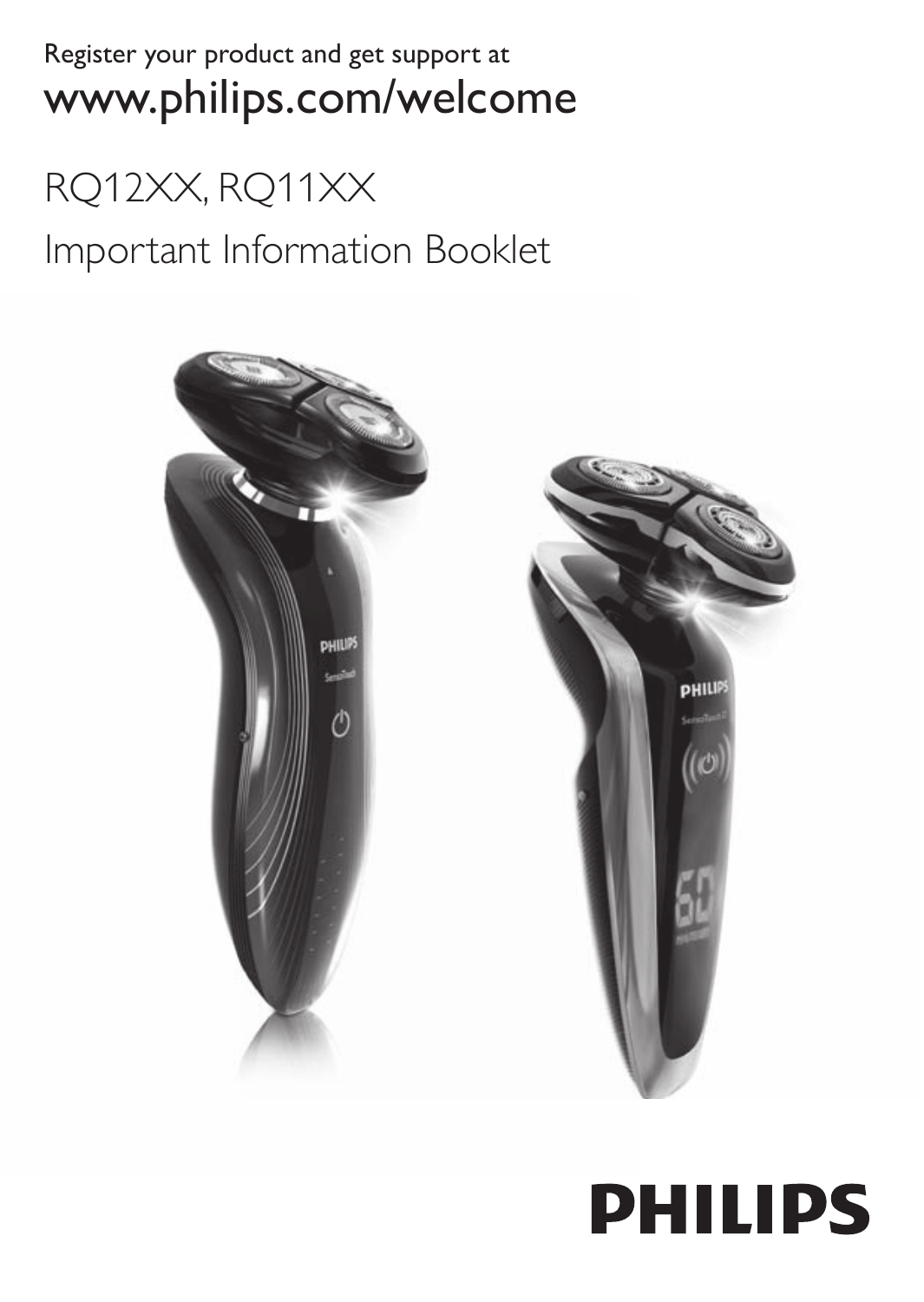Register your product and get support at

www.philips.com/welcome

# RQ12XX, RQ11XX

## Important Information Booklet

PHILIPS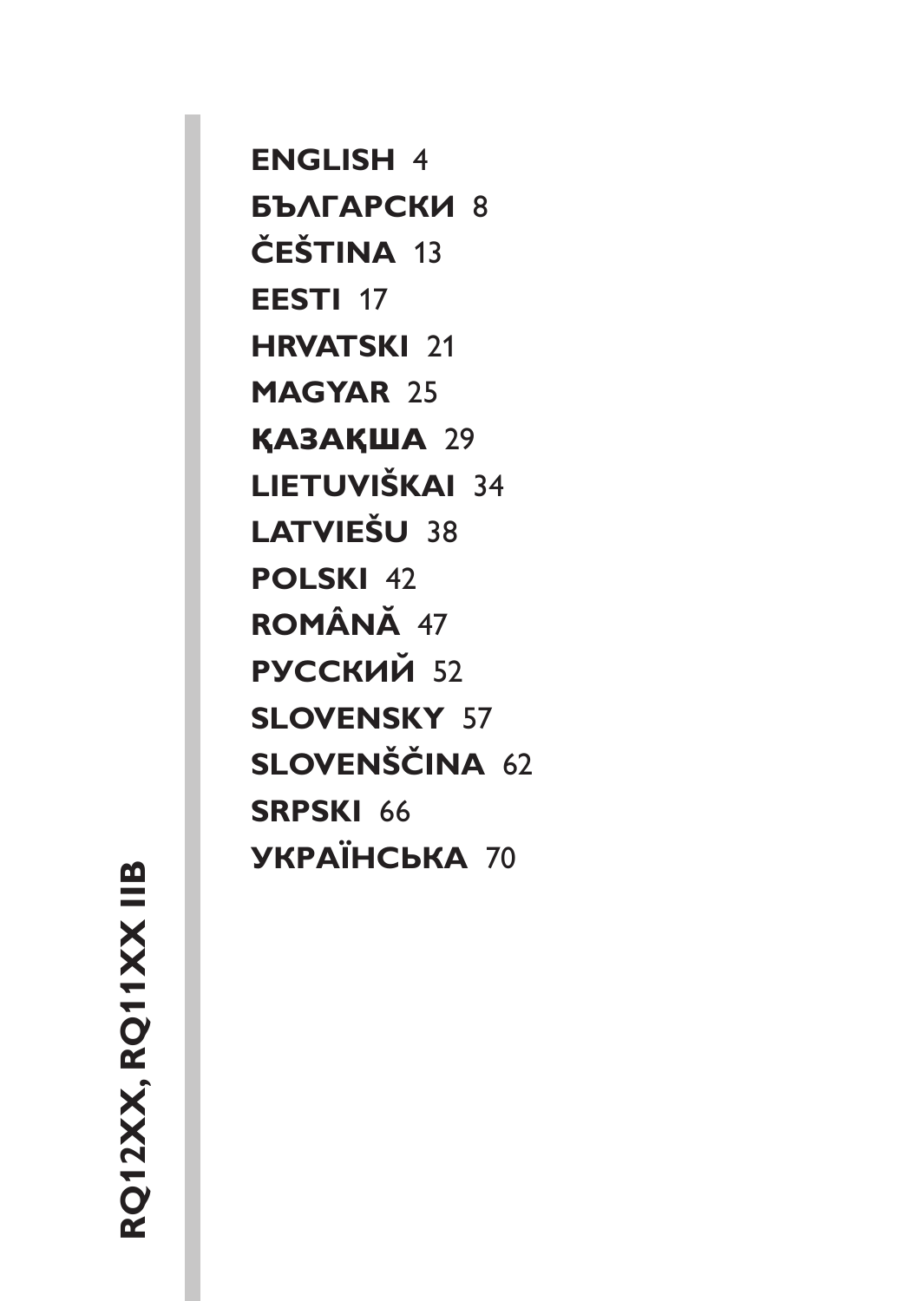**RQ12XX, RQ11XX IIB**

**ENGLISH** 4

**БЪЛГАРСКИ** 8

**ČEŠTINA** 13

**EESTI** 17

**HRVATSKI** 21

**MAGYAR** 25

**ҚАЗАҚША** 29

**LIETUVIŠKAI** 34

**LATVIEŠU** 38

**POLSKI** 42

**ROMÂNĂ** 47

**РУССКИЙ** 52

**SLOVENSKY** 57

**SLOVENŠČINA** 62

**SRPSKI** 66

**УКРАЇНСЬКА** 70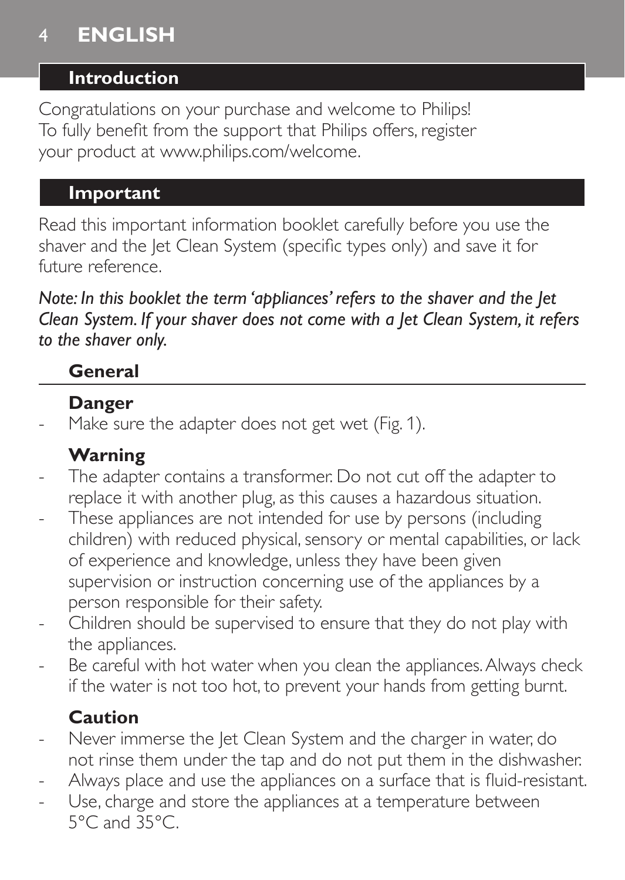# ENGLISH

## Introduction

Congratulations on your purchase and welcome to Philips! To fully benefit from the support that Philips offers, register your product at www.philips.com/welcome.

## Important

Read this important information booklet carefully before you use the shaver and the Jet Clean System (specific types only) and save it for future reference.

*Note: In this booklet the term 'appliances' refers to the shaver and the Jet Clean System. If your shaver does not come with a Jet Clean System, it refers to the shaver only.*

### General

#### Danger

- Make sure the adapter does not get wet (Fig. 1).

#### Warning

- The adapter contains a transformer. Do not cut off the adapter to replace it with another plug, as this causes a hazardous situation.
- These appliances are not intended for use by persons (including children) with reduced physical, sensory or mental capabilities, or lack of experience and knowledge, unless they have been given supervision or instruction concerning use of the appliances by a person responsible for their safety.
- Children should be supervised to ensure that they do not play with the appliances.
- Be careful with hot water when you clean the appliances. Always check if the water is not too hot, to prevent your hands from getting burnt.

#### Caution

- Never immerse the Jet Clean System and the charger in water, do not rinse them under the tap and do not put them in the dishwasher.
- Always place and use the appliances on a surface that is fluid-resistant.
- Use, charge and store the appliances at a temperature between 5°C and 35°C.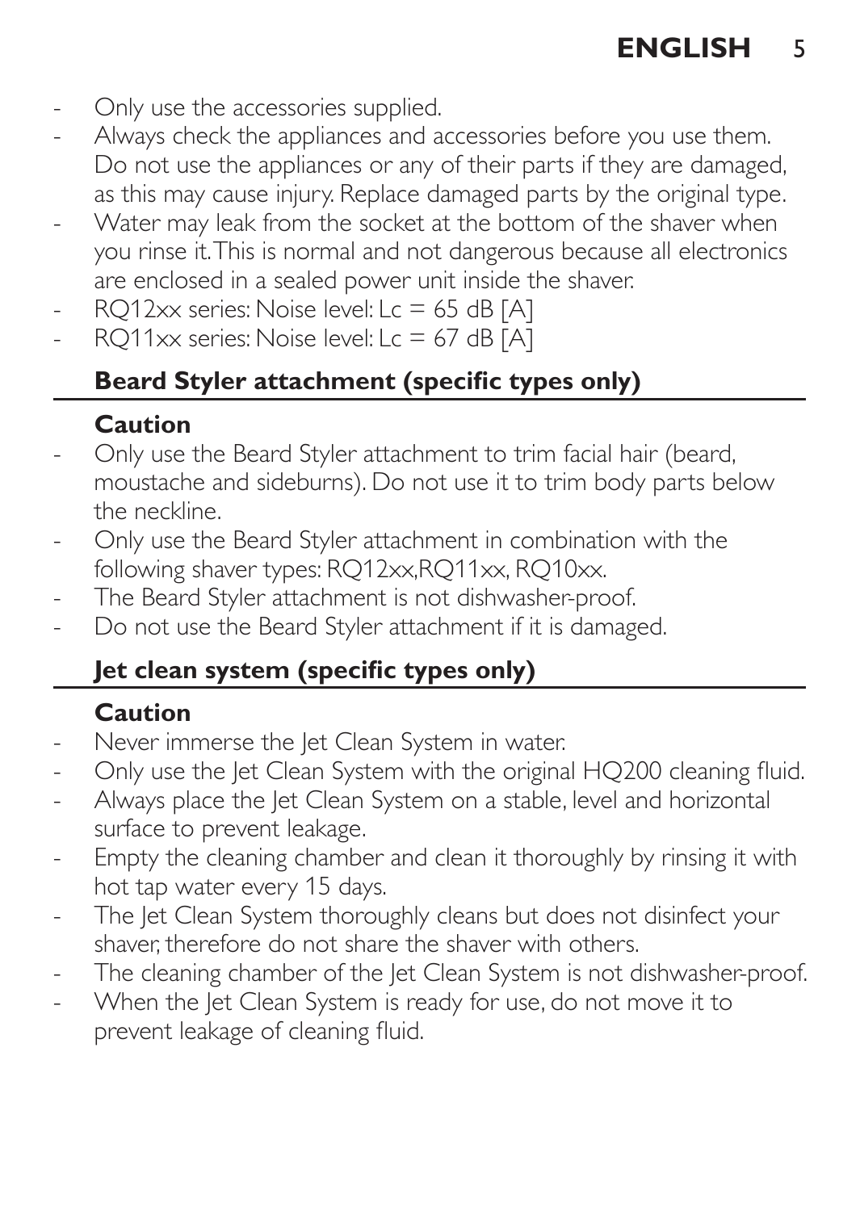- Only use the accessories supplied.
- Always check the appliances and accessories before you use them. Do not use the appliances or any of their parts if they are damaged, as this may cause injury. Replace damaged parts by the original type.
- Water may leak from the socket at the bottom of the shaver when you rinse it. This is normal and not dangerous because all electronics are enclosed in a sealed power unit inside the shaver.
- RQ12xx series: Noise level: Lc = 65 dB [A]
- RQ11xx series: Noise level: Lc = 67 dB [A]

## Beard Styler attachment (specific types only)

### Caution

- Only use the Beard Styler attachment to trim facial hair (beard, moustache and sideburns). Do not use it to trim body parts below the neckline.
- Only use the Beard Styler attachment in combination with the following shaver types: RQ12xx,RQ11xx, RQ10xx.
- The Beard Styler attachment is not dishwasher-proof.
- Do not use the Beard Styler attachment if it is damaged.

## Jet clean system (specific types only)

### Caution

- Never immerse the Jet Clean System in water.
- Only use the Jet Clean System with the original HQ200 cleaning fluid.
- Always place the Jet Clean System on a stable, level and horizontal surface to prevent leakage.
- Empty the cleaning chamber and clean it thoroughly by rinsing it with hot tap water every 15 days.
- The Jet Clean System thoroughly cleans but does not disinfect your shaver, therefore do not share the shaver with others.
- The cleaning chamber of the Jet Clean System is not dishwasher-proof.
- When the Jet Clean System is ready for use, do not move it to prevent leakage of cleaning fluid.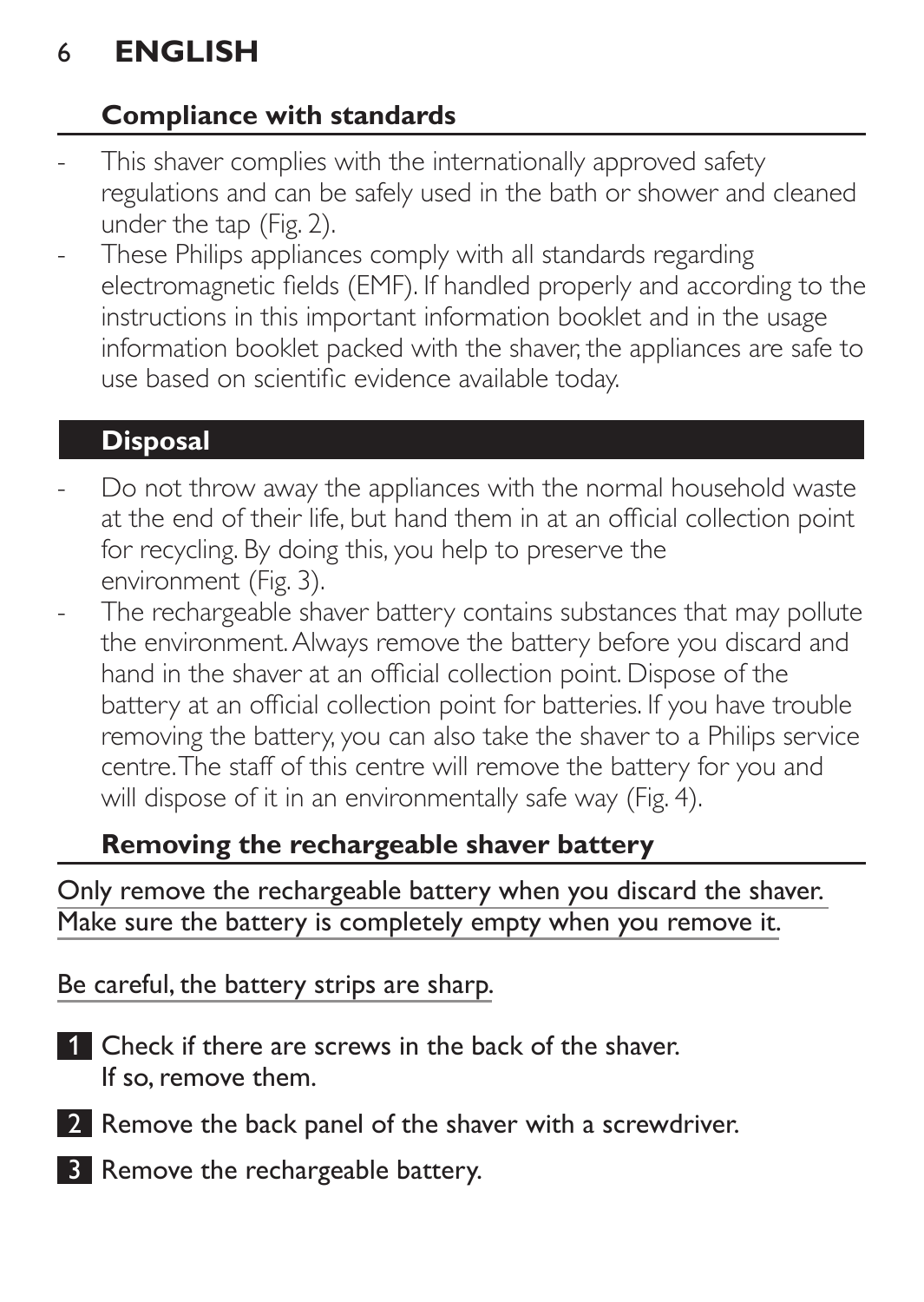## ENGLISH

### Compliance with standards

- This shaver complies with the internationally approved safety regulations and can be safely used in the bath or shower and cleaned under the tap (Fig. 2).
- These Philips appliances comply with all standards regarding electromagnetic fields (EMF). If handled properly and according to the instructions in this important information booklet and in the usage information booklet packed with the shaver, the appliances are safe to use based on scientific evidence available today.

## Disposal

- Do not throw away the appliances with the normal household waste at the end of their life, but hand them in at an official collection point for recycling. By doing this, you help to preserve the environment (Fig. 3).
- The rechargeable shaver battery contains substances that may pollute the environment. Always remove the battery before you discard and hand in the shaver at an official collection point. Dispose of the battery at an official collection point for batteries. If you have trouble removing the battery, you can also take the shaver to a Philips service centre. The staff of this centre will remove the battery for you and will dispose of it in an environmentally safe way (Fig. 4).

### Removing the rechargeable shaver battery

Only remove the rechargeable battery when you discard the shaver. Make sure the battery is completely empty when you remove it.

Be careful, the battery strips are sharp.

1. Check if there are screws in the back of the shaver. If so, remove them.
2. Remove the back panel of the shaver with a screwdriver.
3. Remove the rechargeable battery.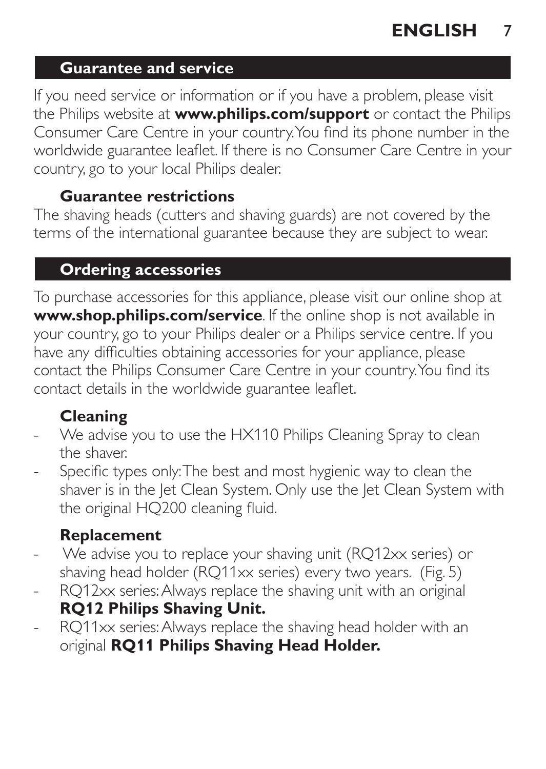## Guarantee and service

If you need service or information or if you have a problem, please visit the Philips website at **www.philips.com/support** or contact the Philips Consumer Care Centre in your country. You find its phone number in the worldwide guarantee leaflet. If there is no Consumer Care Centre in your country, go to your local Philips dealer.

### Guarantee restrictions

The shaving heads (cutters and shaving guards) are not covered by the terms of the international guarantee because they are subject to wear.

## Ordering accessories

To purchase accessories for this appliance, please visit our online shop at **www.shop.philips.com/service**. If the online shop is not available in your country, go to your Philips dealer or a Philips service centre. If you have any difficulties obtaining accessories for your appliance, please contact the Philips Consumer Care Centre in your country. You find its contact details in the worldwide guarantee leaflet.

### Cleaning

- We advise you to use the HX110 Philips Cleaning Spray to clean the shaver.
- Specific types only: The best and most hygienic way to clean the shaver is in the Jet Clean System. Only use the Jet Clean System with the original HQ200 cleaning fluid.

### Replacement

- We advise you to replace your shaving unit (RQ12xx series) or shaving head holder (RQ11xx series) every two years. (Fig. 5)
- RQ12xx series: Always replace the shaving unit with an original **RQ12 Philips Shaving Unit.**
- RQ11xx series: Always replace the shaving head holder with an original **RQ11 Philips Shaving Head Holder.**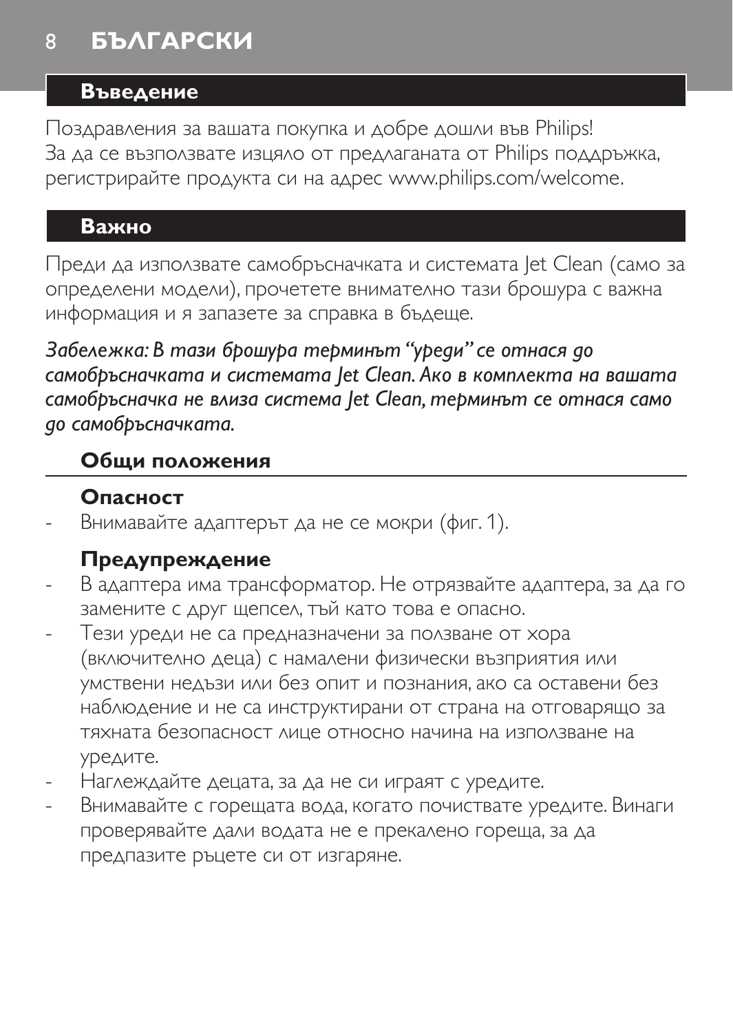# БЪЛГАРСКИ

## Въведение

Поздравления за вашата покупка и добре дошли във Philips! За да се възползвате изцяло от предлаганата от Philips поддръжка, регистрирайте продукта си на адрес www.philips.com/welcome.

## Важно

Преди да използвате самобръсначката и системата Jet Clean (само за определени модели), прочетете внимателно тази брошура с важна информация и я запазете за справка в бъдеще.

*Забележка: В тази брошура терминът “уреди” се отнася до самобръсначката и системата Jet Clean. Ако в комплекта на вашата самобръсначка не влиза система Jet Clean, терминът се отнася само до самобръсначката.*

### Общи положения

#### Опасност

- Внимавайте адаптерът да не се мокри (фиг. 1).

#### Предупреждение

- В адаптера има трансформатор. Не отрязвайте адаптера, за да го замените с друг щепсел, тъй като това е опасно.
- Тези уреди не са предназначени за ползване от хора (включително деца) с намалени физически възприятия или умствени недъзи или без опит и познания, ако са оставени без наблюдение и не са инструктирани от страна на отговарящо за тяхната безопасност лице относно начина на използване на уредите.
- Наглеждайте децата, за да не си играят с уредите.
- Внимавайте с горещата вода, когато почиствате уредите. Винаги проверявайте дали водата не е прекалено гореща, за да предпазите ръцете си от изгаряне.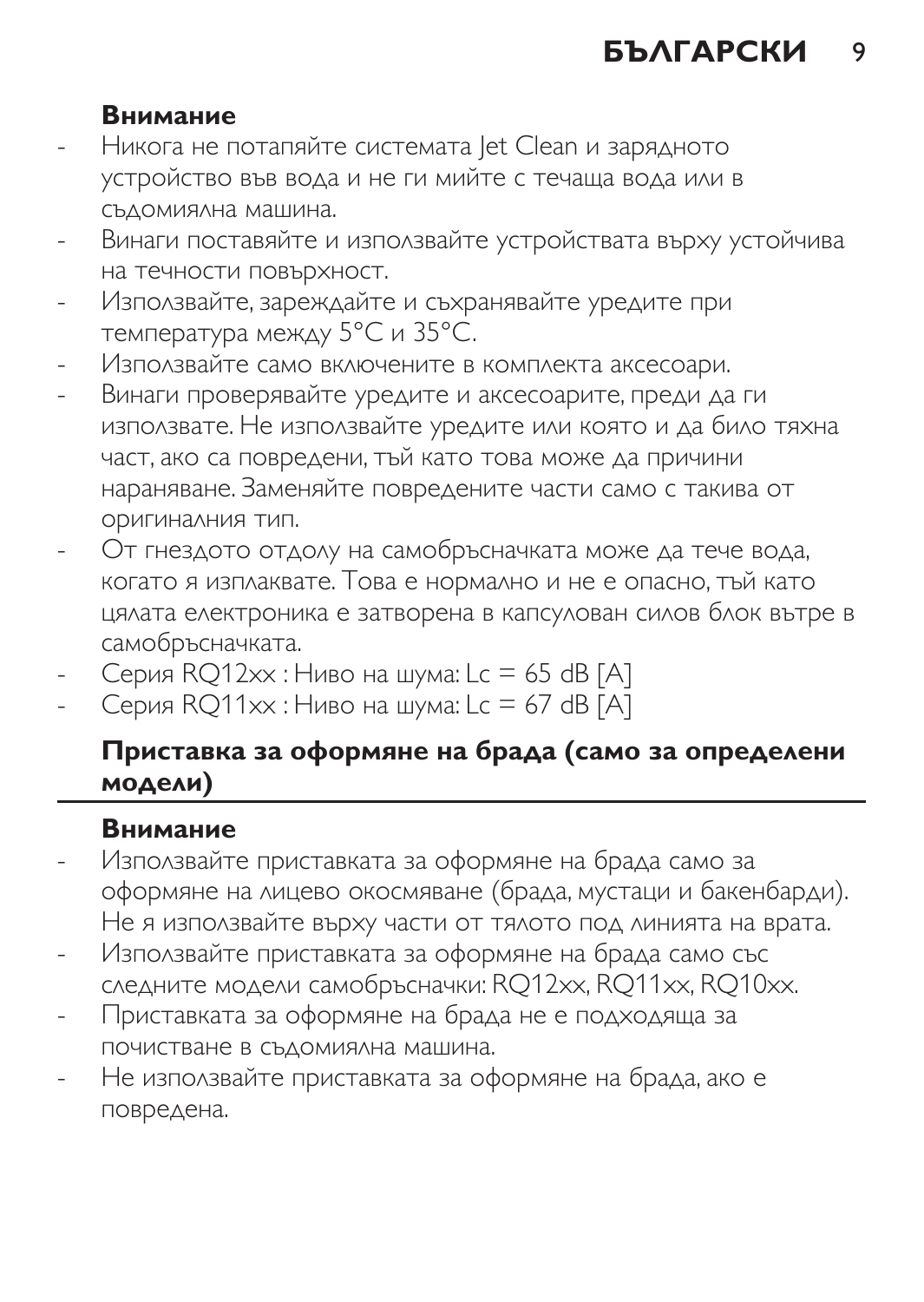#### Внимание

- Никога не потапяйте системата Jet Clean и зарядното устройство във вода и не ги мийте с течаща вода или в съдомиялна машина.
- Винаги поставяйте и използвайте устройствата върху устойчива на течности повърхност.
- Използвайте, зареждайте и съхранявайте уредите при температура между 5°C и 35°C.
- Използвайте само включените в комплекта аксесоари.
- Винаги проверявайте уредите и аксесоарите, преди да ги използвате. Не използвайте уредите или която и да било тяхна част, ако са повредени, тъй като това може да причини нараняване. Заменяйте повредените части само с такива от оригиналния тип.
- От гнездото отдолу на самобръсначката може да тече вода, когато я изплаквате. Това е нормално и не е опасно, тъй като цялата електроника е затворена в капсулован силов блок вътре в самобръсначката.
- Серия RQ12xx : Ниво на шума: Lc = 65 dB [A]
- Серия RQ11xx : Ниво на шума: Lc = 67 dB [A]

### Приставка за оформяне на брада (само за определени модели)

#### Внимание

- Използвайте приставката за оформяне на брада само за оформяне на лицево окосмяване (брада, мустаци и бакенбарди). Не я използвайте върху части от тялото под линията на врата.
- Използвайте приставката за оформяне на брада само със следните модели самобръсначки: RQ12xx, RQ11xx, RQ10xx.
- Приставката за оформяне на брада не е подходяща за почистване в съдомиялна машина.
- Не използвайте приставката за оформяне на брада, ако е повредена.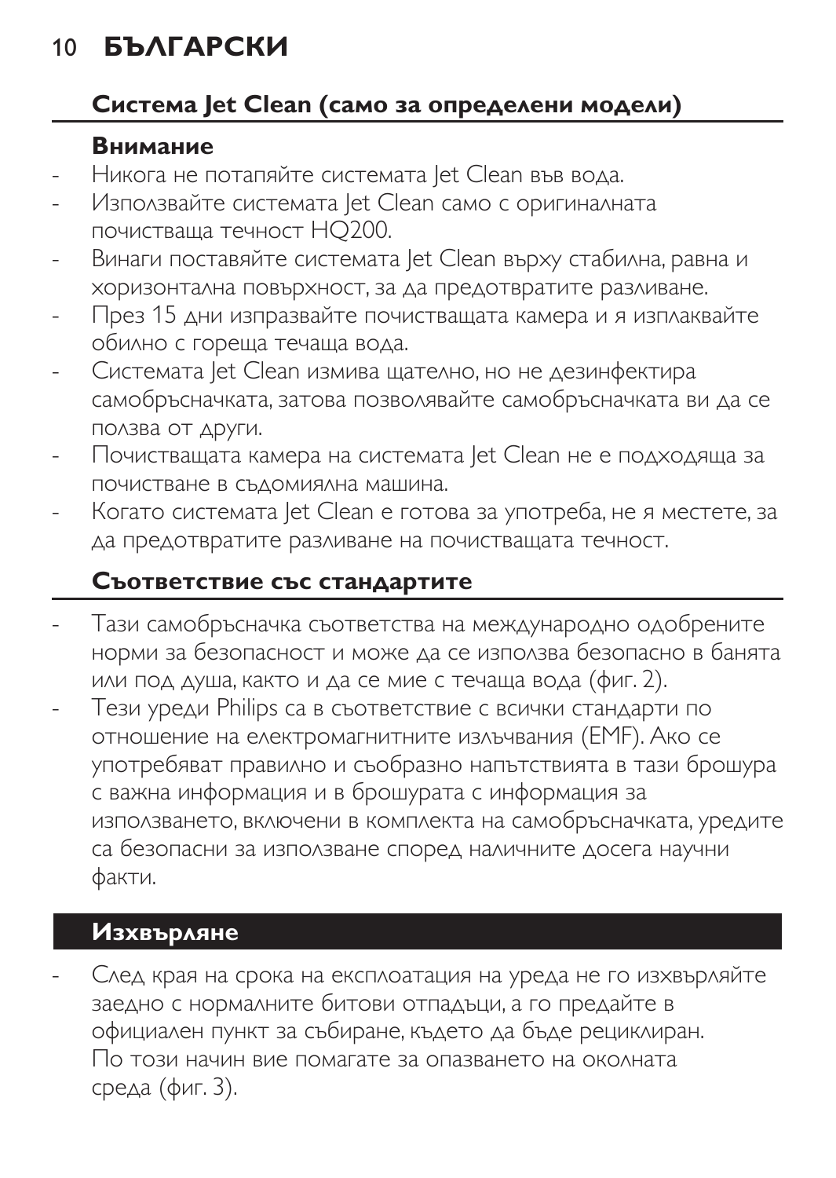## Система Jet Clean (само за определени модели)

**Внимание**

- Никога не потапяйте системата Jet Clean във вода.
- Използвайте системата Jet Clean само с оригиналната почистваща течност HQ200.
- Винаги поставяйте системата Jet Clean върху стабилна, равна и хоризонтална повърхност, за да предотвратите разливане.
- През 15 дни изпразвайте почистващата камера и я изплаквайте обилно с гореща течаща вода.
- Системата Jet Clean измива щателно, но не дезинфектира самобръсначката, затова позволявайте самобръсначката ви да се ползва от други.
- Почистващата камера на системата Jet Clean не е подходяща за почистване в съдомиялна машина.
- Когато системата Jet Clean е готова за употреба, не я местете, за да предотвратите разливане на почистващата течност.

## Съответствие със стандартите

- Тази самобръсначка съответства на международно одобрените норми за безопасност и може да се използва безопасно в банята или под душа, както и да се мие с течаща вода (фиг. 2).
- Тези уреди Philips са в съответствие с всички стандарти по отношение на електромагнитните излъчвания (EMF). Ако се употребяват правилно и съобразно напътствията в тази брошура с важна информация и в брошурата с информация за използването, включени в комплекта на самобръсначката, уредите са безопасни за използване според наличните досега научни факти.

# Изхвърляне

- След края на срока на експлоатация на уреда не го изхвърляйте заедно с нормалните битови отпадъци, а го предайте в официален пункт за събиране, където да бъде рециклиран. По този начин вие помагате за опазването на околната среда (фиг. 3).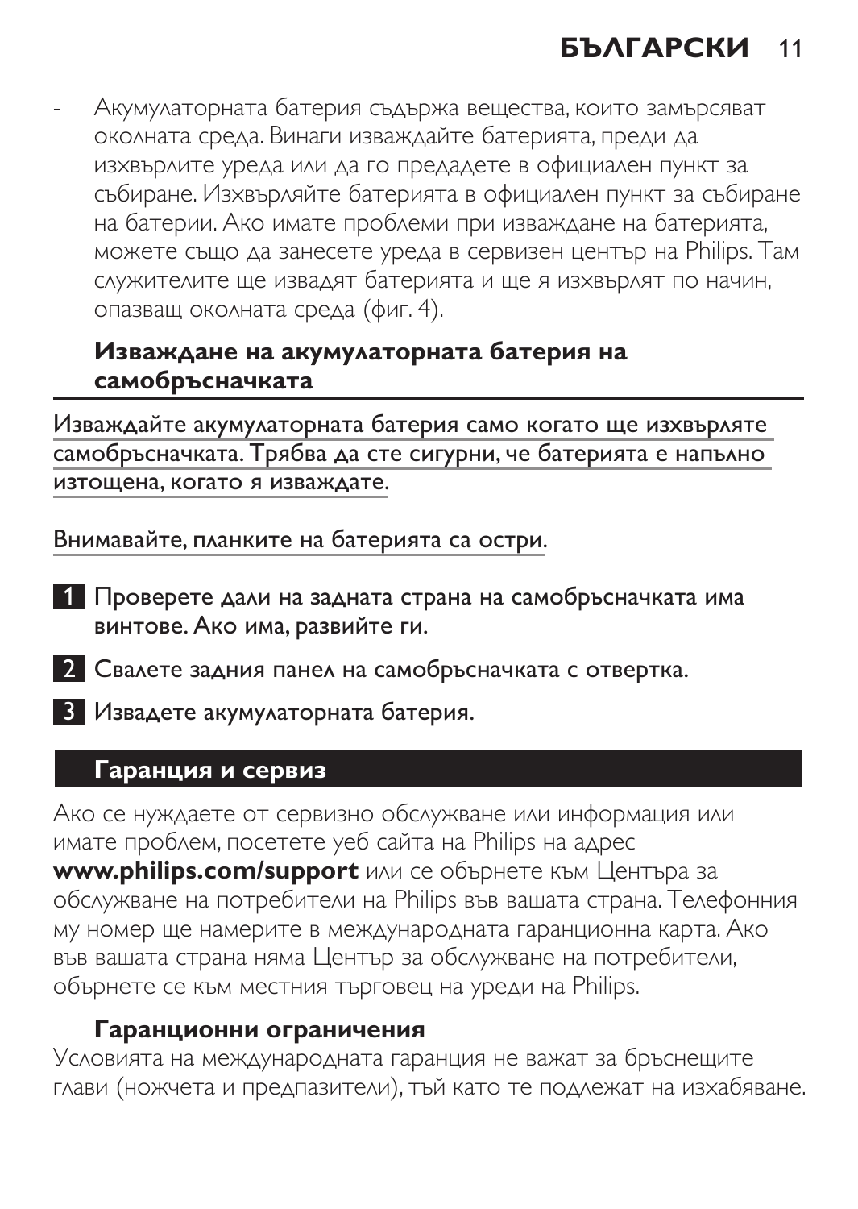- Акумулаторната батерия съдържа вещества, които замърсяват околната среда. Винаги изваждайте батерията, преди да изхвърлите уреда или да го предадете в официален пункт за събиране. Изхвърляйте батерията в официален пункт за събиране на батерии. Ако имате проблеми при изваждане на батерията, можете също да занесете уреда в сервизен център на Philips. Там служителите ще извадят батерията и ще я изхвърлят по начин, опазващ околната среда (фиг. 4).

### Изваждане на акумулаторната батерия на самобръсначката

Изваждайте акумулаторната батерия само когато ще изхвърляте самобръсначката. Трябва да сте сигурни, че батерията е напълно изтощена, когато я изваждате.

Внимавайте, планките на батерията са остри.

1 Проверете дали на задната страна на самобръсначката има винтове. Ако има, развийте ги.

2 Свалете задния панел на самобръсначката с отвертка.

3 Извадете акумулаторната батерия.

## Гаранция и сервиз

Ако се нуждаете от сервизно обслужване или информация или имате проблем, посетете уеб сайта на Philips на адрес **www.philips.com/support** или се обърнете към Центъра за обслужване на потребители на Philips във вашата страна. Телефонния му номер ще намерите в международната гаранционна карта. Ако във вашата страна няма Център за обслужване на потребители, обърнете се към местния търговец на уреди на Philips.

### Гаранционни ограничения

Условията на международната гаранция не важат за бръснещите глави (ножчета и предпазители), тъй като те подлежат на изхабяване.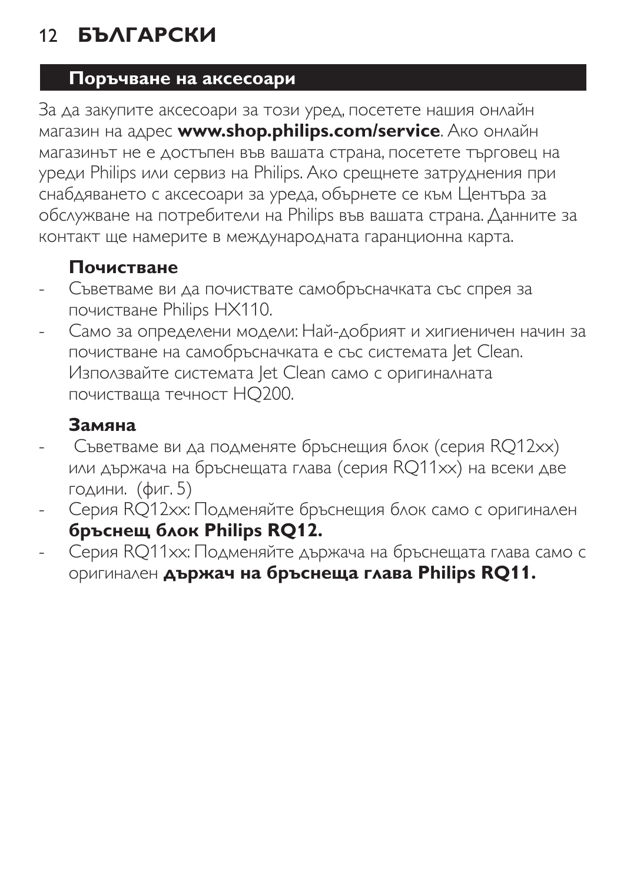## Поръчване на аксесоари

За да закупите аксесоари за този уред, посетете нашия онлайн магазин на адрес **www.shop.philips.com/service**. Ако онлайн магазинът не е достъпен във вашата страна, посетете търговец на уреди Philips или сервиз на Philips. Ако срещнете затруднения при снабдяването с аксесоари за уреда, обърнете се към Центъра за обслужване на потребители на Philips във вашата страна. Данните за контакт ще намерите в международната гаранционна карта.

### Почистване

- Съветваме ви да почиствате самобръсначката със спрея за почистване Philips HX110.
- Само за определени модели: Най-добрият и хигиеничен начин за почистване на самобръсначката е със системата Jet Clean. Използвайте системата Jet Clean само с оригиналната почистваща течност HQ200.

### Замяна

- Съветваме ви да подменяте бръснещия блок (серия RQ12xx) или държача на бръснещата глава (серия RQ11xx) на всеки две години. (фиг. 5)
- Серия RQ12xx: Подменяйте бръснещия блок само с оригинален **бръснещ блок Philips RQ12.**
- Серия RQ11xx: Подменяйте държача на бръснещата глава само с оригинален **държач на бръснеща глава Philips RQ11.**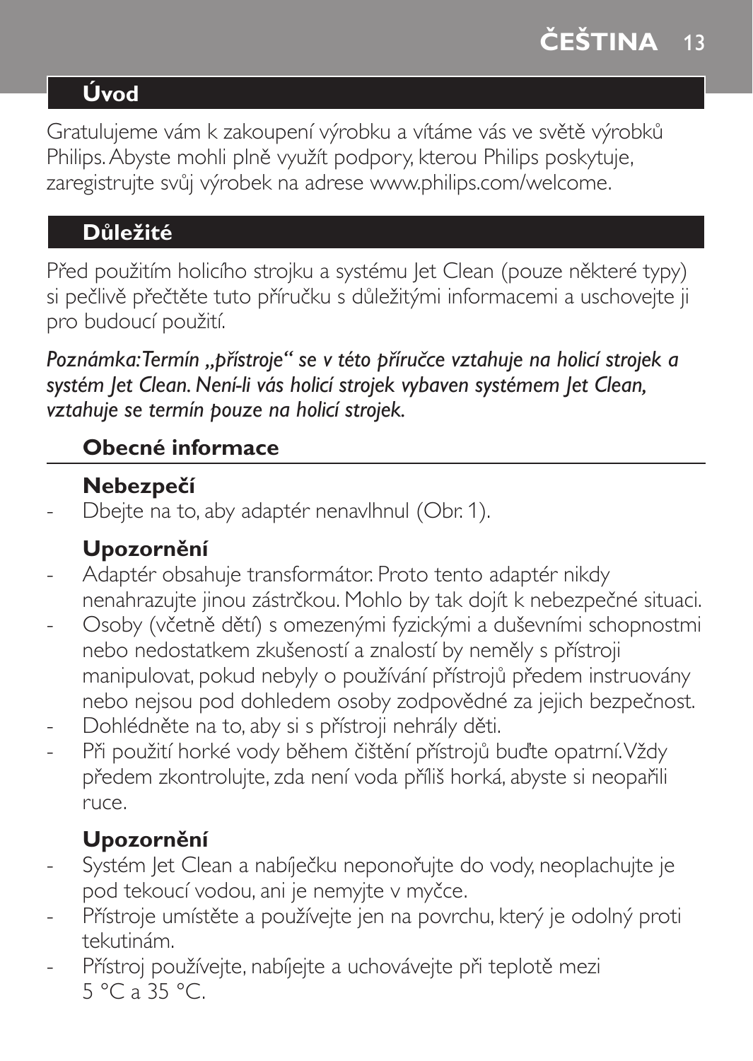## Úvod

Gratulujeme vám k zakoupení výrobku a vítáme vás ve světě výrobků Philips. Abyste mohli plně využít podpory, kterou Philips poskytuje, zaregistrujte svůj výrobek na adrese www.philips.com/welcome.

## Důležité

Před použitím holicího strojku a systému Jet Clean (pouze některé typy) si pečlivě přečtěte tuto příručku s důležitými informacemi a uschovejte ji pro budoucí použití.

*Poznámka: Termín „přístroje" se v této příručce vztahuje na holicí strojek a systém Jet Clean. Není-li vás holicí strojek vybaven systémem Jet Clean, vztahuje se termín pouze na holicí strojek.*

### Obecné informace

#### Nebezpečí

- Dbejte na to, aby adaptér nenavlhnul (Obr. 1).

#### Upozornění

- Adaptér obsahuje transformátor. Proto tento adaptér nikdy nenahrazujte jinou zástrčkou. Mohlo by tak dojít k nebezpečné situaci.
- Osoby (včetně dětí) s omezenými fyzickými a duševními schopnostmi nebo nedostatkem zkušeností a znalostí by neměly s přístroji manipulovat, pokud nebyly o používání přístrojů předem instruovány nebo nejsou pod dohledem osoby zodpovědné za jejich bezpečnost.
- Dohlédněte na to, aby si s přístroji nehrály děti.
- Při použití horké vody během čištění přístrojů buďte opatrní. Vždy předem zkontrolujte, zda není voda příliš horká, abyste si neopařili ruce.

#### Upozornění

- Systém Jet Clean a nabíječku neponořujte do vody, neoplachujte je pod tekoucí vodou, ani je nemyjte v myčce.
- Přístroje umístěte a používejte jen na povrchu, který je odolný proti tekutinám.
- Přístroj používejte, nabíjejte a uchovávejte při teplotě mezi 5 °C a 35 °C.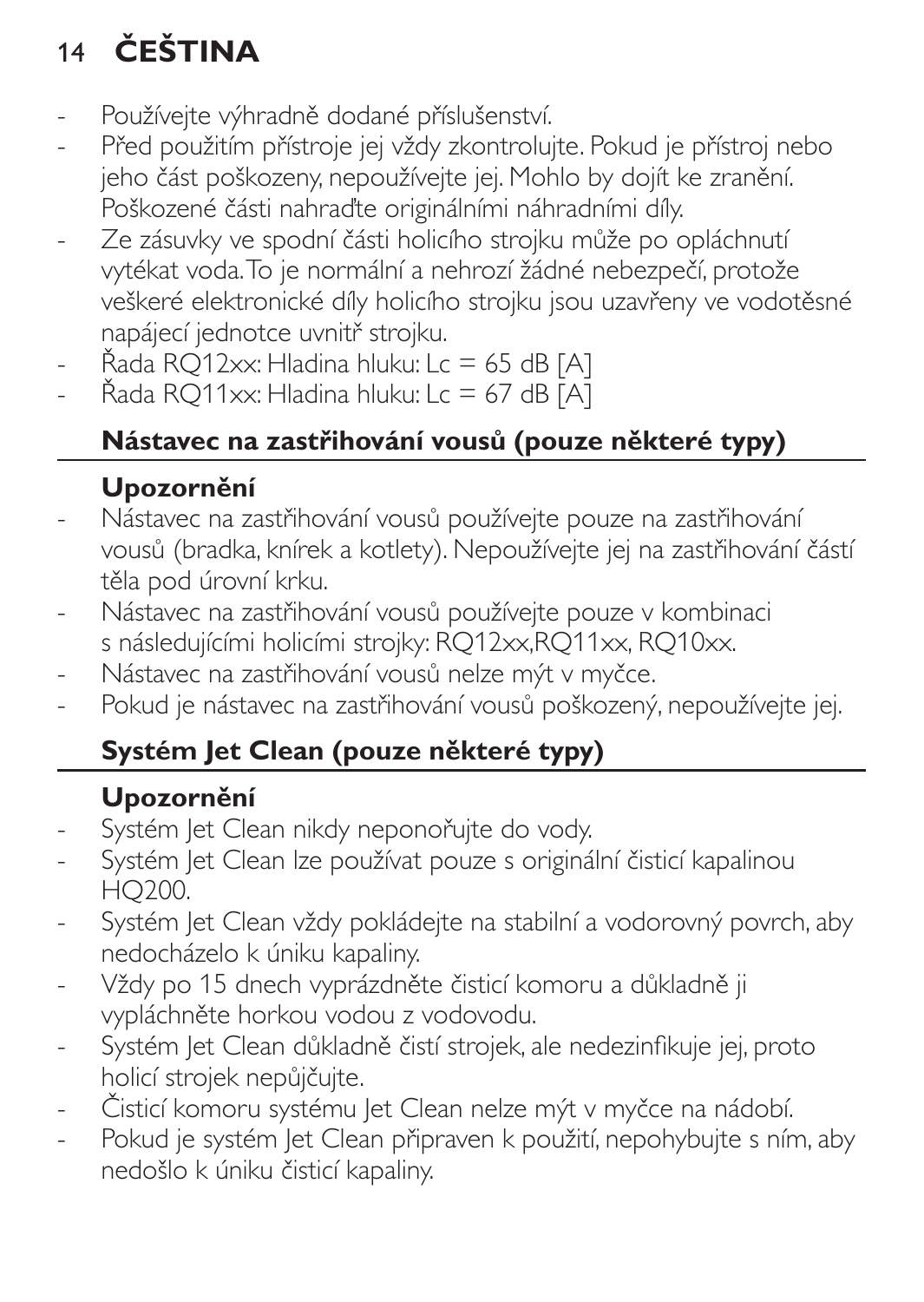- Používejte výhradně dodané příslušenství.
- Před použitím přístroje jej vždy zkontrolujte. Pokud je přístroj nebo jeho část poškozeny, nepoužívejte jej. Mohlo by dojít ke zranění. Poškozené části nahraďte originálními náhradními díly.
- Ze zásuvky ve spodní části holicího strojku může po opláchnutí vytékat voda. To je normální a nehrozí žádné nebezpečí, protože veškeré elektronické díly holicího strojku jsou uzavřeny ve vodotěsné napájecí jednotce uvnitř strojku.
- Řada RQ12xx: Hladina hluku: Lc = 65 dB [A]
- Řada RQ11xx: Hladina hluku: Lc = 67 dB [A]

## Nástavec na zastřihování vousů (pouze některé typy)

### Upozornění

- Nástavec na zastřihování vousů používejte pouze na zastřihování vousů (bradka, knírek a kotlety). Nepoužívejte jej na zastřihování částí těla pod úrovní krku.
- Nástavec na zastřihování vousů používejte pouze v kombinaci s následujícími holicími strojky: RQ12xx,RQ11xx, RQ10xx.
- Nástavec na zastřihování vousů nelze mýt v myčce.
- Pokud je nástavec na zastřihování vousů poškozený, nepoužívejte jej.

## Systém Jet Clean (pouze některé typy)

### Upozornění

- Systém Jet Clean nikdy neponořujte do vody.
- Systém Jet Clean lze používat pouze s originální čisticí kapalinou HQ200.
- Systém Jet Clean vždy pokládejte na stabilní a vodorovný povrch, aby nedocházelo k úniku kapaliny.
- Vždy po 15 dnech vyprázdněte čisticí komoru a důkladně ji vypláchněte horkou vodou z vodovodu.
- Systém Jet Clean důkladně čistí strojek, ale nedezinfikuje jej, proto holicí strojek nepůjčujte.
- Čisticí komoru systému Jet Clean nelze mýt v myčce na nádobí.
- Pokud je systém Jet Clean připraven k použití, nepohybujte s ním, aby nedošlo k úniku čisticí kapaliny.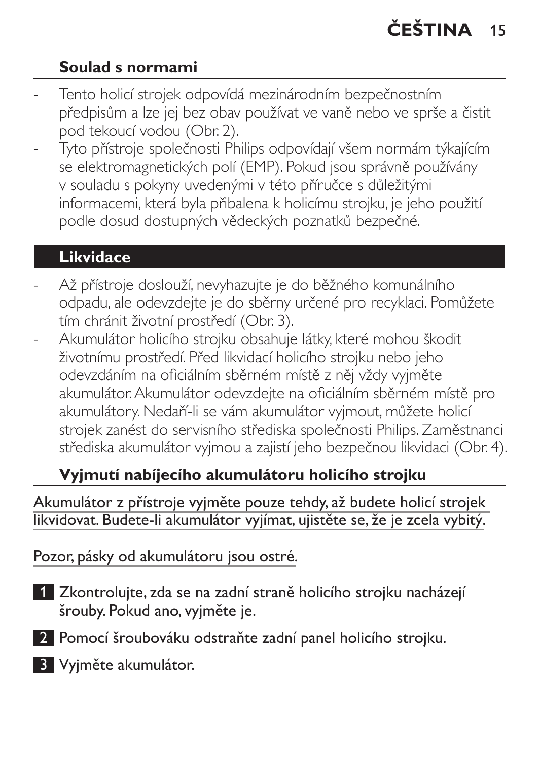## Soulad s normami

- Tento holicí strojek odpovídá mezinárodním bezpečnostním předpisům a lze jej bez obav používat ve vaně nebo ve sprše a čistit pod tekoucí vodou (Obr. 2).
- Tyto přístroje společnosti Philips odpovídají všem normám týkajícím se elektromagnetických polí (EMP). Pokud jsou správně používány v souladu s pokyny uvedenými v této příručce s důležitými informacemi, která byla přibalena k holicímu strojku, je jeho použití podle dosud dostupných vědeckých poznatků bezpečné.

## Likvidace

- Až přístroje doslouží, nevyhazujte je do běžného komunálního odpadu, ale odevzdejte je do sběrny určené pro recyklaci. Pomůžete tím chránit životní prostředí (Obr. 3).
- Akumulátor holicího strojku obsahuje látky, které mohou škodit životnímu prostředí. Před likvidací holicího strojku nebo jeho odevzdáním na oficiálním sběrném místě z něj vždy vyjměte akumulátor. Akumulátor odevzdejte na oficiálním sběrném místě pro akumulátory. Nedaří-li se vám akumulátor vyjmout, můžete holicí strojek zanést do servisního střediska společnosti Philips. Zaměstnanci střediska akumulátor vyjmou a zajistí jeho bezpečnou likvidaci (Obr. 4).

## Vyjmutí nabíjecího akumulátoru holicího strojku

Akumulátor z přístroje vyjměte pouze tehdy, až budete holicí strojek likvidovat. Budete-li akumulátor vyjímat, ujistěte se, že je zcela vybitý.

Pozor, pásky od akumulátoru jsou ostré.

1. Zkontrolujte, zda se na zadní straně holicího strojku nacházejí šrouby. Pokud ano, vyjměte je.
2. Pomocí šroubováku odstraňte zadní panel holicího strojku.
3. Vyjměte akumulátor.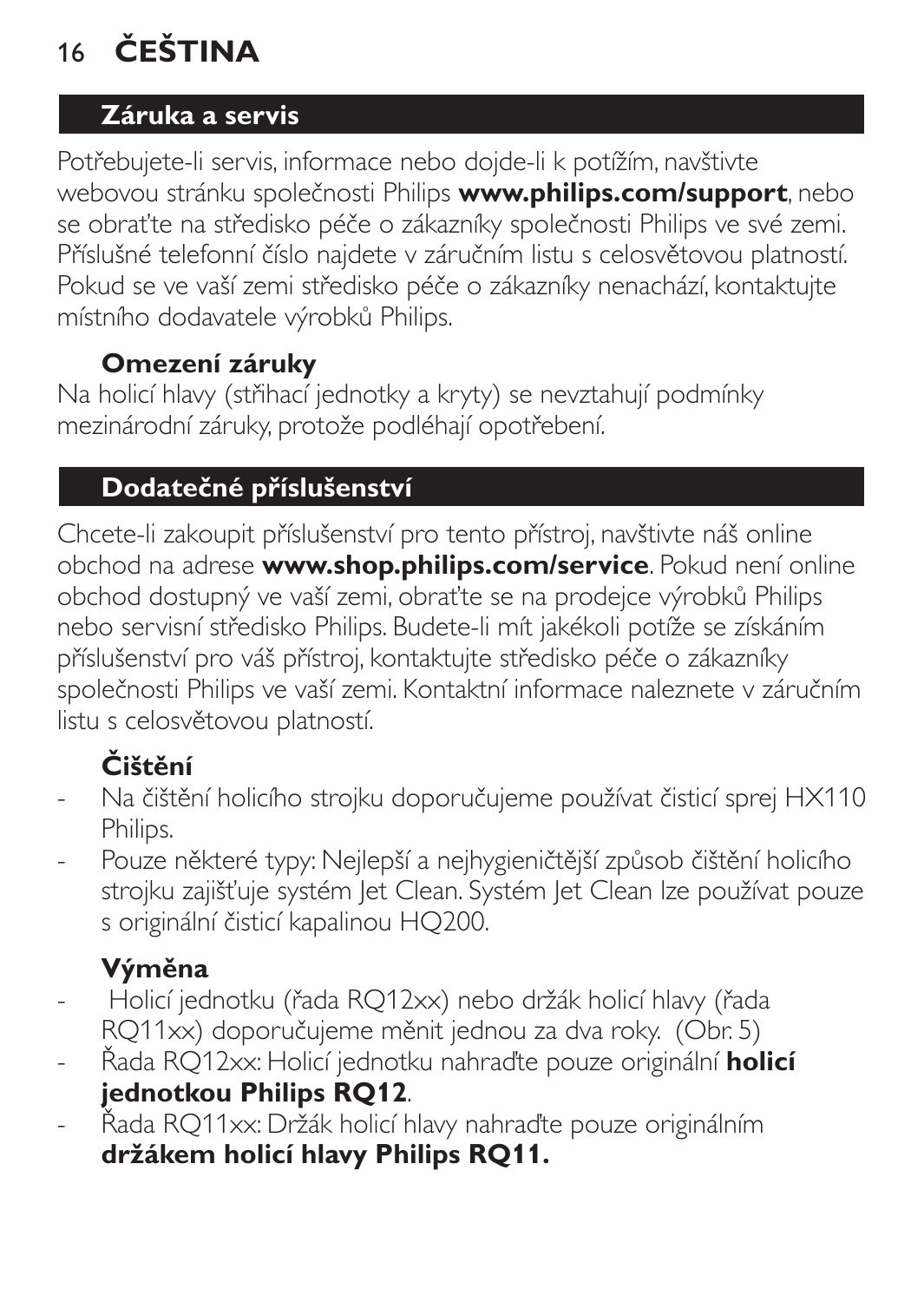## Záruka a servis

Potřebujete-li servis, informace nebo dojde-li k potížím, navštivte webovou stránku společnosti Philips **www.philips.com/support**, nebo se obraťte na středisko péče o zákazníky společnosti Philips ve své zemi. Příslušné telefonní číslo najdete v záručním listu s celosvětovou platností. Pokud se ve vaší zemi středisko péče o zákazníky nenachází, kontaktujte místního dodavatele výrobků Philips.

### Omezení záruky

Na holicí hlavy (střihací jednotky a kryty) se nevztahují podmínky mezinárodní záruky, protože podléhají opotřebení.

## Dodatečné příslušenství

Chcete-li zakoupit příslušenství pro tento přístroj, navštivte náš online obchod na adrese **www.shop.philips.com/service**. Pokud není online obchod dostupný ve vaší zemi, obraťte se na prodejce výrobků Philips nebo servisní středisko Philips. Budete-li mít jakékoli potíže se získáním příslušenství pro váš přístroj, kontaktujte středisko péče o zákazníky společnosti Philips ve vaší zemi. Kontaktní informace naleznete v záručním listu s celosvětovou platností.

### Čištění

- Na čištění holicího strojku doporučujeme používat čisticí sprej HX110 Philips.
- Pouze některé typy: Nejlepší a nejhygieničtější způsob čištění holicího strojku zajišťuje systém Jet Clean. Systém Jet Clean lze používat pouze s originální čisticí kapalinou HQ200.

### Výměna

- Holicí jednotku (řada RQ12xx) nebo držák holicí hlavy (řada RQ11xx) doporučujeme měnit jednou za dva roky. (Obr. 5)
- Řada RQ12xx: Holicí jednotku nahraďte pouze originální **holicí jednotkou Philips RQ12**.
- Řada RQ11xx: Držák holicí hlavy nahraďte pouze originálním **držákem holicí hlavy Philips RQ11.**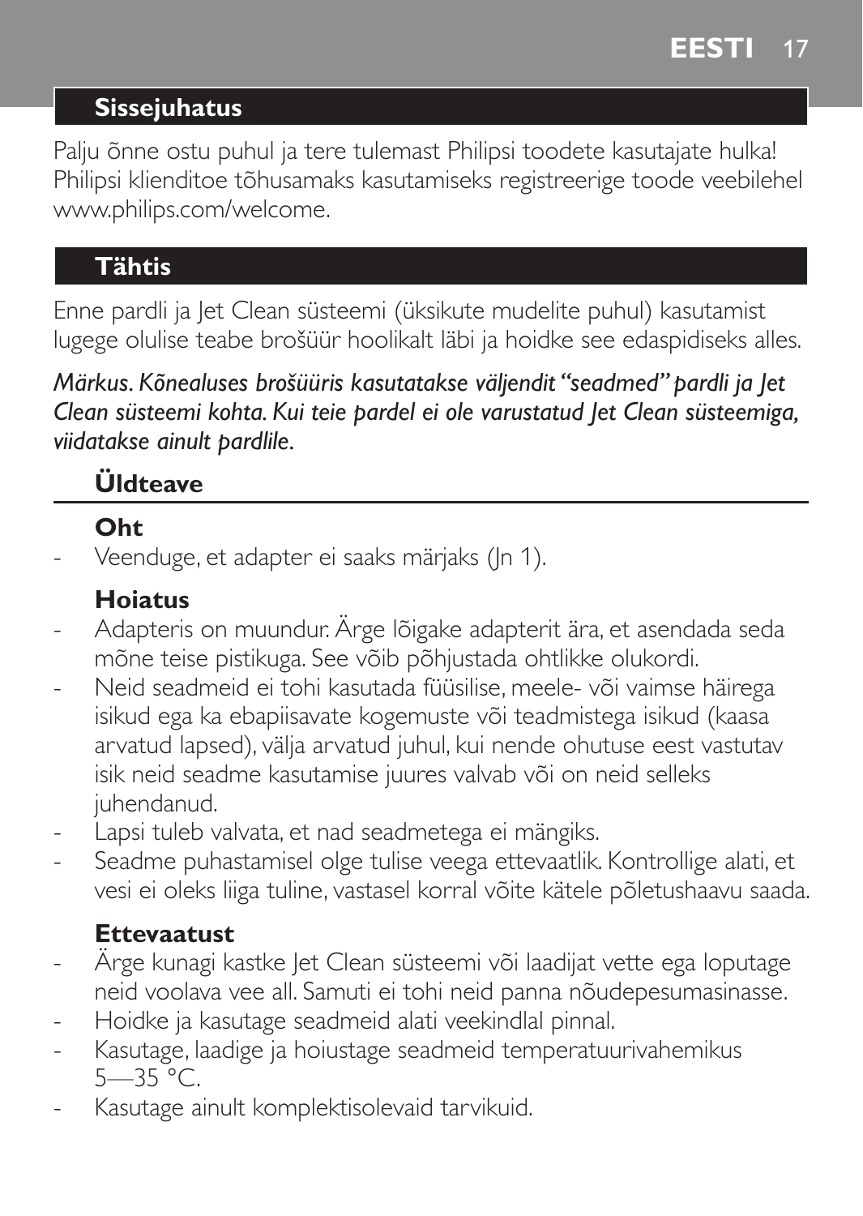## Sissejuhatus

Palju õnne ostu puhul ja tere tulemast Philipsi toodete kasutajate hulka! Philipsi klienditoe tõhusamaks kasutamiseks registreerige toode veebilehel www.philips.com/welcome.

## Tähtis

Enne pardli ja Jet Clean süsteemi (üksikute mudelite puhul) kasutamist lugege olulise teabe brošüür hoolikalt läbi ja hoidke see edaspidiseks alles.

*Märkus. Kõnealuses brošüüris kasutatakse väljendit "seadmed" pardli ja Jet Clean süsteemi kohta. Kui teie pardel ei ole varustatud Jet Clean süsteemiga, viidatakse ainult pardlile.*

### Üldteave

#### Oht

- Veenduge, et adapter ei saaks märjaks (Jn 1).

#### Hoiatus

- Adapteris on muundur. Ärge lõigake adapterit ära, et asendada seda mõne teise pistikuga. See võib põhjustada ohtlikke olukordi.
- Neid seadmeid ei tohi kasutada füüsilise, meele- või vaimse häirega isikud ega ka ebapiisavate kogemuste või teadmistega isikud (kaasa arvatud lapsed), välja arvatud juhul, kui nende ohutuse eest vastutav isik neid seadme kasutamise juures valvab või on neid selleks juhendanud.
- Lapsi tuleb valvata, et nad seadmetega ei mängiks.
- Seadme puhastamisel olge tulise veega ettevaatlik. Kontrollige alati, et vesi ei oleks liiga tuline, vastasel korral võite kätele põletushaavu saada.

#### Ettevaatust

- Ärge kunagi kastke Jet Clean süsteemi või laadijat vette ega loputage neid voolava vee all. Samuti ei tohi neid panna nõudepesumasinasse.
- Hoidke ja kasutage seadmeid alati veekindlal pinnal.
- Kasutage, laadige ja hoiustage seadmeid temperatuurivahemikus 5—35 °C.
- Kasutage ainult komplektisolevaid tarvikuid.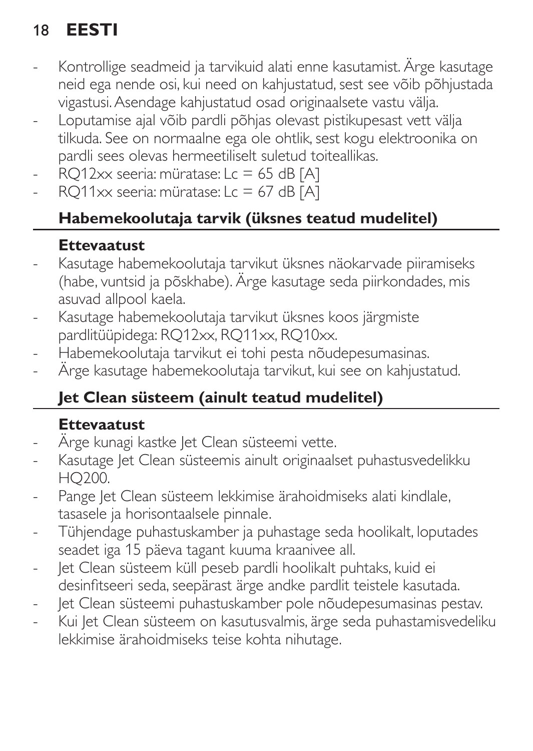- Kontrollige seadmeid ja tarvikuid alati enne kasutamist. Ärge kasutage neid ega nende osi, kui need on kahjustatud, sest see võib põhjustada vigastusi. Asendage kahjustatud osad originaalsete vastu välja.
- Loputamise ajal võib pardli põhjas olevast pistikupesast vett välja tilkuda. See on normaalne ega ole ohtlik, sest kogu elektroonika on pardli sees olevas hermeetiliselt suletud toiteallikas.
- RQ12xx seeria: müratase: Lc = 65 dB [A]
- RQ11xx seeria: müratase: Lc = 67 dB [A]

## Habemekoolutaja tarvik (üksnes teatud mudelitel)

### Ettevaatust

- Kasutage habemekoolutaja tarvikut üksnes näokarvade piiramiseks (habe, vuntsid ja põskhabe). Ärge kasutage seda piirkondades, mis asuvad allpool kaela.
- Kasutage habemekoolutaja tarvikut üksnes koos järgmiste pardlitüüpidega: RQ12xx, RQ11xx, RQ10xx.
- Habemekoolutaja tarvikut ei tohi pesta nõudepesumasinas.
- Ärge kasutage habemekoolutaja tarvikut, kui see on kahjustatud.

## Jet Clean süsteem (ainult teatud mudelitel)

### Ettevaatust

- Ärge kunagi kastke Jet Clean süsteemi vette.
- Kasutage Jet Clean süsteemis ainult originaalset puhastusvedelikku HQ200.
- Pange Jet Clean süsteem lekkimise ärahoidmiseks alati kindlale, tasasele ja horisontaalsele pinnale.
- Tühjendage puhastuskamber ja puhastage seda hoolikalt, loputades seadet iga 15 päeva tagant kuuma kraanivee all.
- Jet Clean süsteem küll peseb pardli hoolikalt puhtaks, kuid ei desinfitseeri seda, seepärast ärge andke pardlit teistele kasutada.
- Jet Clean süsteemi puhastuskamber pole nõudepesumasinas pestav.
- Kui Jet Clean süsteem on kasutusvalmis, ärge seda puhastamisvedeliku lekkimise ärahoidmiseks teise kohta nihutage.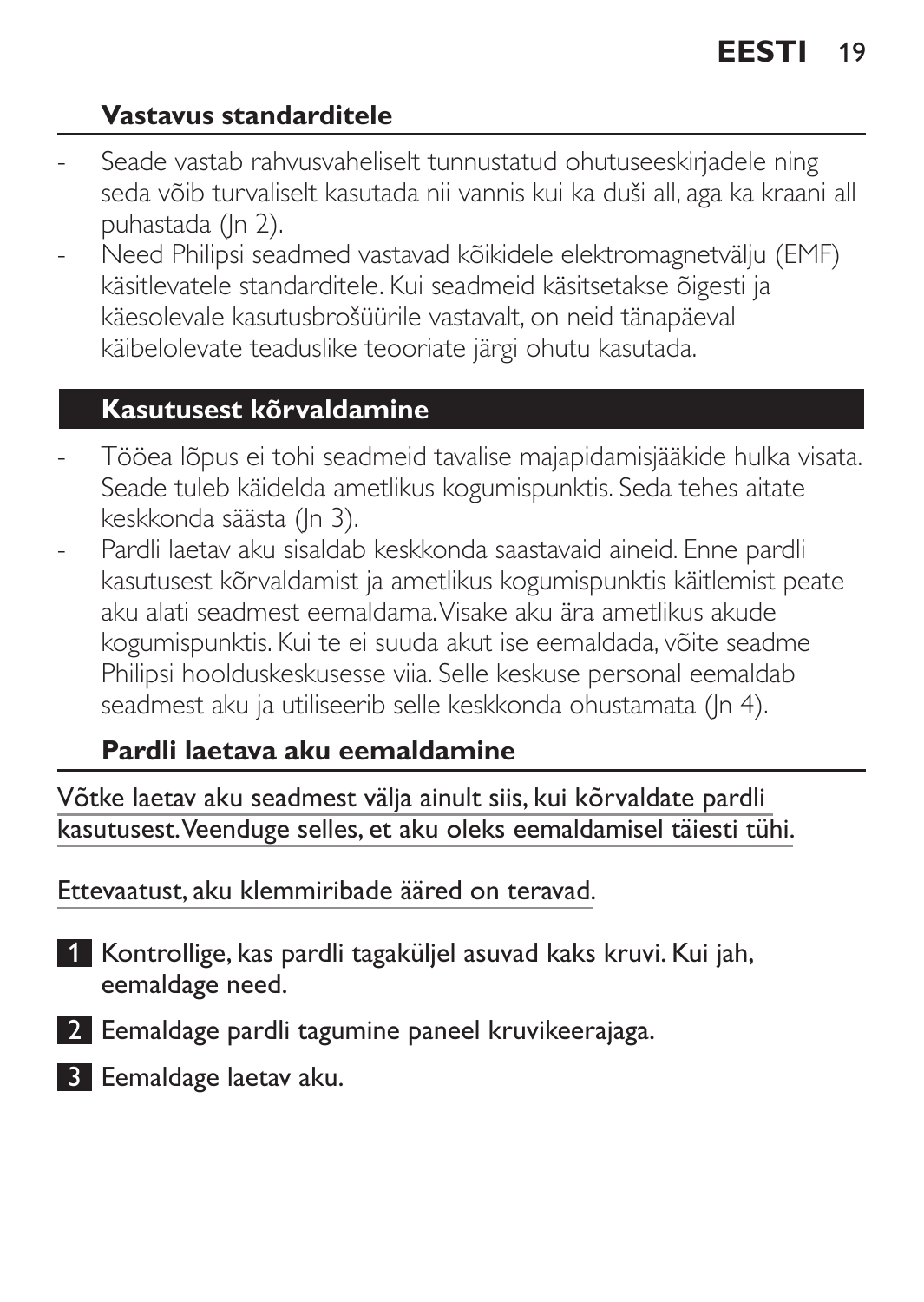## Vastavus standarditele

- Seade vastab rahvusvaheliselt tunnustatud ohutuseeskirjadele ning seda võib turvaliselt kasutada nii vannis kui ka duši all, aga ka kraani all puhastada (Jn 2).
- Need Philipsi seadmed vastavad kõikidele elektromagnetvälju (EMF) käsitlevatele standarditele. Kui seadmeid käsitsetakse õigesti ja käesolevale kasutusbrošüürile vastavalt, on neid tänapäeval käibelolevate teaduslike teooriate järgi ohutu kasutada.

## Kasutusest kõrvaldamine

- Tööea lõpus ei tohi seadmeid tavalise majapidamisjääkide hulka visata. Seade tuleb käidelda ametlikus kogumispunktis. Seda tehes aitate keskkonda säästa (Jn 3).
- Pardli laetav aku sisaldab keskkonda saastavaid aineid. Enne pardli kasutusest kõrvaldamist ja ametlikus kogumispunktis käitlemist peate aku alati seadmest eemaldama. Visake aku ära ametlikus akude kogumispunktis. Kui te ei suuda akut ise eemaldada, võite seadme Philipsi hoolduskeskusesse viia. Selle keskuse personal eemaldab seadmest aku ja utiliseerib selle keskkonda ohustamata (Jn 4).

### Pardli laetava aku eemaldamine

Võtke laetav aku seadmest välja ainult siis, kui kõrvaldate pardli kasutusest. Veenduge selles, et aku oleks eemaldamisel täiesti tühi.

Ettevaatust, aku klemmiribade ääred on teravad.

1. Kontrollige, kas pardli tagaküljel asuvad kaks kruvi. Kui jah, eemaldage need.
2. Eemaldage pardli tagumine paneel kruvikeerajaga.
3. Eemaldage laetav aku.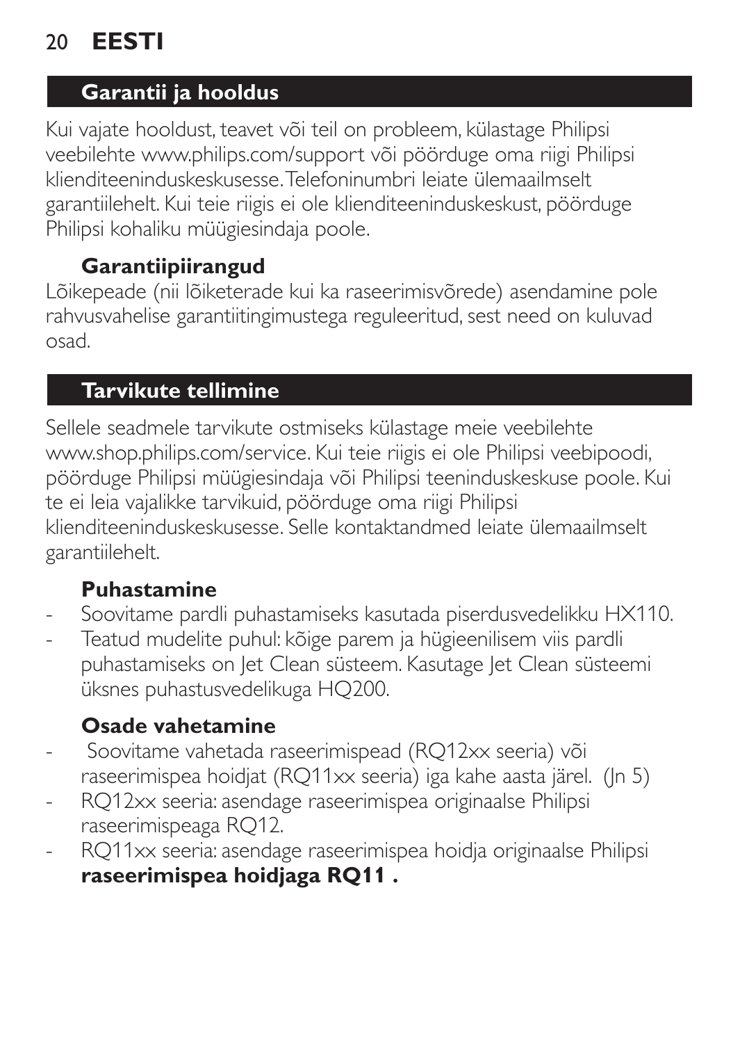## Garantii ja hooldus

Kui vajate hooldust, teavet või teil on probleem, külastage Philipsi veebilehte www.philips.com/support või pöörduge oma riigi Philipsi klienditeeninduskeskusesse. Telefoninumbri leiate ülemaailmselt garantiilehelt. Kui teie riigis ei ole klienditeeninduskeskust, pöörduge Philipsi kohaliku müügiesindaja poole.

### Garantiipiirangud

Lõikepeade (nii lõiketerade kui ka raseerimisvõrede) asendamine pole rahvusvahelise garantiitingimustega reguleeritud, sest need on kuluvad osad.

## Tarvikute tellimine

Sellele seadmele tarvikute ostmiseks külastage meie veebilehte www.shop.philips.com/service. Kui teie riigis ei ole Philipsi veebipoodi, pöörduge Philipsi müügiesindaja või Philipsi teeninduskeskuse poole. Kui te ei leia vajalikke tarvikuid, pöörduge oma riigi Philipsi klienditeeninduskeskusesse. Selle kontaktandmed leiate ülemaailmselt garantiilehelt.

### Puhastamine

- Soovitame pardli puhastamiseks kasutada piserdusvedelikku HX110.
- Teatud mudelite puhul: kõige parem ja hügieenilisem viis pardli puhastamiseks on Jet Clean süsteem. Kasutage Jet Clean süsteemi üksnes puhastusvedelikuga HQ200.

### Osade vahetamine

- Soovitame vahetada raseerimispead (RQ12xx seeria) või raseerimispea hoidjat (RQ11xx seeria) iga kahe aasta järel. (Jn 5)
- RQ12xx seeria: asendage raseerimispea originaalse Philipsi raseerimispeaga RQ12.
- RQ11xx seeria: asendage raseerimispea hoidja originaalse Philipsi **raseerimispea hoidjaga RQ11 .**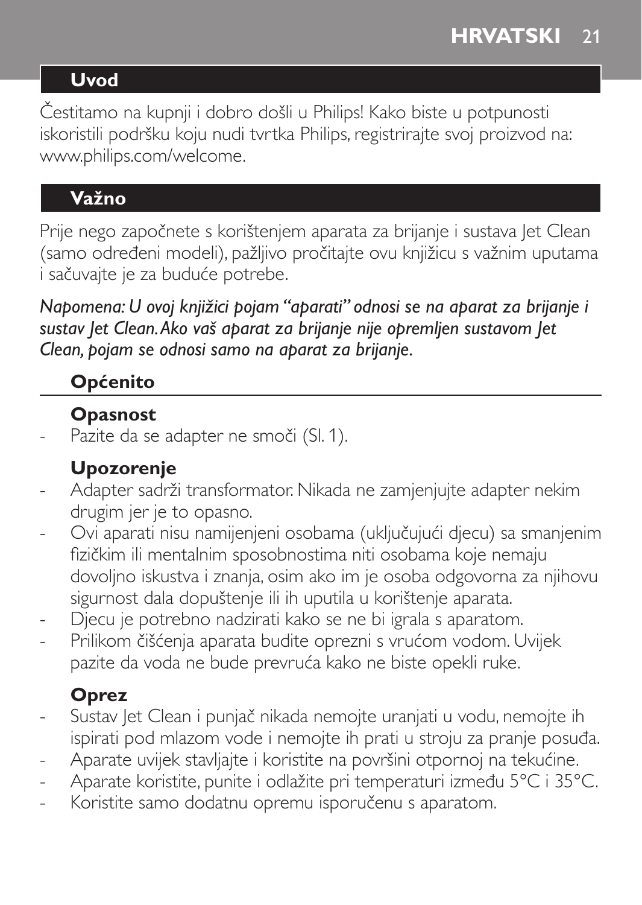## Uvod

Čestitamo na kupnji i dobro došli u Philips! Kako biste u potpunosti iskoristili podršku koju nudi tvrtka Philips, registrirajte svoj proizvod na: www.philips.com/welcome.

## Važno

Prije nego započnete s korištenjem aparata za brijanje i sustava Jet Clean (samo određeni modeli), pažljivo pročitajte ovu knjižicu s važnim uputama i sačuvajte je za buduće potrebe.

*Napomena: U ovoj knjižici pojam "aparati" odnosi se na aparat za brijanje i sustav Jet Clean. Ako vaš aparat za brijanje nije opremljen sustavom Jet Clean, pojam se odnosi samo na aparat za brijanje.*

### Općenito

#### Opasnost

- Pazite da se adapter ne smoči (Sl. 1).

#### Upozorenje

- Adapter sadrži transformator. Nikada ne zamjenjujte adapter nekim drugim jer je to opasno.
- Ovi aparati nisu namijenjeni osobama (uključujući djecu) sa smanjenim fizičkim ili mentalnim sposobnostima niti osobama koje nemaju dovoljno iskustva i znanja, osim ako im je osoba odgovorna za njihovu sigurnost dala dopuštenje ili ih uputila u korištenje aparata.
- Djecu je potrebno nadzirati kako se ne bi igrala s aparatom.
- Prilikom čišćenja aparata budite oprezni s vrućom vodom. Uvijek pazite da voda ne bude prevruća kako ne biste opekli ruke.

#### Oprez

- Sustav Jet Clean i punjač nikada nemojte uranjati u vodu, nemojte ih ispirati pod mlazom vode i nemojte ih prati u stroju za pranje posuđa.
- Aparate uvijek stavljajte i koristite na površini otpornoj na tekućine.
- Aparate koristite, punite i odlažite pri temperaturi između 5°C i 35°C.
- Koristite samo dodatnu opremu isporučenu s aparatom.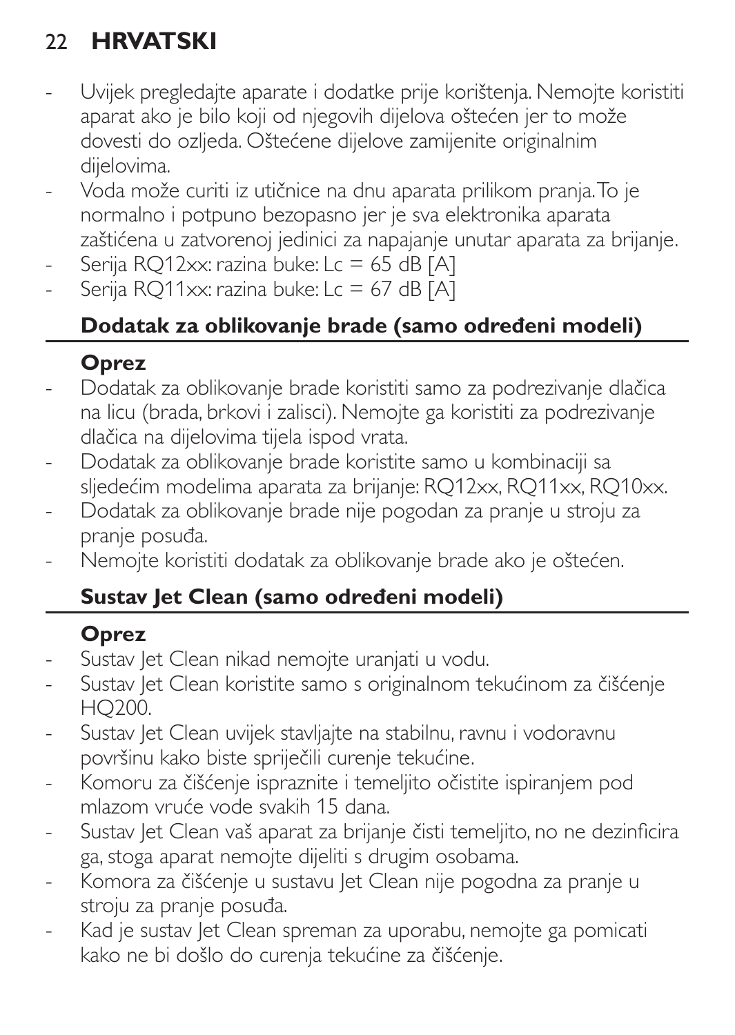- Uvijek pregledajte aparate i dodatke prije korištenja. Nemojte koristiti aparat ako je bilo koji od njegovih dijelova oštećen jer to može dovesti do ozljeda. Oštećene dijelove zamijenite originalnim dijelovima.
- Voda može curiti iz utičnice na dnu aparata prilikom pranja. To je normalno i potpuno bezopasno jer je sva elektronika aparata zaštićena u zatvorenoj jedinici za napajanje unutar aparata za brijanje.
- Serija RQ12xx: razina buke: Lc = 65 dB [A]
- Serija RQ11xx: razina buke: Lc = 67 dB [A]

## Dodatak za oblikovanje brade (samo određeni modeli)

### Oprez

- Dodatak za oblikovanje brade koristiti samo za podrezivanje dlačica na licu (brada, brkovi i zalisci). Nemojte ga koristiti za podrezivanje dlačica na dijelovima tijela ispod vrata.
- Dodatak za oblikovanje brade koristite samo u kombinaciji sa sljedećim modelima aparata za brijanje: RQ12xx, RQ11xx, RQ10xx.
- Dodatak za oblikovanje brade nije pogodan za pranje u stroju za pranje posuđa.
- Nemojte koristiti dodatak za oblikovanje brade ako je oštećen.

## Sustav Jet Clean (samo određeni modeli)

### Oprez

- Sustav Jet Clean nikad nemojte uranjati u vodu.
- Sustav Jet Clean koristite samo s originalnom tekućinom za čišćenje HQ200.
- Sustav Jet Clean uvijek stavljajte na stabilnu, ravnu i vodoravnu površinu kako biste spriječili curenje tekućine.
- Komoru za čišćenje ispraznite i temeljito očistite ispiranjem pod mlazom vruće vode svakih 15 dana.
- Sustav Jet Clean vaš aparat za brijanje čisti temeljito, no ne dezinficira ga, stoga aparat nemojte dijeliti s drugim osobama.
- Komora za čišćenje u sustavu Jet Clean nije pogodna za pranje u stroju za pranje posuđa.
- Kad je sustav Jet Clean spreman za uporabu, nemojte ga pomicati kako ne bi došlo do curenja tekućine za čišćenje.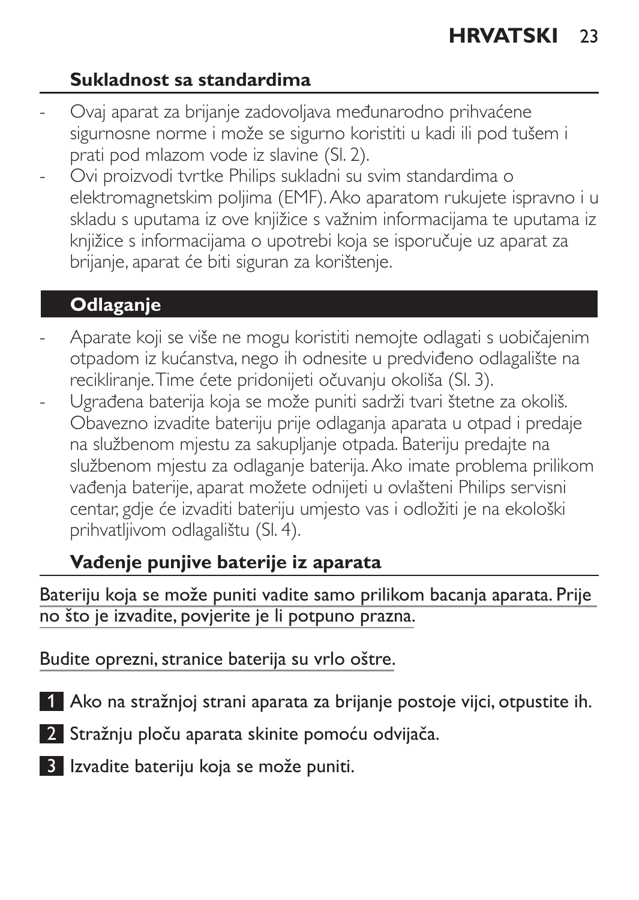## Sukladnost sa standardima

- Ovaj aparat za brijanje zadovoljava međunarodno prihvaćene sigurnosne norme i može se sigurno koristiti u kadi ili pod tušem i prati pod mlazom vode iz slavine (Sl. 2).
- Ovi proizvodi tvrtke Philips sukladni su svim standardima o elektromagnetskim poljima (EMF). Ako aparatom rukujete ispravno i u skladu s uputama iz ove knjižice s važnim informacijama te uputama iz knjižice s informacijama o upotrebi koja se isporučuje uz aparat za brijanje, aparat će biti siguran za korištenje.

## Odlaganje

- Aparate koji se više ne mogu koristiti nemojte odlagati s uobičajenim otpadom iz kućanstva, nego ih odnesite u predviđeno odlagalište na recikliranje. Time ćete pridonijeti očuvanju okoliša (Sl. 3).
- Ugrađena baterija koja se može puniti sadrži tvari štetne za okoliš. Obavezno izvadite bateriju prije odlaganja aparata u otpad i predaje na službenom mjestu za sakupljanje otpada. Bateriju predajte na službenom mjestu za odlaganje baterija. Ako imate problema prilikom vađenja baterije, aparat možete odnijeti u ovlašteni Philips servisni centar, gdje će izvaditi bateriju umjesto vas i odložiti je na ekološki prihvatljivom odlagalištu (Sl. 4).

### Vađenje punjive baterije iz aparata

Bateriju koja se može puniti vadite samo prilikom bacanja aparata. Prije no što je izvadite, povjerite je li potpuno prazna.

Budite oprezni, stranice baterija su vrlo oštre.

1. Ako na stražnjoj strani aparata za brijanje postoje vijci, otpustite ih.
2. Stražnju ploču aparata skinite pomoću odvijača.
3. Izvadite bateriju koja se može puniti.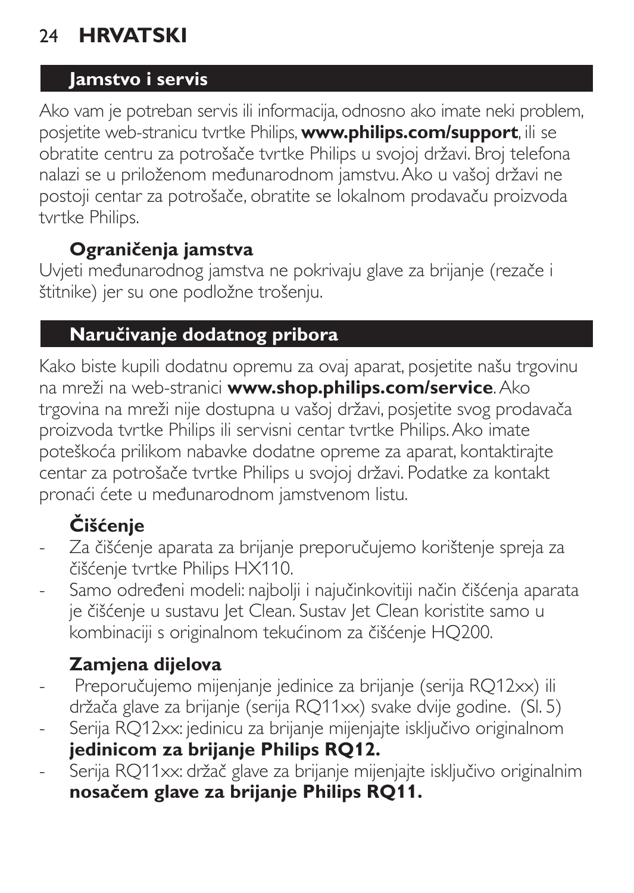## Jamstvo i servis

Ako vam je potreban servis ili informacija, odnosno ako imate neki problem, posjetite web-stranicu tvrtke Philips, **www.philips.com/support**, ili se obratite centru za potrošače tvrtke Philips u svojoj državi. Broj telefona nalazi se u priloženom međunarodnom jamstvu. Ako u vašoj državi ne postoji centar za potrošače, obratite se lokalnom prodavaču proizvoda tvrtke Philips.

### Ograničenja jamstva

Uvjeti međunarodnog jamstva ne pokrivaju glave za brijanje (rezače i štitnike) jer su one podložne trošenju.

## Naručivanje dodatnog pribora

Kako biste kupili dodatnu opremu za ovaj aparat, posjetite našu trgovinu na mreži na web-stranici **www.shop.philips.com/service**. Ako trgovina na mreži nije dostupna u vašoj državi, posjetite svog prodavača proizvoda tvrtke Philips ili servisni centar tvrtke Philips. Ako imate poteškoća prilikom nabavke dodatne opreme za aparat, kontaktirajte centar za potrošače tvrtke Philips u svojoj državi. Podatke za kontakt pronaći ćete u međunarodnom jamstvenom listu.

### Čišćenje

- Za čišćenje aparata za brijanje preporučujemo korištenje spreja za čišćenje tvrtke Philips HX110.
- Samo određeni modeli: najbolji i najučinkovitiji način čišćenja aparata je čišćenje u sustavu Jet Clean. Sustav Jet Clean koristite samo u kombinaciji s originalnom tekućinom za čišćenje HQ200.

### Zamjena dijelova

- Preporučujemo mijenjanje jedinice za brijanje (serija RQ12xx) ili držača glave za brijanje (serija RQ11xx) svake dvije godine. (Sl. 5)
- Serija RQ12xx: jedinicu za brijanje mijenjajte isključivo originalnom **jedinicom za brijanje Philips RQ12.**
- Serija RQ11xx: držač glave za brijanje mijenjajte isključivo originalnim **nosačem glave za brijanje Philips RQ11.**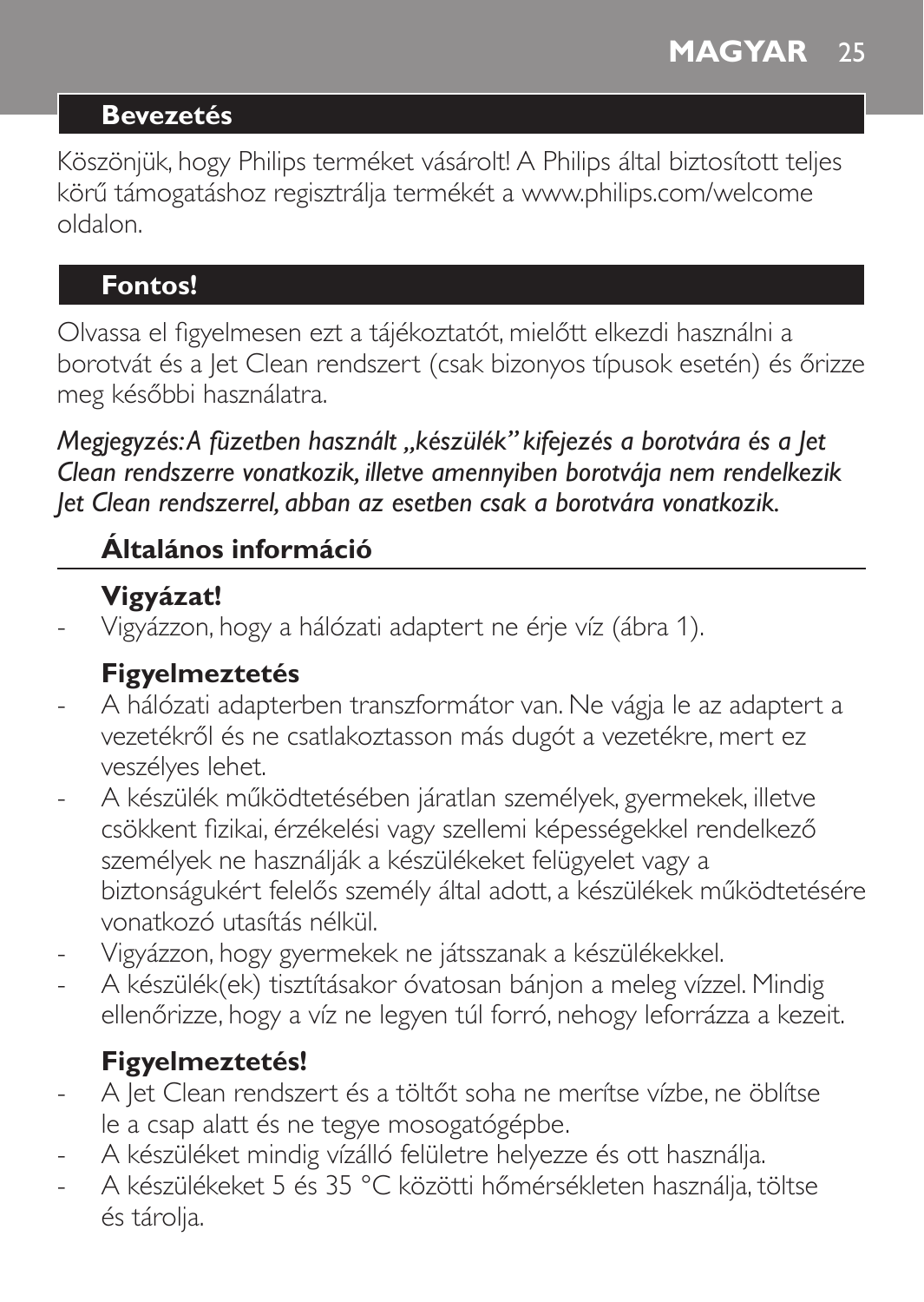## Bevezetés

Köszönjük, hogy Philips terméket vásárolt! A Philips által biztosított teljes körű támogatáshoz regisztrálja termékét a www.philips.com/welcome oldalon.

## Fontos!

Olvassa el figyelmesen ezt a tájékoztatót, mielőtt elkezdi használni a borotvát és a Jet Clean rendszert (csak bizonyos típusok esetén) és őrizze meg későbbi használatra.

*Megjegyzés: A füzetben használt „készülék" kifejezés a borotvára és a Jet Clean rendszerre vonatkozik, illetve amennyiben borotvája nem rendelkezik Jet Clean rendszerrel, abban az esetben csak a borotvára vonatkozik.*

### Általános információ

#### Vigyázat!

- Vigyázzon, hogy a hálózati adaptert ne érje víz (ábra 1).

#### Figyelmeztetés

- A hálózati adapterben transzformátor van. Ne vágja le az adaptert a vezetékről és ne csatlakoztasson más dugót a vezetékre, mert ez veszélyes lehet.
- A készülék működtetésében járatlan személyek, gyermekek, illetve csökkent fizikai, érzékelési vagy szellemi képességekkel rendelkező személyek ne használják a készülékeket felügyelet vagy a biztonságukért felelős személy által adott, a készülékek működtetésére vonatkozó utasítás nélkül.
- Vigyázzon, hogy gyermekek ne játsszanak a készülékekkel.
- A készülék(ek) tisztításakor óvatosan bánjon a meleg vízzel. Mindig ellenőrizze, hogy a víz ne legyen túl forró, nehogy leforrázza a kezeit.

#### Figyelmeztetés!

- A Jet Clean rendszert és a töltőt soha ne merítse vízbe, ne öblítse le a csap alatt és ne tegye mosogatógépbe.
- A készüléket mindig vízálló felületre helyezze és ott használja.
- A készülékeket 5 és 35 °C közötti hőmérsékleten használja, töltse és tárolja.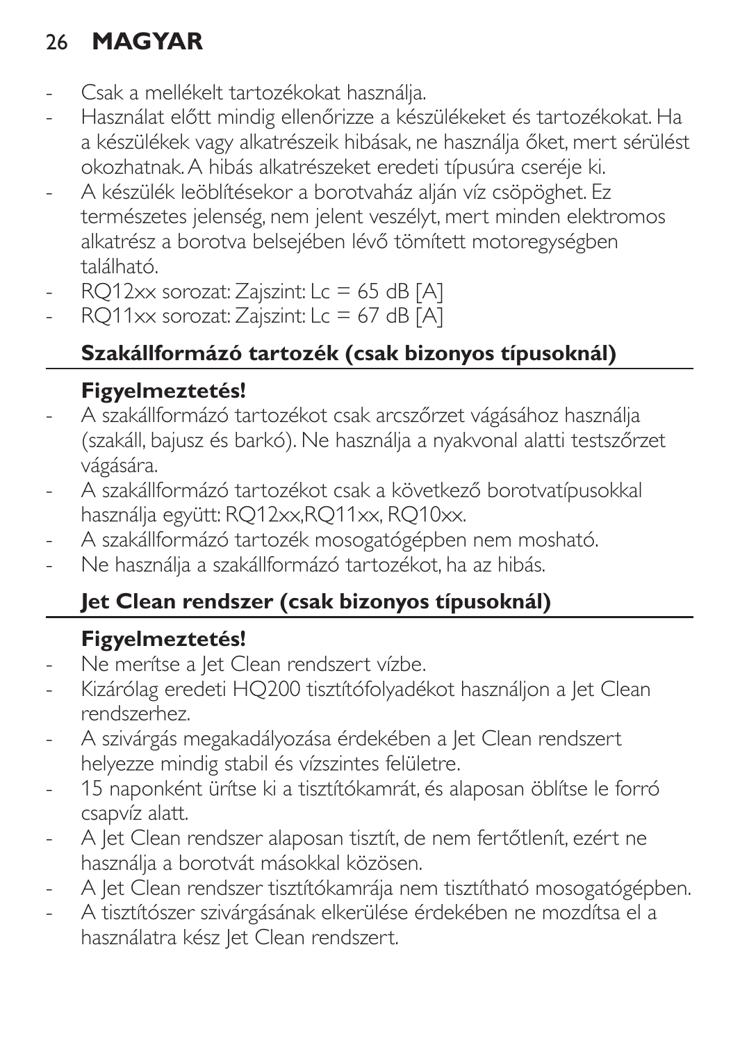- Csak a mellékelt tartozékokat használja.
- Használat előtt mindig ellenőrizze a készülékeket és tartozékokat. Ha a készülékek vagy alkatrészeik hibásak, ne használja őket, mert sérülést okozhatnak. A hibás alkatrészeket eredeti típusúra cseréje ki.
- A készülék leöblítésekor a borotvaház alján víz csöpöghet. Ez természetes jelenség, nem jelent veszélyt, mert minden elektromos alkatrész a borotva belsejében lévő tömített motoregységben található.
- RQ12xx sorozat: Zajszint: Lc = 65 dB [A]
- RQ11xx sorozat: Zajszint: Lc = 67 dB [A]

## Szakállformázó tartozék (csak bizonyos típusoknál)

**Figyelmeztetés!**

- A szakállformázó tartozékot csak arcszőrzet vágásához használja (szakáll, bajusz és barkó). Ne használja a nyakvonal alatti testszőrzet vágására.
- A szakállformázó tartozékot csak a következő borotvatípusokkal használja együtt: RQ12xx,RQ11xx, RQ10xx.
- A szakállformázó tartozék mosogatógépben nem mosható.
- Ne használja a szakállformázó tartozékot, ha az hibás.

## Jet Clean rendszer (csak bizonyos típusoknál)

**Figyelmeztetés!**

- Ne merítse a Jet Clean rendszert vízbe.
- Kizárólag eredeti HQ200 tisztítófolyadékot használjon a Jet Clean rendszerhez.
- A szivárgás megakadályozása érdekében a Jet Clean rendszert helyezze mindig stabil és vízszintes felületre.
- 15 naponként ürítse ki a tisztítókamrát, és alaposan öblítse le forró csapvíz alatt.
- A Jet Clean rendszer alaposan tisztít, de nem fertőtlenít, ezért ne használja a borotvát másokkal közösen.
- A Jet Clean rendszer tisztítókamrája nem tisztítható mosogatógépben.
- A tisztítószer szivárgásának elkerülése érdekében ne mozdítsa el a használatra kész Jet Clean rendszert.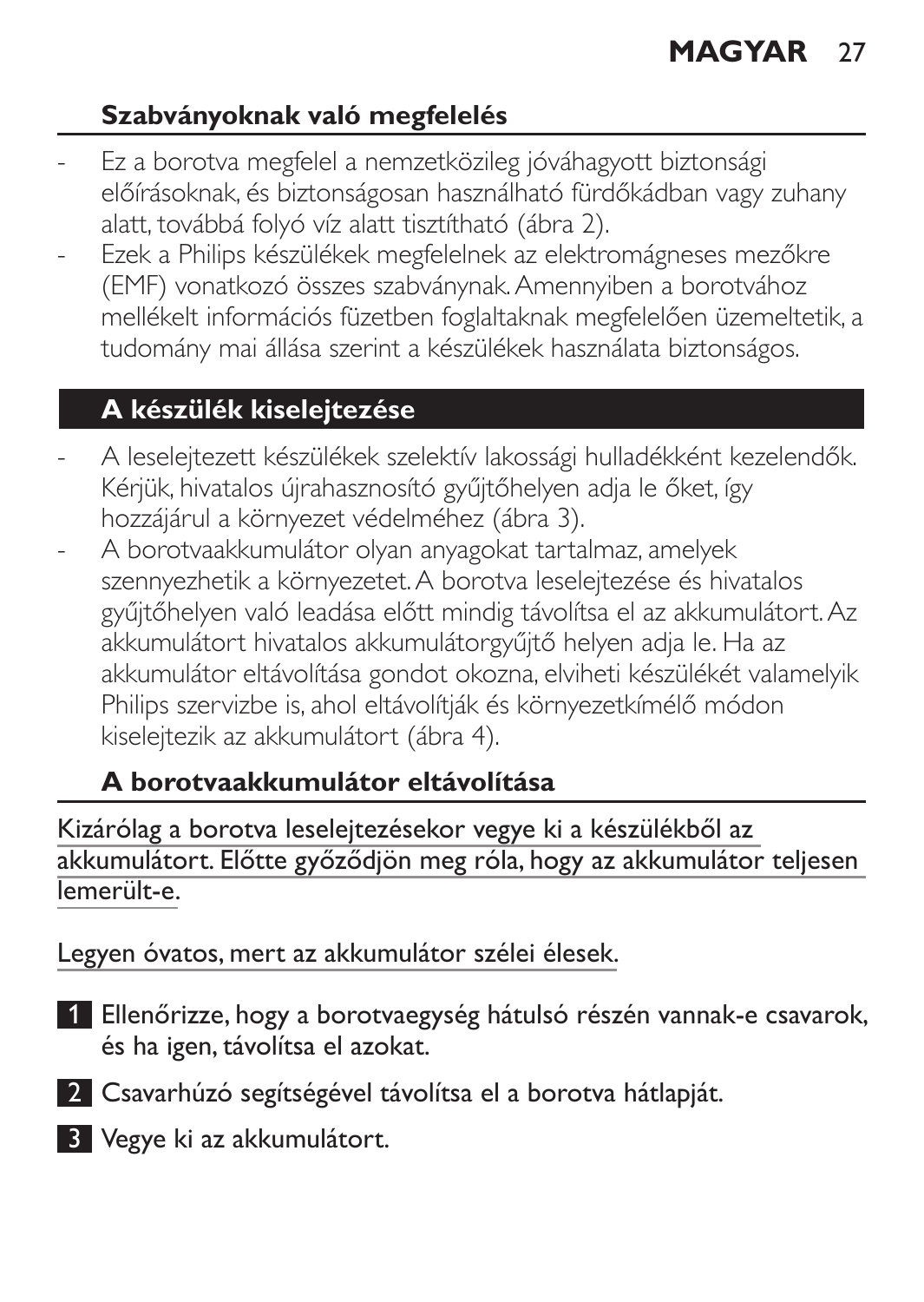## Szabványoknak való megfelelés

- Ez a borotva megfelel a nemzetközileg jóváhagyott biztonsági előírásoknak, és biztonságosan használható fürdőkádban vagy zuhany alatt, továbbá folyó víz alatt tisztítható (ábra 2).
- Ezek a Philips készülékek megfelelnek az elektromágneses mezőkre (EMF) vonatkozó összes szabványnak. Amennyiben a borotvához mellékelt információs füzetben foglaltaknak megfelelően üzemeltetik, a tudomány mai állása szerint a készülékek használata biztonságos.

## A készülék kiselejtezése

- A leselejtezett készülékek szelektív lakossági hulladékként kezelendők. Kérjük, hivatalos újrahasznosító gyűjtőhelyen adja le őket, így hozzájárul a környezet védelméhez (ábra 3).
- A borotvaakkumulátor olyan anyagokat tartalmaz, amelyek szennyezhetik a környezetet. A borotva leselejtezése és hivatalos gyűjtőhelyen való leadása előtt mindig távolítsa el az akkumulátort. Az akkumulátort hivatalos akkumulátorgyűjtő helyen adja le. Ha az akkumulátor eltávolítása gondot okozna, elviheti készülékét valamelyik Philips szervizbe is, ahol eltávolítják és környezetkímélő módon kiselejtezik az akkumulátort (ábra 4).

### A borotvaakkumulátor eltávolítása

Kizárólag a borotva leselejtezésekor vegye ki a készülékből az akkumulátort. Előtte győződjön meg róla, hogy az akkumulátor teljesen lemerült-e.

Legyen óvatos, mert az akkumulátor szélei élesek.

1. Ellenőrizze, hogy a borotvaegység hátulsó részén vannak-e csavarok, és ha igen, távolítsa el azokat.
2. Csavarhúzó segítségével távolítsa el a borotva hátlapját.
3. Vegye ki az akkumulátort.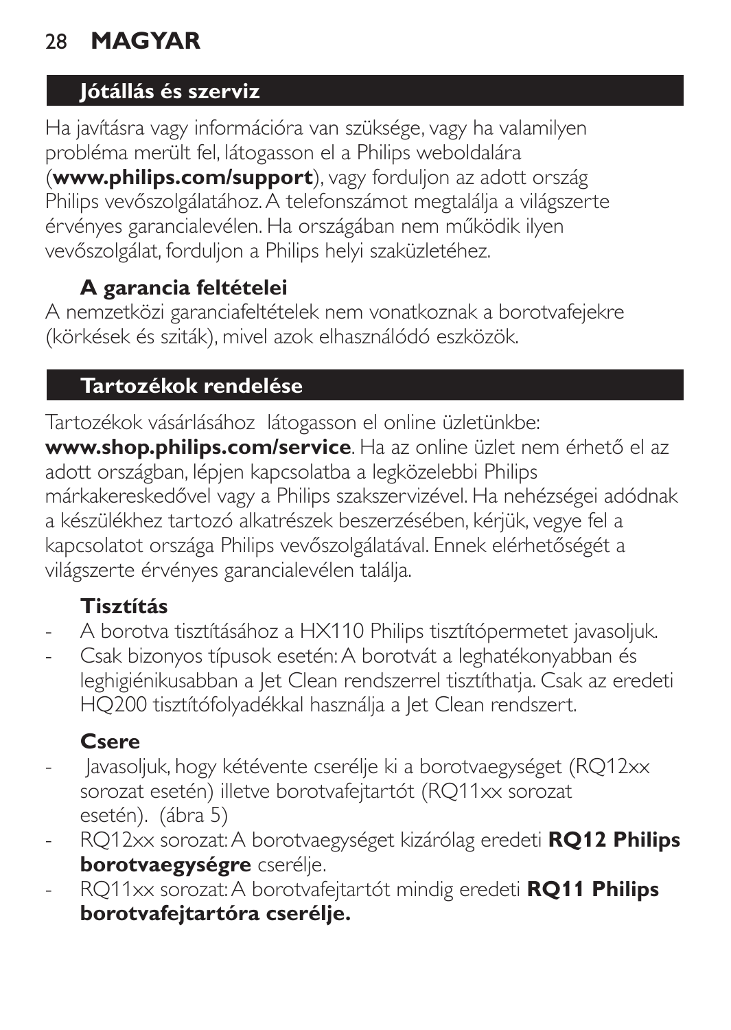## Jótállás és szerviz

Ha javításra vagy információra van szüksége, vagy ha valamilyen probléma merült fel, látogasson el a Philips weboldalára (**www.philips.com/support**), vagy forduljon az adott ország Philips vevőszolgálatához. A telefonszámot megtalálja a világszerte érvényes garancialevélen. Ha országában nem működik ilyen vevőszolgálat, forduljon a Philips helyi szaküzletéhez.

### A garancia feltételei

A nemzetközi garanciafeltételek nem vonatkoznak a borotvafejekre (körkések és sziták), mivel azok elhasználódó eszközök.

## Tartozékok rendelése

Tartozékok vásárlásához látogasson el online üzletünkbe: **www.shop.philips.com/service**. Ha az online üzlet nem érhető el az adott országban, lépjen kapcsolatba a legközelebbi Philips márkakereskedővel vagy a Philips szakszervizével. Ha nehézségei adódnak a készülékhez tartozó alkatrészek beszerzésében, kérjük, vegye fel a kapcsolatot országa Philips vevőszolgálatával. Ennek elérhetőségét a világszerte érvényes garancialevélen találja.

### Tisztítás

- A borotva tisztításához a HX110 Philips tisztítópermetet javasoljuk.
- Csak bizonyos típusok esetén: A borotvát a leghatékonyabban és leghigiénikusabban a Jet Clean rendszerrel tisztíthatja. Csak az eredeti HQ200 tisztítófolyadékkal használja a Jet Clean rendszert.

### Csere

- Javasoljuk, hogy kétévente cserélje ki a borotvaegységet (RQ12xx sorozat esetén) illetve borotvafejtartót (RQ11xx sorozat esetén). (ábra 5)
- RQ12xx sorozat: A borotvaegységet kizárólag eredeti **RQ12 Philips borotvaegységre** cserélje.
- RQ11xx sorozat: A borotvafejtartót mindig eredeti **RQ11 Philips borotvafejtartóra cserélje.**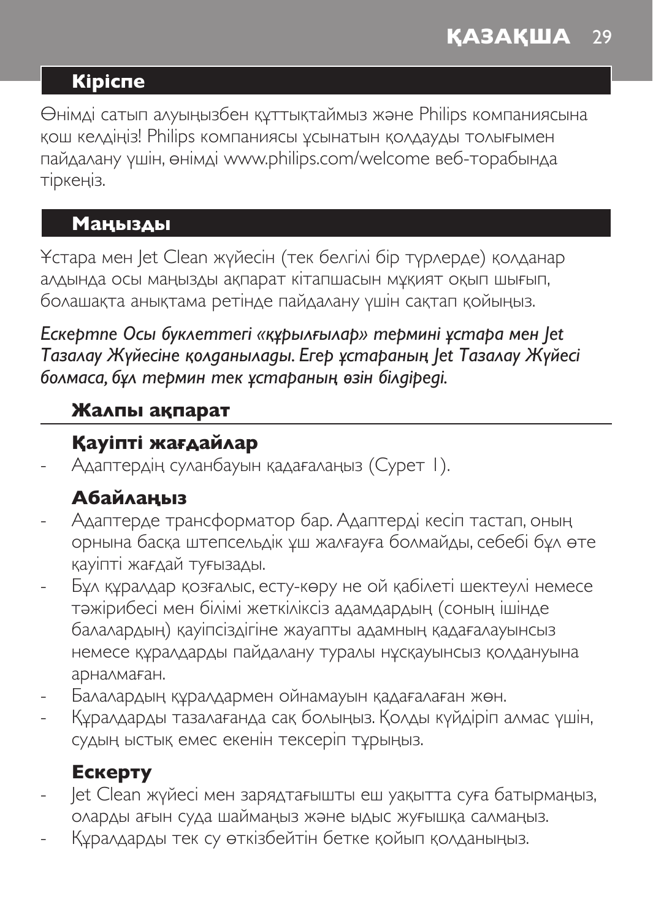## Кіріспе

Өнімді сатып алуыңызбен құттықтаймыз және Philips компаниясына қош келдіңіз! Philips компаниясы ұсынатын қолдауды толығымен пайдалану үшін, өнімді www.philips.com/welcome веб-торабында тіркеңіз.

## Маңызды

Ұстара мен Jet Clean жүйесін (тек белгілі бір түрлерде) қолданар алдында осы маңызды ақпарат кітапшасын мұқият оқып шығып, болашақта анықтама ретінде пайдалану үшін сақтап қойыңыз.

*Ескертпе Осы буклеттегі «құрылғылар» термині ұстара мен Jet Тазалау Жүйесіне қолданылады. Егер ұстараның Jet Тазалау Жүйесі болмаса, бұл термин тек ұстараның өзін білдіреді.*

### Жалпы ақпарат

#### Қауіпті жағдайлар

- Адаптердің суланбауын қадағалаңыз (Сурет 1).

#### Абайлаңыз

- Адаптерде трансформатор бар. Адаптерді кесіп тастап, оның орнына басқа штепсельдік ұш жалғауға болмайды, себебі бұл өте қауіпті жағдай туғызады.
- Бұл құралдар қозғалыс, есту-көру не ой қабілеті шектеулі немесе тәжірибесі мен білімі жеткіліксіз адамдардың (соның ішінде балалардың) қауіпсіздігіне жауапты адамның қадағалауынсыз немесе құралдарды пайдалану туралы нұсқауынсыз қолдануына арналмаған.
- Балалардың құралдармен ойнамауын қадағалаған жөн.
- Құралдарды тазалағанда сақ болыңыз. Қолды күйдіріп алмас үшін, судың ыстық емес екенін тексеріп тұрыңыз.

#### Ескерту

- Jet Clean жүйесі мен зарядтағышты еш уақытта суға батырмаңыз, оларды ағын суда шаймаңыз және ыдыс жуғышқа салмаңыз.
- Құралдарды тек су өткізбейтін бетке қойып қолданыңыз.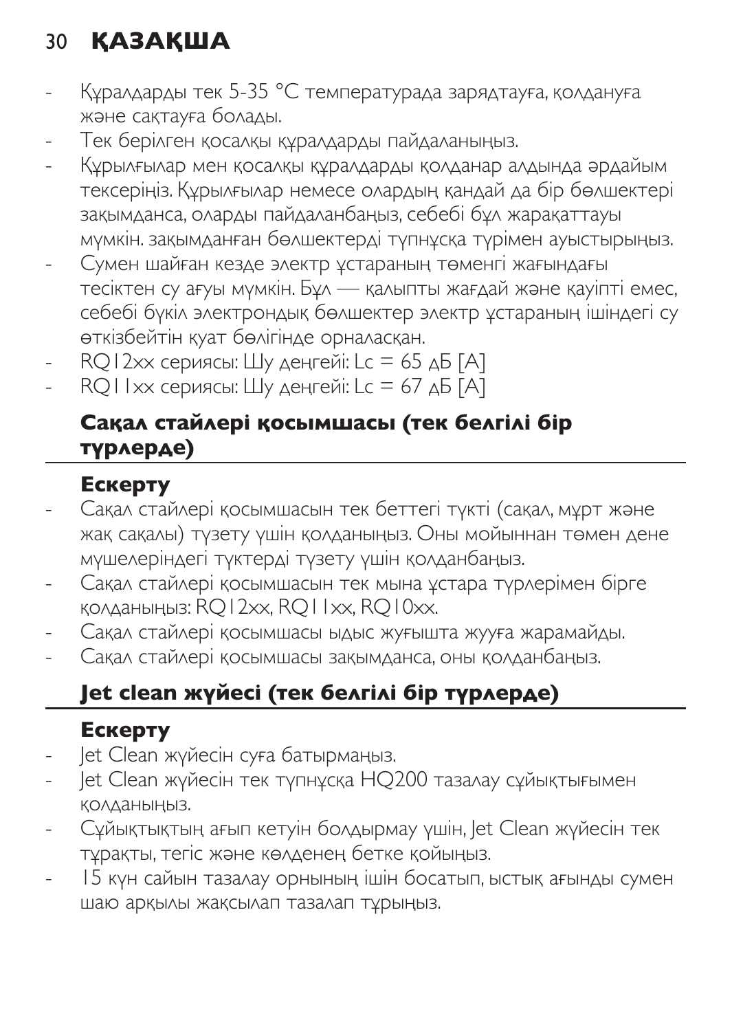- Құралдарды тек 5-35 °C температурада зарядтауға, қолдануға және сақтауға болады.
- Тек берілген қосалқы құралдарды пайдаланыңыз.
- Құрылғылар мен қосалқы құралдарды қолданар алдында әрдайым тексеріңіз. Құрылғылар немесе олардың қандай да бір бөлшектері зақымданса, оларды пайдаланбаңыз, себебі бұл жарақаттауы мүмкін. зақымданған бөлшектерді түпнұсқа түрімен ауыстырыңыз.
- Сумен шайған кезде электр ұстараның төменгі жағындағы тесіктен су ағуы мүмкін. Бұл — қалыпты жағдай және қауіпті емес, себебі бүкіл электрондық бөлшектер электр ұстараның ішіндегі су өткізбейтін қуат бөлігінде орналасқан.
- RQ12xx сериясы: Шу деңгейі: Lc = 65 дБ [A]
- RQ11xx сериясы: Шу деңгейі: Lc = 67 дБ [A]

## Сақал стайлері қосымшасы (тек белгілі бір түрлерде)

### Ескерту

- Сақал стайлері қосымшасын тек беттегі түкті (сақал, мұрт және жақ сақалы) түзету үшін қолданыңыз. Оны мойыннан төмен дене мүшелеріндегі түктерді түзету үшін қолданбаңыз.
- Сақал стайлері қосымшасын тек мына ұстара түрлерімен бірге қолданыңыз: RQ12xx, RQ11xx, RQ10xx.
- Сақал стайлері қосымшасы ыдыс жуғышта жууға жарамайды.
- Сақал стайлері қосымшасы зақымданса, оны қолданбаңыз.

## Jet clean жүйесі (тек белгілі бір түрлерде)

### Ескерту

- Jet Clean жүйесін суға батырмаңыз.
- Jet Clean жүйесін тек түпнұсқа HQ200 тазалау сұйықтығымен қолданыңыз.
- Сұйықтықтың ағып кетуін болдырмау үшін, Jet Clean жүйесін тек тұрақты, тегіс және көлденең бетке қойыңыз.
- 15 күн сайын тазалау орнының ішін босатып, ыстық ағынды сумен шаю арқылы жақсылап тазалап тұрыңыз.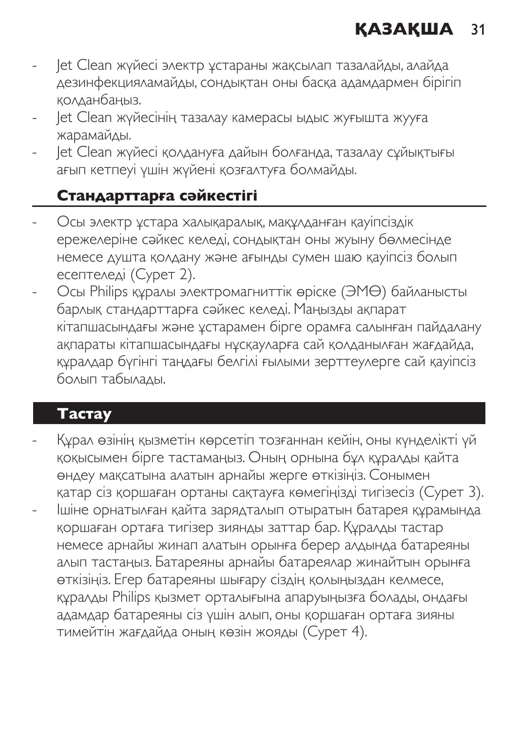- Jet Clean жүйесі электр ұстараны жақсылап тазалайды, алайда дезинфекцияламайды, сондықтан оны басқа адамдармен бірігіп қолданбаңыз.
- Jet Clean жүйесінің тазалау камерасы ыдыс жуғышта жууға жарамайды.
- Jet Clean жүйесі қолдануға дайын болғанда, тазалау сұйықтығы ағып кетпеуі үшін жүйені қозғалтуға болмайды.

### Стандарттарға сәйкестігі

- Осы электр ұстара халықаралық, мақұлданған қауіпсіздік ережелеріне сәйкес келеді, сондықтан оны жуыну бөлмесінде немесе душта қолдану және ағынды сумен шаю қауіпсіз болып есептеледі (Сурет 2).
- Осы Philips құралы электромагниттік өріске (ЭМӨ) байланысты барлық стандарттарға сәйкес келеді. Маңызды ақпарат кітапшасындағы және ұстарамен бірге орамға салынған пайдалану ақпараты кітапшасындағы нұсқауларға сай қолданылған жағдайда, құралдар бүгінгі таңдағы белгілі ғылыми зерттеулерге сай қауіпсіз болып табылады.

## Тастау

- Құрал өзінің қызметін көрсетіп тозғаннан кейін, оны күнделікті үй қоқысымен бірге тастамаңыз. Оның орнына бұл құралды қайта өндеу мақсатына алатын арнайы жерге өткізіңіз. Сонымен қатар сіз қоршаған ортаны сақтауға көмегіңізді тигізесіз (Сурет 3).
- Ішіне орнатылған қайта зарядталып отыратын батарея құрамында қоршаған ортаға тигізер зиянды заттар бар. Құралды тастар немесе арнайы жинап алатын орынға берер алдында батареяны алып тастаңыз. Батареяны арнайы батареялар жинайтын орынға өткізіңіз. Егер батареяны шығару сіздің қолыңыздан келмесе, құралды Philips қызмет орталығына апаруыңызға болады, ондағы адамдар батареяны сіз үшін алып, оны қоршаған ортаға зияны тимейтін жағдайда оның көзін жояды (Сурет 4).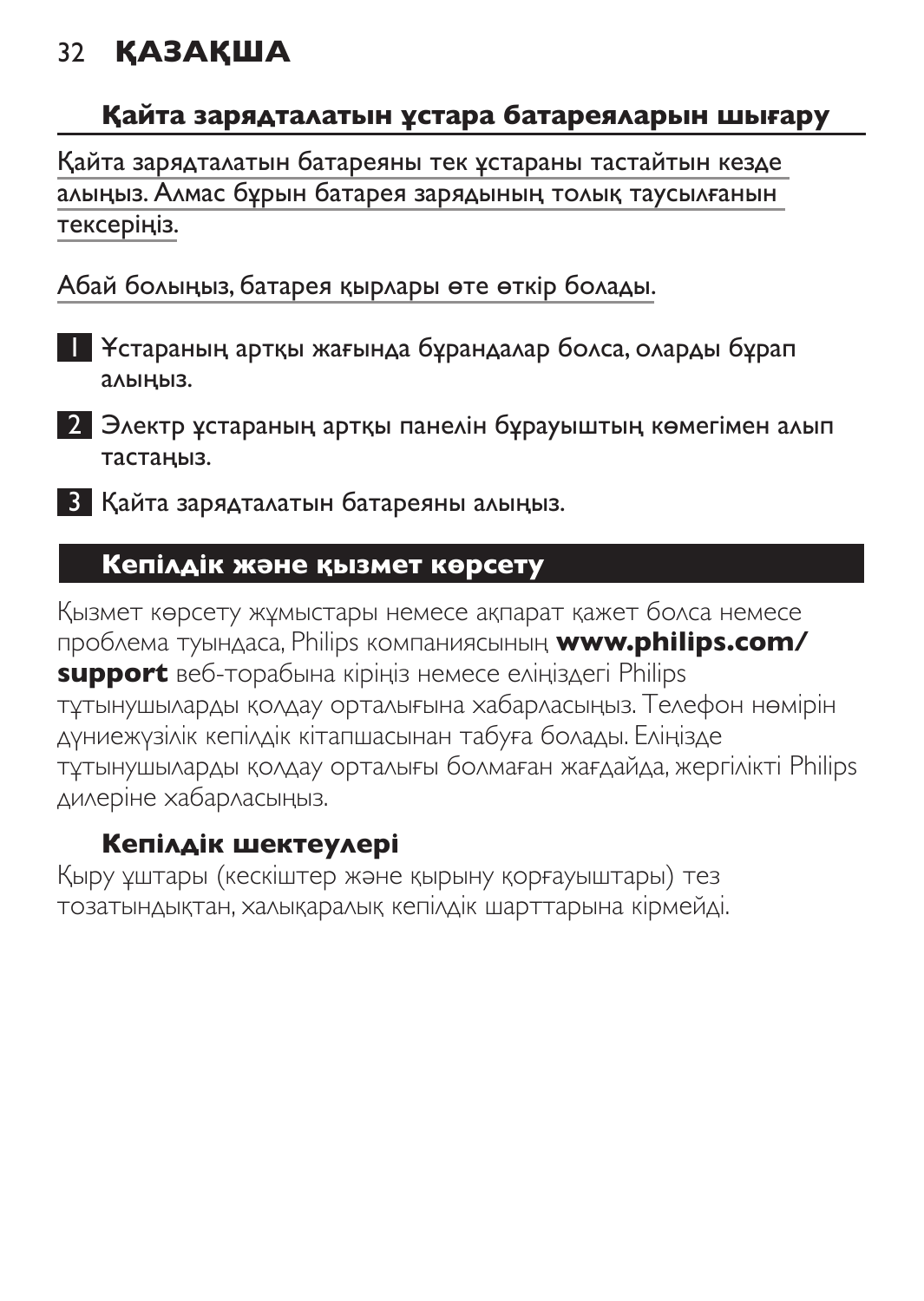## Қайта зарядталатын ұстара батареяларын шығару

Қайта зарядталатын батареяны тек ұстараны тастайтын кезде алыңыз. Алмас бұрын батарея зарядының толық таусылғанын тексеріңіз.

Абай болыңыз, батарея қырлары өте өткір болады.

1. Ұстараның артқы жағында бұрандалар болса, оларды бұрап алыңыз.
2. Электр ұстараның артқы панелін бұрауыштың көмегімен алып тастаңыз.
3. Қайта зарядталатын батареяны алыңыз.

## Кепілдік және қызмет көрсету

Қызмет көрсету жұмыстары немесе ақпарат қажет болса немесе проблема туындаса, Philips компаниясының **www.philips.com/support** веб-торабына кіріңіз немесе еліңіздегі Philips тұтынушыларды қолдау орталығына хабарласыңыз. Телефон нөмірін дүниежүзілік кепілдік кітапшасынан табуға болады. Еліңізде тұтынушыларды қолдау орталығы болмаған жағдайда, жергілікті Philips дилеріне хабарласыңыз.

### Кепілдік шектеулері

Қыру ұштары (кескіштер және қырыну қорғауыштары) тез тозатындықтан, халықаралық кепілдік шарттарына кірмейді.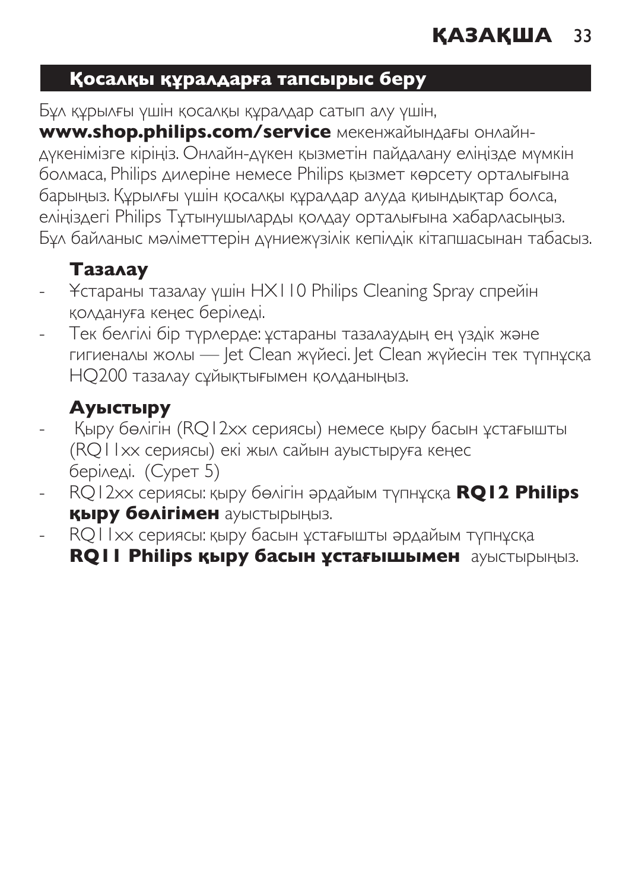## Қосалқы құралдарға тапсырыс беру

Бұл құрылғы үшін қосалқы құралдар сатып алу үшін, **www.shop.philips.com/service** мекенжайындағы онлайн-дүкенімізге кіріңіз. Онлайн-дүкен қызметін пайдалану еліңізде мүмкін болмаса, Philips дилеріне немесе Philips қызмет көрсету орталығына барыңыз. Құрылғы үшін қосалқы құралдар алуда қиындықтар болса, еліңіздегі Philips Тұтынушыларды қолдау орталығына хабарласыңыз. Бұл байланыс мәліметтерін дүниежүзілік кепілдік кітапшасынан табасыз.

### Тазалау

- Ұстараны тазалау үшін HX110 Philips Cleaning Spray спрейін қолдануға кеңес беріледі.
- Тек белгілі бір түрлерде: ұстараны тазалаудың ең үздік және гигиеналы жолы — Jet Clean жүйесі. Jet Clean жүйесін тек түпнұсқа HQ200 тазалау сұйықтығымен қолданыңыз.

### Ауыстыру

- Қыру бөлігін (RQ12xx сериясы) немесе қыру басын ұстағышты (RQ11xx сериясы) екі жыл сайын ауыстыруға кеңес беріледі. (Сурет 5)
- RQ12xx сериясы: қыру бөлігін әрдайым түпнұсқа **RQ12 Philips қыру бөлігімен** ауыстырыңыз.
- RQ11xx сериясы: қыру басын ұстағышты әрдайым түпнұсқа **RQ11 Philips қыру басын ұстағышымен** ауыстырыңыз.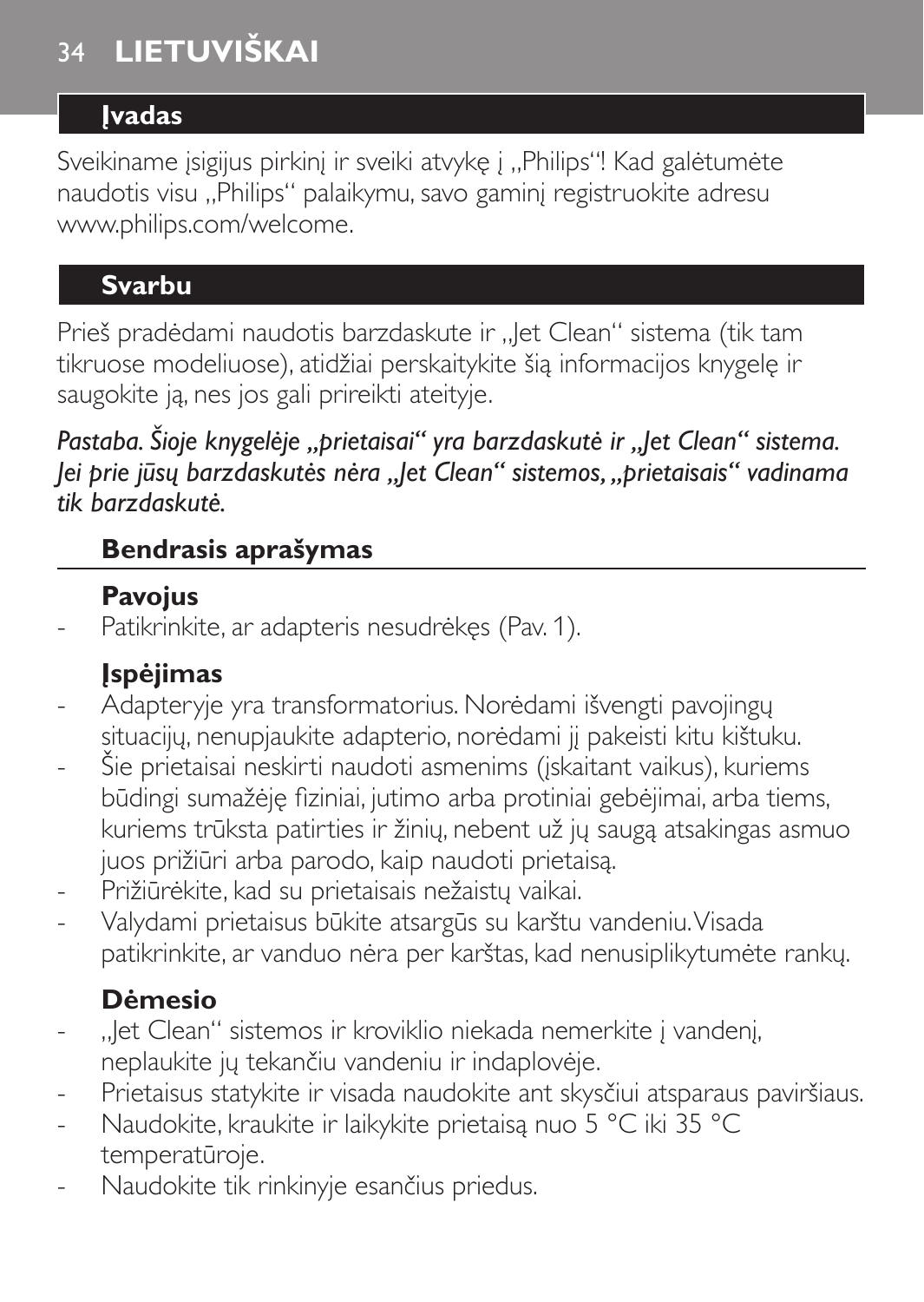# LIETUVIŠKAI

## Įvadas

Sveikiname įsigijus pirkinį ir sveiki atvykę į „Philips“! Kad galėtumėte naudotis visu „Philips“ palaikymu, savo gaminį registruokite adresu www.philips.com/welcome.

## Svarbu

Prieš pradėdami naudotis barzdaskute ir „Jet Clean“ sistema (tik tam tikruose modeliuose), atidžiai perskaitykite šią informacijos knygelę ir saugokite ją, nes jos gali prireikti ateityje.

*Pastaba. Šioje knygelėje „prietaisai“ yra barzdaskutė ir „Jet Clean“ sistema. Jei prie jūsų barzdaskutės nėra „Jet Clean“ sistemos, „prietaisais“ vadinama tik barzdaskutė.*

### Bendrasis aprašymas

#### Pavojus

- Patikrinkite, ar adapteris nesudrėkęs (Pav. 1).

#### Įspėjimas

- Adapteryje yra transformatorius. Norėdami išvengti pavojingų situacijų, nenupjaukite adapterio, norėdami jį pakeisti kitu kištuku.
- Šie prietaisai neskirti naudoti asmenims (įskaitant vaikus), kuriems būdingi sumažėję fiziniai, jutimo arba protiniai gebėjimai, arba tiems, kuriems trūksta patirties ir žinių, nebent už jų saugą atsakingas asmuo juos prižiūri arba parodo, kaip naudoti prietaisą.
- Prižiūrėkite, kad su prietaisais nežaistų vaikai.
- Valydami prietaisus būkite atsargūs su karštu vandeniu. Visada patikrinkite, ar vanduo nėra per karštas, kad nenusiplikytumėte rankų.

#### Dėmesio

- „Jet Clean“ sistemos ir kroviklio niekada nemerkite į vandenį, neplaukite jų tekančiu vandeniu ir indaplovėje.
- Prietaisus statykite ir visada naudokite ant skysčiui atsparaus paviršiaus.
- Naudokite, kraukite ir laikykite prietaisą nuo 5 °C iki 35 °C temperatūroje.
- Naudokite tik rinkinyje esančius priedus.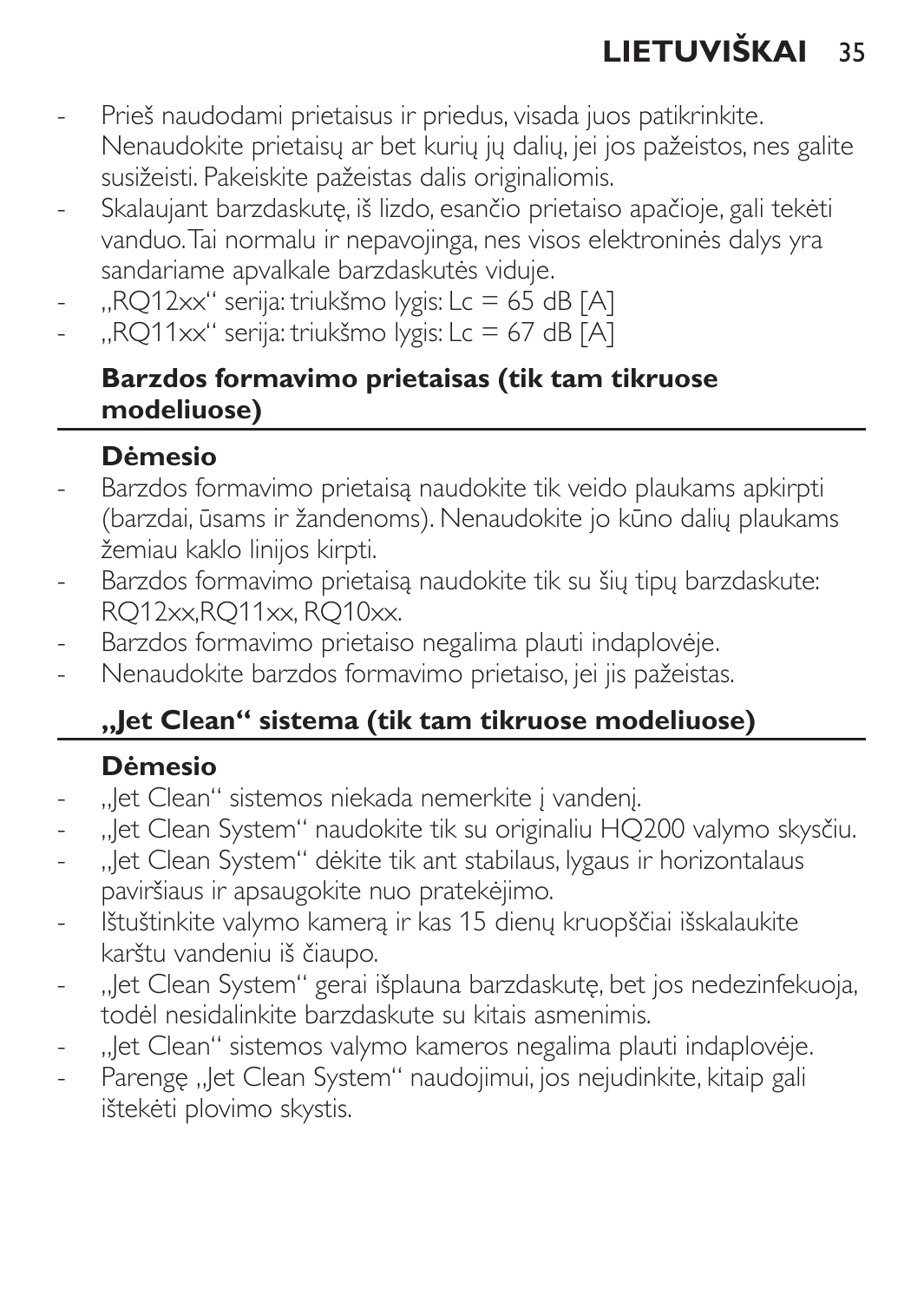- Prieš naudodami prietaisus ir priedus, visada juos patikrinkite. Nenaudokite prietaisų ar bet kurių jų dalių, jei jos pažeistos, nes galite susižeisti. Pakeiskite pažeistas dalis originaliomis.
- Skalaujant barzdaskutę, iš lizdo, esančio prietaiso apačioje, gali tekėti vanduo. Tai normalu ir nepavojinga, nes visos elektroninės dalys yra sandariame apvalkale barzdaskutės viduje.
- „RQ12xx“ serija: triukšmo lygis: Lc = 65 dB [A]
- „RQ11xx“ serija: triukšmo lygis: Lc = 67 dB [A]

## Barzdos formavimo prietaisas (tik tam tikruose modeliuose)

### Dėmesio

- Barzdos formavimo prietaisą naudokite tik veido plaukams apkirpti (barzdai, ūsams ir žandenoms). Nenaudokite jo kūno dalių plaukams žemiau kaklo linijos kirpti.
- Barzdos formavimo prietaisą naudokite tik su šių tipų barzdaskute: RQ12xx,RQ11xx, RQ10xx.
- Barzdos formavimo prietaiso negalima plauti indaplovėje.
- Nenaudokite barzdos formavimo prietaiso, jei jis pažeistas.

## „Jet Clean“ sistema (tik tam tikruose modeliuose)

### Dėmesio

- „Jet Clean“ sistemos niekada nemerkite į vandenį.
- „Jet Clean System“ naudokite tik su originaliu HQ200 valymo skysčiu.
- „Jet Clean System“ dėkite tik ant stabilaus, lygaus ir horizontalaus paviršiaus ir apsaugokite nuo pratekėjimo.
- Ištuštinkite valymo kamerą ir kas 15 dienų kruopščiai išskalaukite karštu vandeniu iš čiaupo.
- „Jet Clean System“ gerai išplauna barzdaskutę, bet jos nedezinfekuoja, todėl nesidalinkite barzdaskute su kitais asmenimis.
- „Jet Clean“ sistemos valymo kameros negalima plauti indaplovėje.
- Parengę „Jet Clean System“ naudojimui, jos nejudinkite, kitaip gali ištekėti plovimo skystis.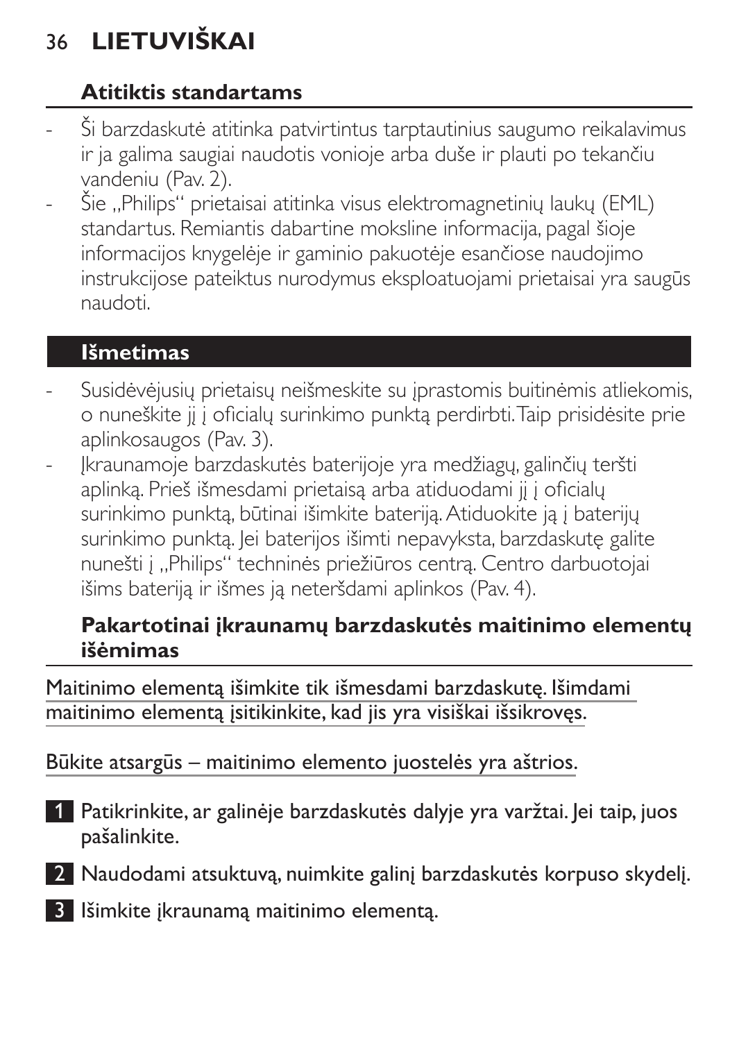## Atitiktis standartams

- Ši barzdaskutė atitinka patvirtintus tarptautinius saugumo reikalavimus ir ja galima saugiai naudotis vonioje arba duše ir plauti po tekančiu vandeniu (Pav. 2).
- Šie „Philips" prietaisai atitinka visus elektromagnetinių laukų (EML) standartus. Remiantis dabartine moksline informacija, pagal šioje informacijos knygelėje ir gaminio pakuotėje esančiose naudojimo instrukcijose pateiktus nurodymus eksploatuojami prietaisai yra saugūs naudoti.

## Išmetimas

- Susidėvėjusių prietaisų neišmeskite su įprastomis buitinėmis atliekomis, o nuneškite jį į oficialų surinkimo punktą perdirbti. Taip prisidėsite prie aplinkosaugos (Pav. 3).
- Įkraunamoje barzdaskutės baterijoje yra medžiagų, galinčių teršti aplinką. Prieš išmesdami prietaisą arba atiduodami jį į oficialų surinkimo punktą, būtinai išimkite bateriją. Atiduokite ją į baterijų surinkimo punktą. Jei baterijos išimti nepavyksta, barzdaskutę galite nunešti į „Philips" techninės priežiūros centrą. Centro darbuotojai išims bateriją ir išmes ją neteršdami aplinkos (Pav. 4).

### Pakartotinai įkraunamų barzdaskutės maitinimo elementų išėmimas

Maitinimo elementą išimkite tik išmesdami barzdaskutę. Išimdami maitinimo elementą įsitikinkite, kad jis yra visiškai išsikrovęs.

Būkite atsargūs – maitinimo elemento juostelės yra aštrios.

1. Patikrinkite, ar galinėje barzdaskutės dalyje yra varžtai. Jei taip, juos pašalinkite.
2. Naudodami atsuktuvą, nuimkite galinį barzdaskutės korpuso skydelį.
3. Išimkite įkraunamą maitinimo elementą.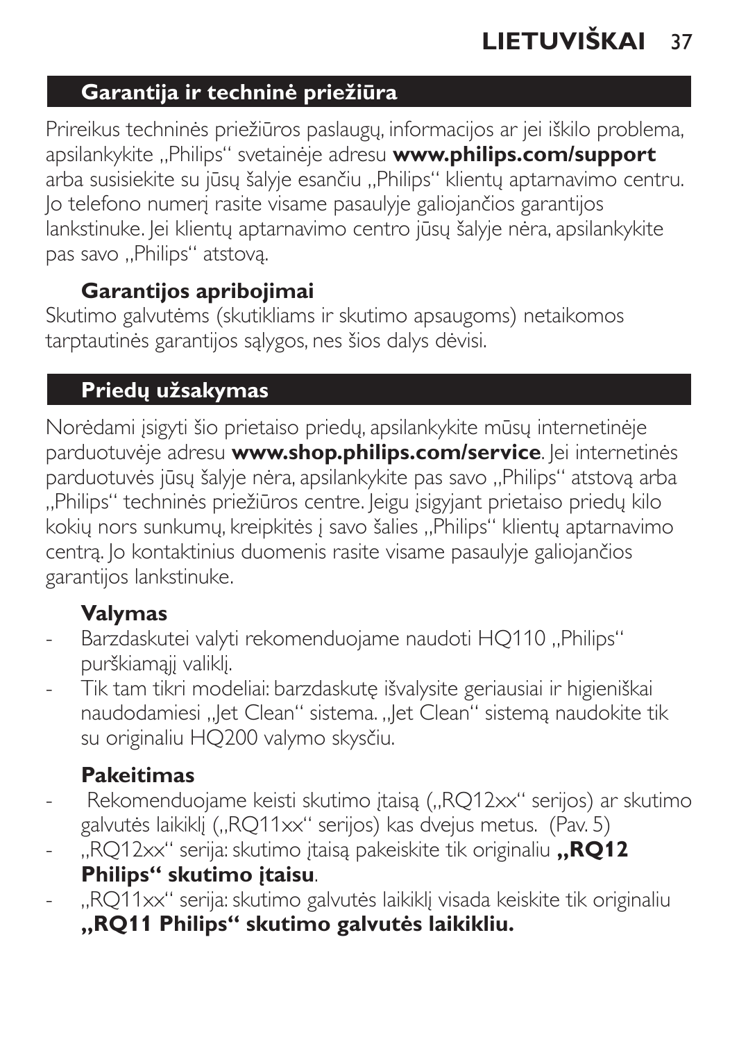## Garantija ir techninė priežiūra

Prireikus techninės priežiūros paslaugų, informacijos ar jei iškilo problema, apsilankykite „Philips" svetainėje adresu **www.philips.com/support** arba susisiekite su jūsų šalyje esančiu „Philips" klientų aptarnavimo centru. Jo telefono numerį rasite visame pasaulyje galiojančios garantijos lankstinuke. Jei klientų aptarnavimo centro jūsų šalyje nėra, apsilankykite pas savo „Philips" atstovą.

### Garantijos apribojimai

Skutimo galvutėms (skutikliams ir skutimo apsaugoms) netaikomos tarptautinės garantijos sąlygos, nes šios dalys dėvisi.

## Priedų užsakymas

Norėdami įsigyti šio prietaiso priedų, apsilankykite mūsų internetinėje parduotuvėje adresu **www.shop.philips.com/service**. Jei internetinės parduotuvės jūsų šalyje nėra, apsilankykite pas savo „Philips" atstovą arba „Philips" techninės priežiūros centre. Jeigu įsigyjant prietaiso priedų kilo kokių nors sunkumų, kreipkitės į savo šalies „Philips" klientų aptarnavimo centrą. Jo kontaktinius duomenis rasite visame pasaulyje galiojančios garantijos lankstinuke.

### Valymas

- Barzdaskutei valyti rekomenduojame naudoti HQ110 „Philips" purškiamąjį valiklį.
- Tik tam tikri modeliai: barzdaskutę išvalysite geriausiai ir higieniškai naudodamiesi „Jet Clean" sistema. „Jet Clean" sistemą naudokite tik su originaliu HQ200 valymo skysčiu.

### Pakeitimas

- Rekomenduojame keisti skutimo įtaisą („RQ12xx" serijos) ar skutimo galvutės laikiklį („RQ11xx" serijos) kas dvejus metus.  (Pav. 5)
- „RQ12xx" serija: skutimo įtaisą pakeiskite tik originaliu **„RQ12 Philips" skutimo įtaisu**.
- „RQ11xx" serija: skutimo galvutės laikiklį visada keiskite tik originaliu **„RQ11 Philips" skutimo galvutės laikikliu.**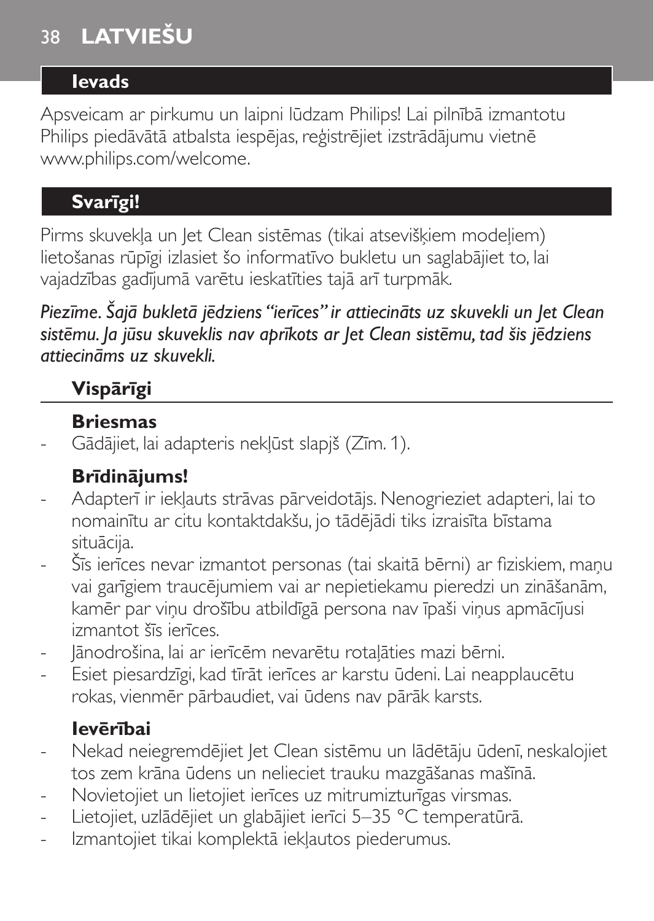## Ievads

Apsveicam ar pirkumu un laipni lūdzam Philips! Lai pilnībā izmantotu Philips piedāvātā atbalsta iespējas, reģistrējiet izstrādājumu vietnē www.philips.com/welcome.

## Svarīgi!

Pirms skuvekļa un Jet Clean sistēmas (tikai atsevišķiem modeļiem) lietošanas rūpīgi izlasiet šo informatīvo bukletu un saglabājiet to, lai vajadzības gadījumā varētu ieskatīties tajā arī turpmāk.

*Piezīme. Šajā bukletā jēdziens “ierīces” ir attiecināts uz skuvekli un Jet Clean sistēmu. Ja jūsu skuveklis nav aprīkots ar Jet Clean sistēmu, tad šis jēdziens attiecināms uz skuvekli.*

### Vispārīgi

#### Briesmas

- Gādājiet, lai adapteris nekļūst slapjš (Zīm. 1).

#### Brīdinājums!

- Adapterī ir iekļauts strāvas pārveidotājs. Nenogrieziet adapteri, lai to nomainītu ar citu kontaktdakšu, jo tādējādi tiks izraisīta bīstama situācija.
- Šīs ierīces nevar izmantot personas (tai skaitā bērni) ar fiziskiem, maņu vai garīgiem traucējumiem vai ar nepietiekamu pieredzi un zināšanām, kamēr par viņu drošību atbildīgā persona nav īpaši viņus apmācījusi izmantot šīs ierīces.
- Jānodrošina, lai ar ierīcēm nevarētu rotaļāties mazi bērni.
- Esiet piesardzīgi, kad tīrāt ierīces ar karstu ūdeni. Lai neapplaucētu rokas, vienmēr pārbaudiet, vai ūdens nav pārāk karsts.

#### Ievērībai

- Nekad neiegremdējiet Jet Clean sistēmu un lādētāju ūdenī, neskalojiet tos zem krāna ūdens un nelieciet trauku mazgāšanas mašīnā.
- Novietojiet un lietojiet ierīces uz mitrumizturīgas virsmas.
- Lietojiet, uzlādējiet un glabājiet ierīci 5–35 °C temperatūrā.
- Izmantojiet tikai komplektā iekļautos piederumus.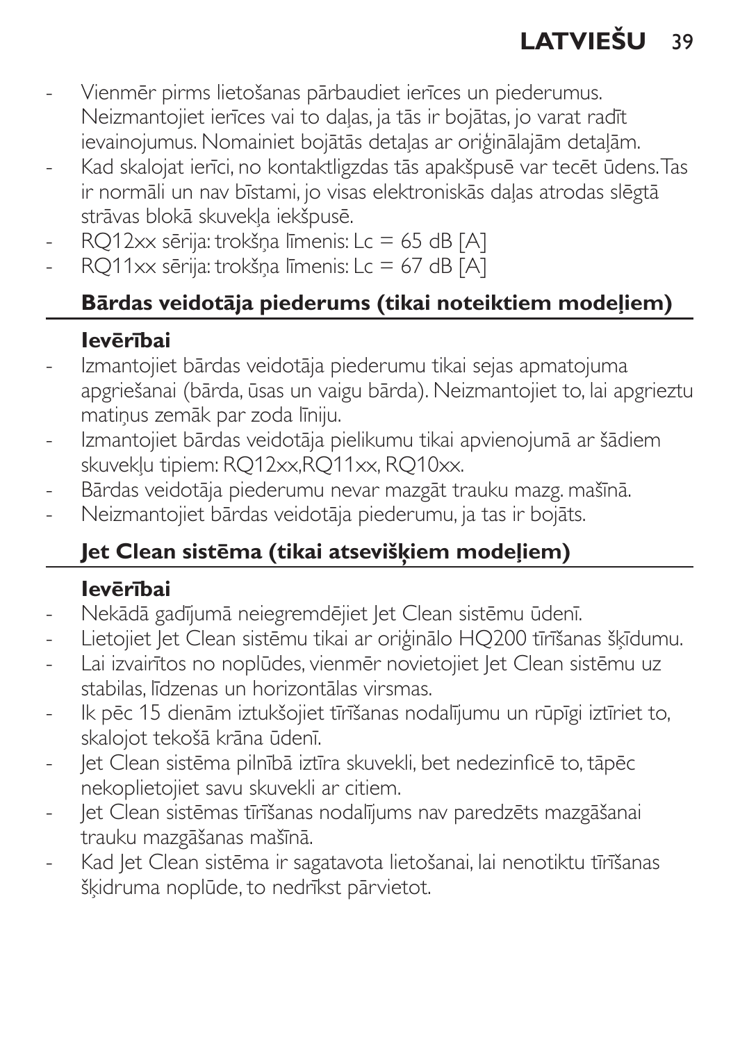- Vienmēr pirms lietošanas pārbaudiet ierīces un piederumus. Neizmantojiet ierīces vai to daļas, ja tās ir bojātas, jo varat radīt ievainojumus. Nomainiet bojātās detaļas ar oriģinālajām detaļām.
- Kad skalojat ierīci, no kontaktligzdas tās apakšpusē var tecēt ūdens. Tas ir normāli un nav bīstami, jo visas elektroniskās daļas atrodas slēgtā strāvas blokā skuvekļa iekšpusē.
- RQ12xx sērija: trokšņa līmenis: Lc = 65 dB [A]
- RQ11xx sērija: trokšņa līmenis: Lc = 67 dB [A]

## Bārdas veidotāja piederums (tikai noteiktiem modeļiem)

**Ievērībai**

- Izmantojiet bārdas veidotāja piederumu tikai sejas apmatojuma apgriešanai (bārda, ūsas un vaigu bārda). Neizmantojiet to, lai apgrieztu matiņus zemāk par zoda līniju.
- Izmantojiet bārdas veidotāja pielikumu tikai apvienojumā ar šādiem skuvekļu tipiem: RQ12xx,RQ11xx, RQ10xx.
- Bārdas veidotāja piederumu nevar mazgāt trauku mazg. mašīnā.
- Neizmantojiet bārdas veidotāja piederumu, ja tas ir bojāts.

## Jet Clean sistēma (tikai atsevišķiem modeļiem)

**Ievērībai**

- Nekādā gadījumā neiegremdējiet Jet Clean sistēmu ūdenī.
- Lietojiet Jet Clean sistēmu tikai ar oriģinālo HQ200 tīrīšanas šķīdumu.
- Lai izvairītos no noplūdes, vienmēr novietojiet Jet Clean sistēmu uz stabilas, līdzenas un horizontālas virsmas.
- Ik pēc 15 dienām iztukšojiet tīrīšanas nodalījumu un rūpīgi iztīriet to, skalojot tekošā krāna ūdenī.
- Jet Clean sistēma pilnībā iztīra skuvekli, bet nedezinficē to, tāpēc nekoplietojiet savu skuvekli ar citiem.
- Jet Clean sistēmas tīrīšanas nodalījums nav paredzēts mazgāšanai trauku mazgāšanas mašīnā.
- Kad Jet Clean sistēma ir sagatavota lietošanai, lai nenotiktu tīrīšanas šķidruma noplūde, to nedrīkst pārvietot.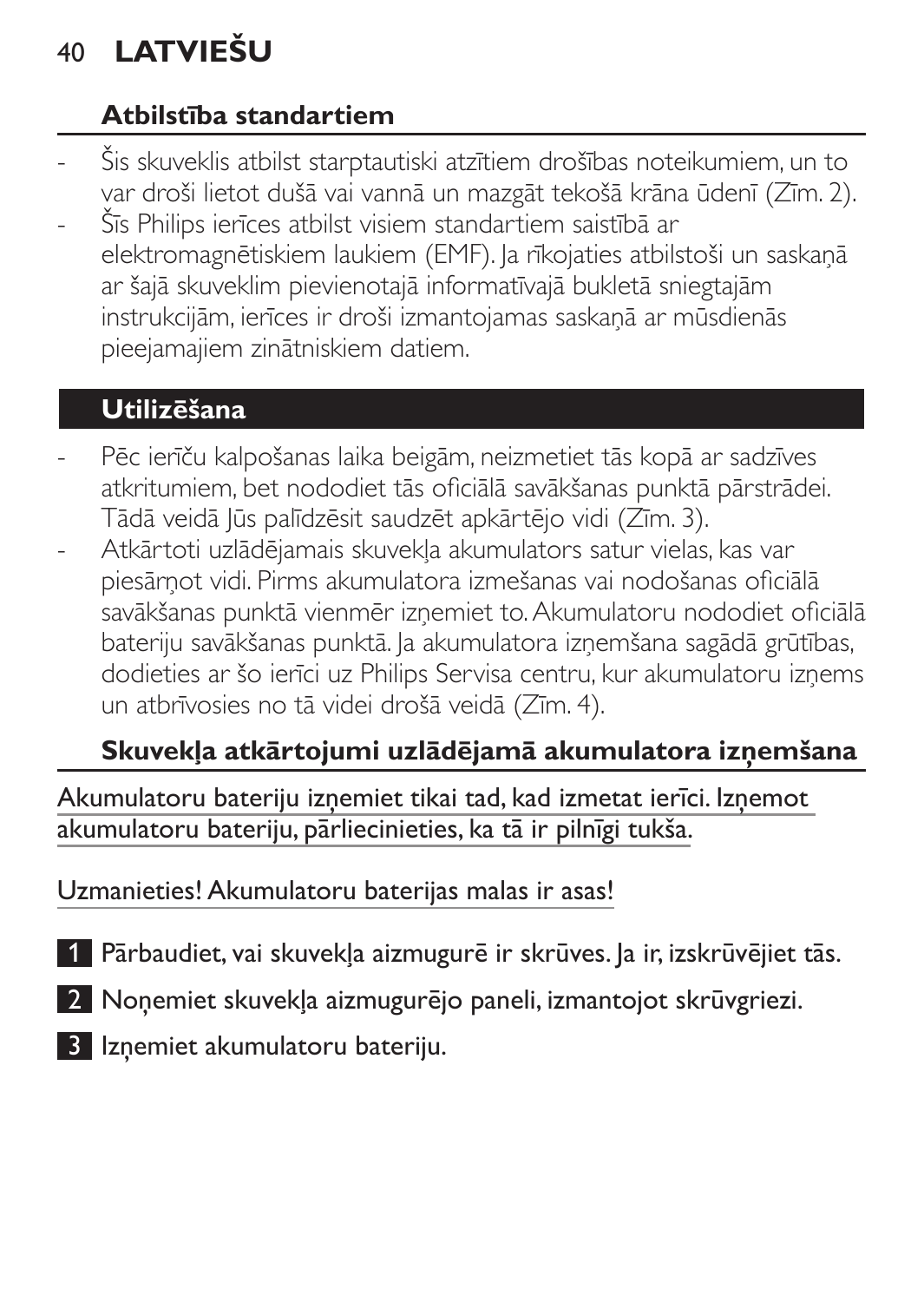## Atbilstība standartiem

- Šis skuveklis atbilst starptautiski atzītiem drošības noteikumiem, un to var droši lietot dušā vai vannā un mazgāt tekošā krāna ūdenī (Zīm. 2).
- Šīs Philips ierīces atbilst visiem standartiem saistībā ar elektromagnētiskiem laukiem (EMF). Ja rīkojaties atbilstoši un saskaņā ar šajā skuveklim pievienotajā informatīvajā bukletā sniegtajām instrukcijām, ierīces ir droši izmantojamas saskaņā ar mūsdienās pieejamajiem zinātniskiem datiem.

## Utilizēšana

- Pēc ierīču kalpošanas laika beigām, neizmetiet tās kopā ar sadzīves atkritumiem, bet nododiet tās oficiālā savākšanas punktā pārstrādei. Tādā veidā Jūs palīdzēsit saudzēt apkārtējo vidi (Zīm. 3).
- Atkārtoti uzlādējamais skuvekļa akumulators satur vielas, kas var piesārņot vidi. Pirms akumulatora izmešanas vai nodošanas oficiālā savākšanas punktā vienmēr izņemiet to. Akumulatoru nododiet oficiālā bateriju savākšanas punktā. Ja akumulatora izņemšana sagādā grūtības, dodieties ar šo ierīci uz Philips Servisa centru, kur akumulatoru izņems un atbrīvosies no tā videi drošā veidā (Zīm. 4).

### Skuvekļa atkārtojumi uzlādējamā akumulatora izņemšana

Akumulatoru bateriju izņemiet tikai tad, kad izmetat ierīci. Izņemot akumulatoru bateriju, pārliecinieties, ka tā ir pilnīgi tukša.

Uzmanieties! Akumulatoru baterijas malas ir asas!

1. Pārbaudiet, vai skuvekļa aizmugurē ir skrūves. Ja ir, izskrūvējiet tās.
2. Noņemiet skuvekļa aizmugurējo paneli, izmantojot skrūvgriezi.
3. Izņemiet akumulatoru bateriju.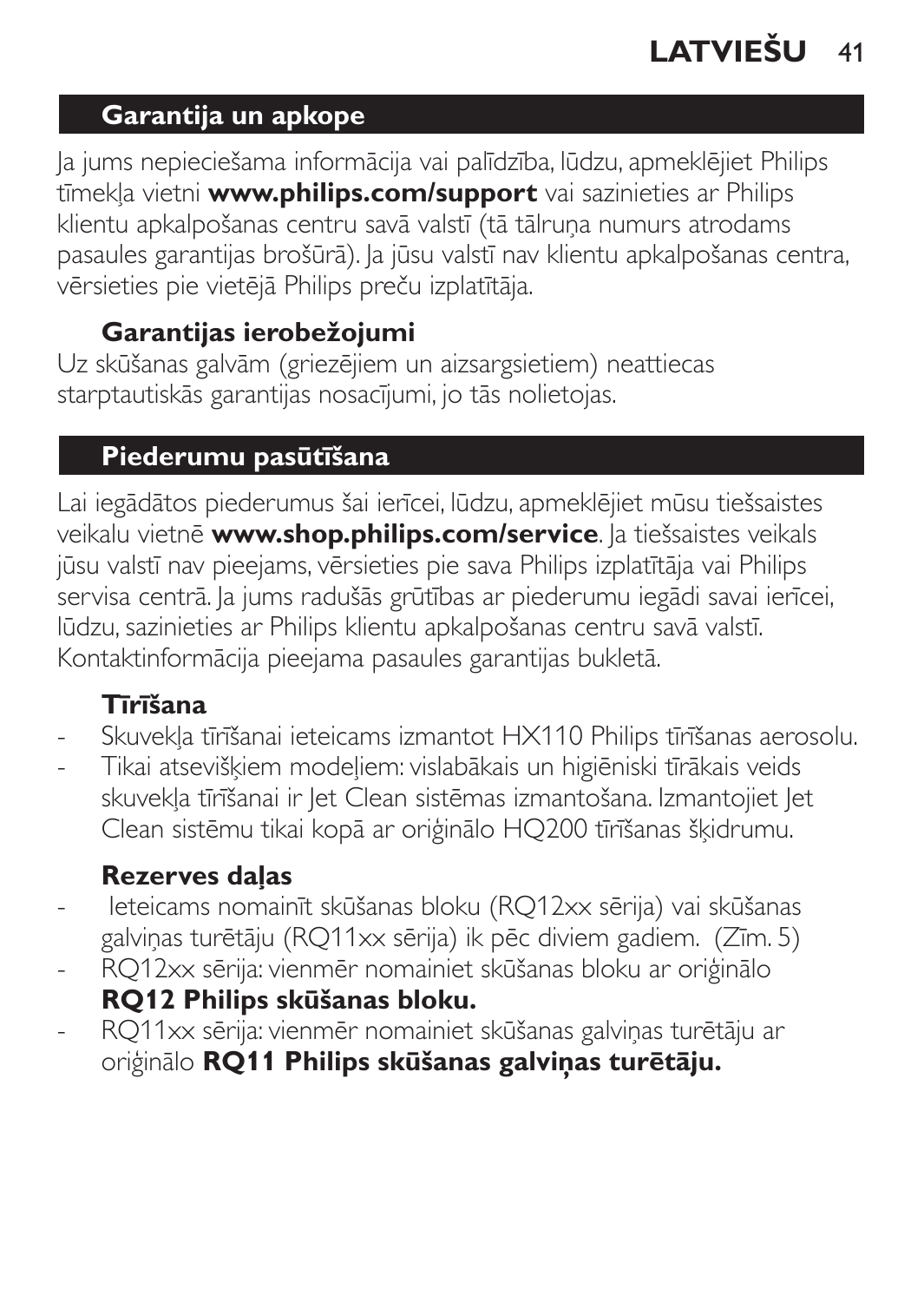## Garantija un apkope

Ja jums nepieciešama informācija vai palīdzība, lūdzu, apmeklējiet Philips tīmekļa vietni **www.philips.com/support** vai sazinieties ar Philips klientu apkalpošanas centru savā valstī (tā tālruņa numurs atrodams pasaules garantijas brošūrā). Ja jūsu valstī nav klientu apkalpošanas centra, vērsieties pie vietējā Philips preču izplatītāja.

### Garantijas ierobežojumi

Uz skūšanas galvām (griezējiem un aizsargsietiem) neattiecas starptautiskās garantijas nosacījumi, jo tās nolietojas.

## Piederumu pasūtīšana

Lai iegādātos piederumus šai ierīcei, lūdzu, apmeklējiet mūsu tiešsaistes veikalu vietnē **www.shop.philips.com/service**. Ja tiešsaistes veikals jūsu valstī nav pieejams, vērsieties pie sava Philips izplatītāja vai Philips servisa centrā. Ja jums radušās grūtības ar piederumu iegādi savai ierīcei, lūdzu, sazinieties ar Philips klientu apkalpošanas centru savā valstī. Kontaktinformācija pieejama pasaules garantijas bukletā.

### Tīrīšana

- Skuvekļa tīrīšanai ieteicams izmantot HX110 Philips tīrīšanas aerosolu.
- Tikai atsevišķiem modeļiem: vislabākais un higiēniski tīrākais veids skuvekļa tīrīšanai ir Jet Clean sistēmas izmantošana. Izmantojiet Jet Clean sistēmu tikai kopā ar oriģinālo HQ200 tīrīšanas šķidrumu.

### Rezerves daļas

- Ieteicams nomainīt skūšanas bloku (RQ12xx sērija) vai skūšanas galviņas turētāju (RQ11xx sērija) ik pēc diviem gadiem. (Zīm. 5)
- RQ12xx sērija: vienmēr nomainiet skūšanas bloku ar oriģinālo **RQ12 Philips skūšanas bloku.**
- RQ11xx sērija: vienmēr nomainiet skūšanas galviņas turētāju ar oriģinālo **RQ11 Philips skūšanas galviņas turētāju.**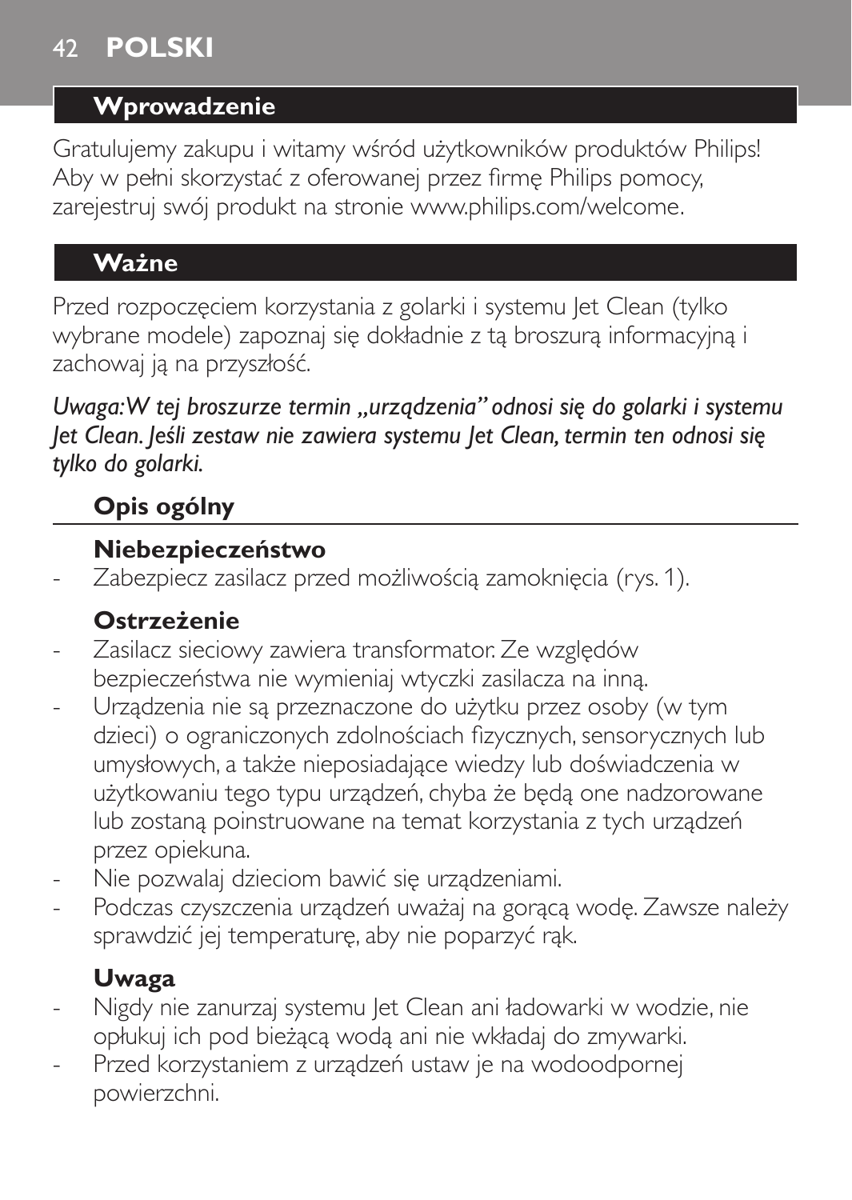## Wprowadzenie

Gratulujemy zakupu i witamy wśród użytkowników produktów Philips! Aby w pełni skorzystać z oferowanej przez firmę Philips pomocy, zarejestruj swój produkt na stronie www.philips.com/welcome.

## Ważne

Przed rozpoczęciem korzystania z golarki i systemu Jet Clean (tylko wybrane modele) zapoznaj się dokładnie z tą broszurą informacyjną i zachowaj ją na przyszłość.

*Uwaga: W tej broszurze termin „urządzenia" odnosi się do golarki i systemu Jet Clean. Jeśli zestaw nie zawiera systemu Jet Clean, termin ten odnosi się tylko do golarki.*

### Opis ogólny

**Niebezpieczeństwo**

- Zabezpiecz zasilacz przed możliwością zamoknięcia (rys. 1).

**Ostrzeżenie**

- Zasilacz sieciowy zawiera transformator. Ze względów bezpieczeństwa nie wymieniaj wtyczki zasilacza na inną.
- Urządzenia nie są przeznaczone do użytku przez osoby (w tym dzieci) o ograniczonych zdolnościach fizycznych, sensorycznych lub umysłowych, a także nieposiadające wiedzy lub doświadczenia w użytkowaniu tego typu urządzeń, chyba że będą one nadzorowane lub zostaną poinstruowane na temat korzystania z tych urządzeń przez opiekuna.
- Nie pozwalaj dzieciom bawić się urządzeniami.
- Podczas czyszczenia urządzeń uważaj na gorącą wodę. Zawsze należy sprawdzić jej temperaturę, aby nie poparzyć rąk.

**Uwaga**

- Nigdy nie zanurzaj systemu Jet Clean ani ładowarki w wodzie, nie opłukuj ich pod bieżącą wodą ani nie wkładaj do zmywarki.
- Przed korzystaniem z urządzeń ustaw je na wodoodpornej powierzchni.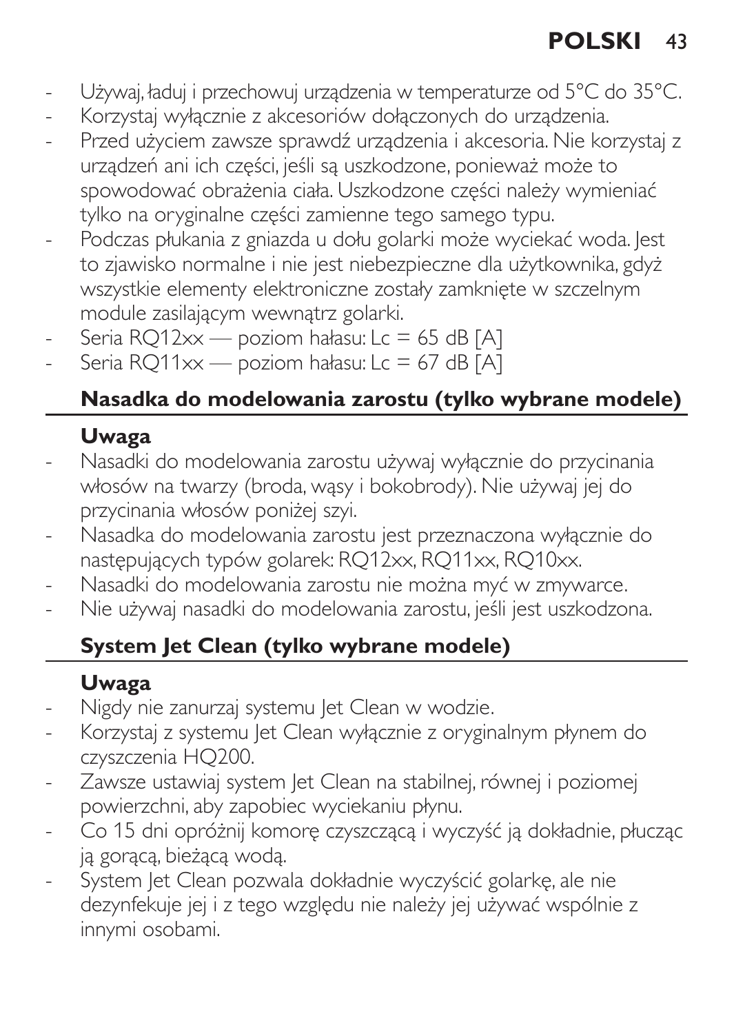- Używaj, ładuj i przechowuj urządzenia w temperaturze od 5°C do 35°C.
- Korzystaj wyłącznie z akcesoriów dołączonych do urządzenia.
- Przed użyciem zawsze sprawdź urządzenia i akcesoria. Nie korzystaj z urządzeń ani ich części, jeśli są uszkodzone, ponieważ może to spowodować obrażenia ciała. Uszkodzone części należy wymieniać tylko na oryginalne części zamienne tego samego typu.
- Podczas płukania z gniazda u dołu golarki może wyciekać woda. Jest to zjawisko normalne i nie jest niebezpieczne dla użytkownika, gdyż wszystkie elementy elektroniczne zostały zamknięte w szczelnym module zasilającym wewnątrz golarki.
- Seria RQ12xx — poziom hałasu: Lc = 65 dB [A]
- Seria RQ11xx — poziom hałasu: Lc = 67 dB [A]

## Nasadka do modelowania zarostu (tylko wybrane modele)

### Uwaga

- Nasadki do modelowania zarostu używaj wyłącznie do przycinania włosów na twarzy (broda, wąsy i bokobrody). Nie używaj jej do przycinania włosów poniżej szyi.
- Nasadka do modelowania zarostu jest przeznaczona wyłącznie do następujących typów golarek: RQ12xx, RQ11xx, RQ10xx.
- Nasadki do modelowania zarostu nie można myć w zmywarce.
- Nie używaj nasadki do modelowania zarostu, jeśli jest uszkodzona.

## System Jet Clean (tylko wybrane modele)

### Uwaga

- Nigdy nie zanurzaj systemu Jet Clean w wodzie.
- Korzystaj z systemu Jet Clean wyłącznie z oryginalnym płynem do czyszczenia HQ200.
- Zawsze ustawiaj system Jet Clean na stabilnej, równej i poziomej powierzchni, aby zapobiec wyciekaniu płynu.
- Co 15 dni opróżnij komorę czyszczącą i wyczyść ją dokładnie, płucząc ją gorącą, bieżącą wodą.
- System Jet Clean pozwala dokładnie wyczyścić golarkę, ale nie dezynfekuje jej i z tego względu nie należy jej używać wspólnie z innymi osobami.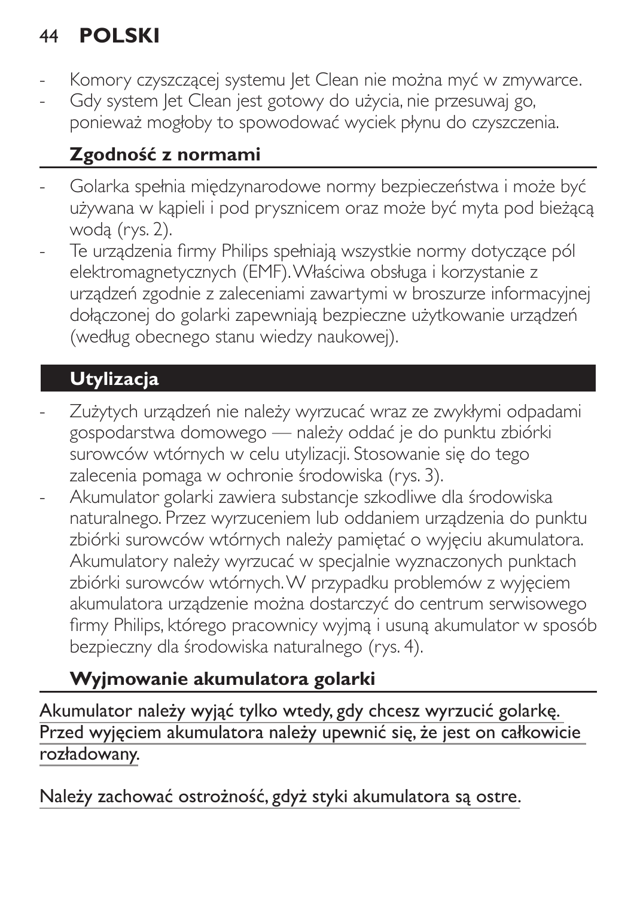- Komory czyszczącej systemu Jet Clean nie można myć w zmywarce.
- Gdy system Jet Clean jest gotowy do użycia, nie przesuwaj go, ponieważ mogłoby to spowodować wyciek płynu do czyszczenia.

### Zgodność z normami

- Golarka spełnia międzynarodowe normy bezpieczeństwa i może być używana w kąpieli i pod prysznicem oraz może być myta pod bieżącą wodą (rys. 2).
- Te urządzenia firmy Philips spełniają wszystkie normy dotyczące pól elektromagnetycznych (EMF). Właściwa obsługa i korzystanie z urządzeń zgodnie z zaleceniami zawartymi w broszurze informacyjnej dołączonej do golarki zapewniają bezpieczne użytkowanie urządzeń (według obecnego stanu wiedzy naukowej).

## Utylizacja

- Zużytych urządzeń nie należy wyrzucać wraz ze zwykłymi odpadami gospodarstwa domowego — należy oddać je do punktu zbiórki surowców wtórnych w celu utylizacji. Stosowanie się do tego zalecenia pomaga w ochronie środowiska (rys. 3).
- Akumulator golarki zawiera substancje szkodliwe dla środowiska naturalnego. Przez wyrzuceniem lub oddaniem urządzenia do punktu zbiórki surowców wtórnych należy pamiętać o wyjęciu akumulatora. Akumulatory należy wyrzucać w specjalnie wyznaczonych punktach zbiórki surowców wtórnych. W przypadku problemów z wyjęciem akumulatora urządzenie można dostarczyć do centrum serwisowego firmy Philips, którego pracownicy wyjmą i usuną akumulator w sposób bezpieczny dla środowiska naturalnego (rys. 4).

### Wyjmowanie akumulatora golarki

Akumulator należy wyjąć tylko wtedy, gdy chcesz wyrzucić golarkę. Przed wyjęciem akumulatora należy upewnić się, że jest on całkowicie rozładowany.

Należy zachować ostrożność, gdyż styki akumulatora są ostre.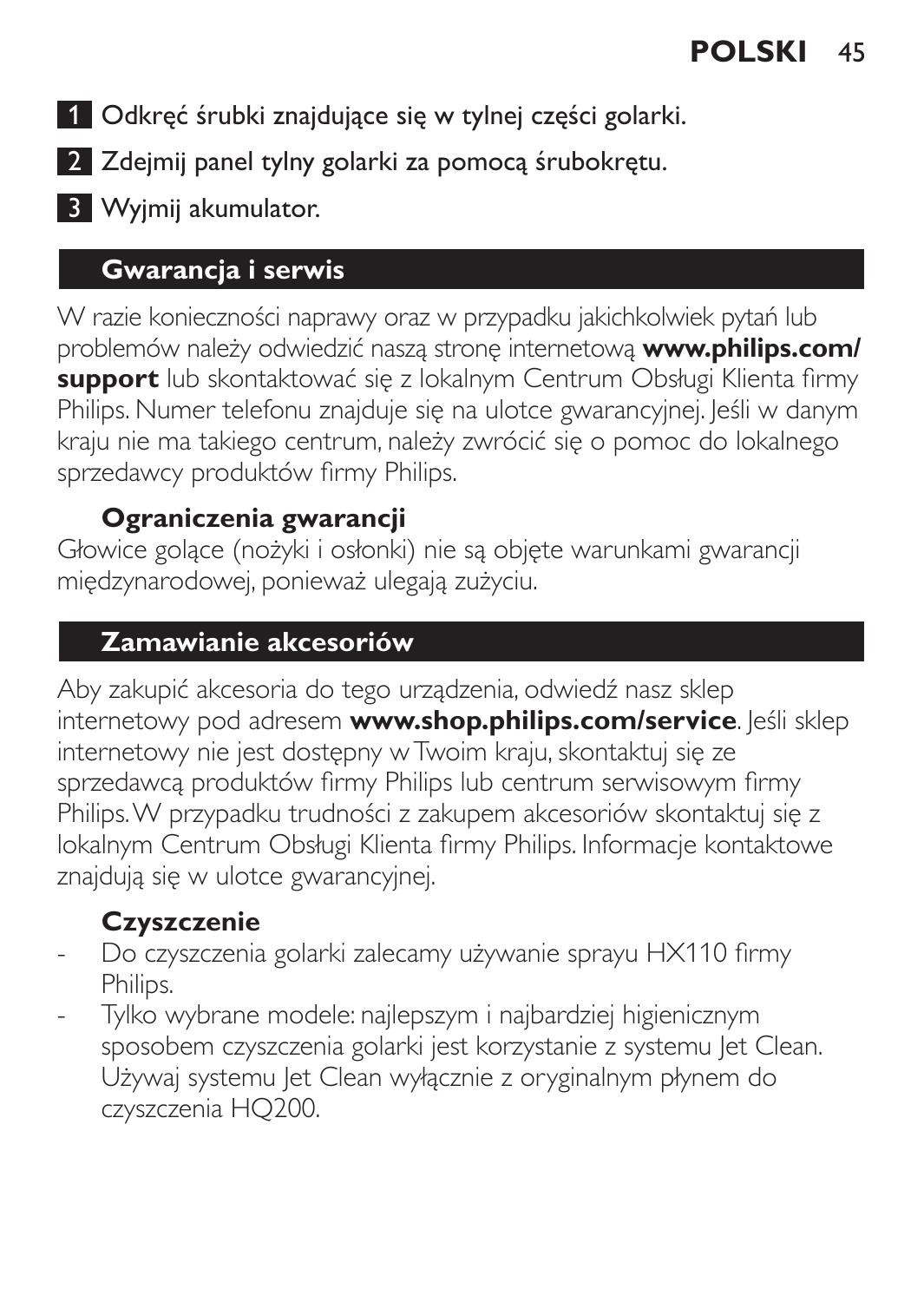1 Odkręć śrubki znajdujące się w tylnej części golarki.

2 Zdejmij panel tylny golarki za pomocą śrubokrętu.

3 Wyjmij akumulator.

## Gwarancja i serwis

W razie konieczności naprawy oraz w przypadku jakichkolwiek pytań lub problemów należy odwiedzić naszą stronę internetową **www.philips.com/support** lub skontaktować się z lokalnym Centrum Obsługi Klienta firmy Philips. Numer telefonu znajduje się na ulotce gwarancyjnej. Jeśli w danym kraju nie ma takiego centrum, należy zwrócić się o pomoc do lokalnego sprzedawcy produktów firmy Philips.

### Ograniczenia gwarancji

Głowice golące (nożyki i osłonki) nie są objęte warunkami gwarancji międzynarodowej, ponieważ ulegają zużyciu.

## Zamawianie akcesoriów

Aby zakupić akcesoria do tego urządzenia, odwiedź nasz sklep internetowy pod adresem **www.shop.philips.com/service**. Jeśli sklep internetowy nie jest dostępny w Twoim kraju, skontaktuj się ze sprzedawcą produktów firmy Philips lub centrum serwisowym firmy Philips. W przypadku trudności z zakupem akcesoriów skontaktuj się z lokalnym Centrum Obsługi Klienta firmy Philips. Informacje kontaktowe znajdują się w ulotce gwarancyjnej.

### Czyszczenie

- Do czyszczenia golarki zalecamy używanie sprayu HX110 firmy Philips.
- Tylko wybrane modele: najlepszym i najbardziej higienicznym sposobem czyszczenia golarki jest korzystanie z systemu Jet Clean. Używaj systemu Jet Clean wyłącznie z oryginalnym płynem do czyszczenia HQ200.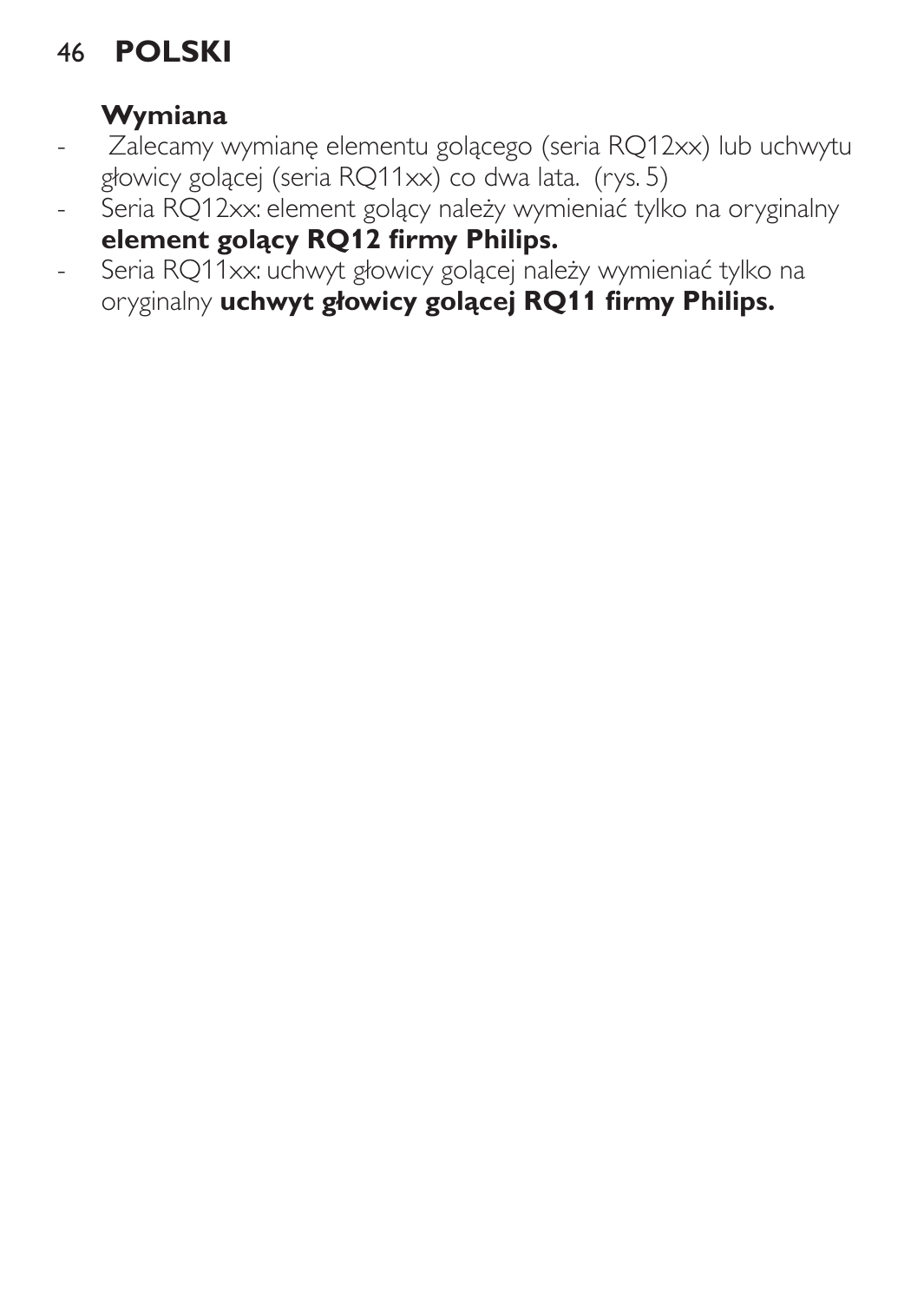**Wymiana**

- Zalecamy wymianę elementu golącego (seria RQ12xx) lub uchwytu głowicy golącej (seria RQ11xx) co dwa lata. (rys. 5)
- Seria RQ12xx: element golący należy wymieniać tylko na oryginalny **element golący RQ12 firmy Philips.**
- Seria RQ11xx: uchwyt głowicy golącej należy wymieniać tylko na oryginalny **uchwyt głowicy golącej RQ11 firmy Philips.**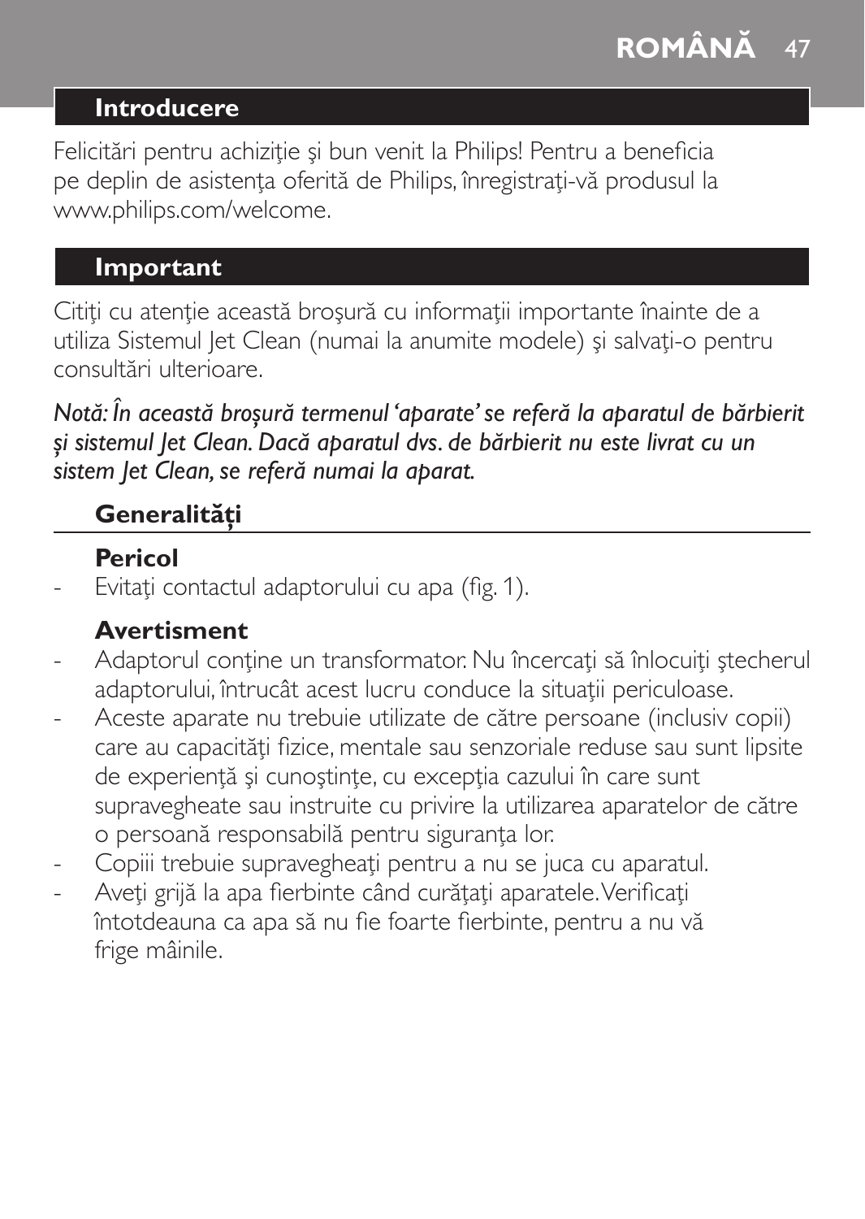## Introducere

Felicitări pentru achiziţie şi bun venit la Philips! Pentru a beneficia pe deplin de asistenţa oferită de Philips, înregistraţi-vă produsul la www.philips.com/welcome.

## Important

Citiţi cu atenţie această broşură cu informaţii importante înainte de a utiliza Sistemul Jet Clean (numai la anumite modele) şi salvaţi-o pentru consultări ulterioare.

*Notă: În această broşură termenul 'aparate' se referă la aparatul de bărbierit şi sistemul Jet Clean. Dacă aparatul dvs. de bărbierit nu este livrat cu un sistem Jet Clean, se referă numai la aparat.*

### Generalităţi

#### Pericol

- Evitaţi contactul adaptorului cu apa (fig. 1).

#### Avertisment

- Adaptorul conţine un transformator. Nu încercaţi să înlocuiţi ştecherul adaptorului, întrucât acest lucru conduce la situaţii periculoase.
- Aceste aparate nu trebuie utilizate de către persoane (inclusiv copii) care au capacităţi fizice, mentale sau senzoriale reduse sau sunt lipsite de experienţă şi cunoştinţe, cu excepţia cazului în care sunt supravegheate sau instruite cu privire la utilizarea aparatelor de către o persoană responsabilă pentru siguranţa lor.
- Copiii trebuie supravegheaţi pentru a nu se juca cu aparatul.
- Aveţi grijă la apa fierbinte când curăţaţi aparatele. Verificaţi întotdeauna ca apa să nu fie foarte fierbinte, pentru a nu vă frige mâinile.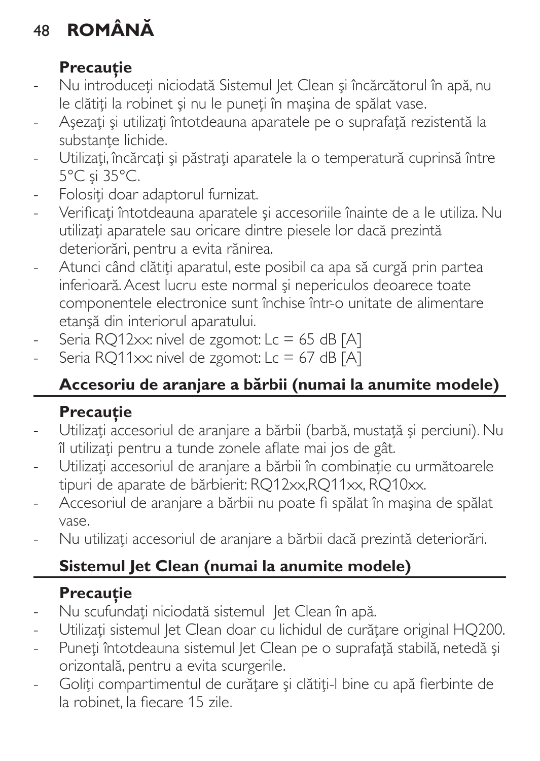**Precauţie**

- Nu introduceţi niciodată Sistemul Jet Clean şi încărcătorul în apă, nu le clătiţi la robinet şi nu le puneţi în maşina de spălat vase.
- Aşezaţi şi utilizaţi întotdeauna aparatele pe o suprafaţă rezistentă la substanţe lichide.
- Utilizaţi, încărcaţi şi păstraţi aparatele la o temperatură cuprinsă între 5°C şi 35°C.
- Folosiţi doar adaptorul furnizat.
- Verificaţi întotdeauna aparatele şi accesoriile înainte de a le utiliza. Nu utilizaţi aparatele sau oricare dintre piesele lor dacă prezintă deteriorări, pentru a evita rănirea.
- Atunci când clătiţi aparatul, este posibil ca apa să curgă prin partea inferioară. Acest lucru este normal şi nepericulos deoarece toate componentele electronice sunt închise într-o unitate de alimentare etanşă din interiorul aparatului.
- Seria RQ12xx: nivel de zgomot: Lc = 65 dB [A]
- Seria RQ11xx: nivel de zgomot: Lc = 67 dB [A]

## Accesoriu de aranjare a bărbii (numai la anumite modele)

**Precauţie**

- Utilizaţi accesoriul de aranjare a bărbii (barbă, mustaţă şi perciuni). Nu îl utilizaţi pentru a tunde zonele aflate mai jos de gât.
- Utilizaţi accesoriul de aranjare a bărbii în combinaţie cu următoarele tipuri de aparate de bărbierit: RQ12xx,RQ11xx, RQ10xx.
- Accesoriul de aranjare a bărbii nu poate fi spălat în maşina de spălat vase.
- Nu utilizaţi accesoriul de aranjare a bărbii dacă prezintă deteriorări.

## Sistemul Jet Clean (numai la anumite modele)

**Precauţie**

- Nu scufundaţi niciodată sistemul Jet Clean în apă.
- Utilizaţi sistemul Jet Clean doar cu lichidul de curăţare original HQ200.
- Puneţi întotdeauna sistemul Jet Clean pe o suprafaţă stabilă, netedă şi orizontală, pentru a evita scurgerile.
- Goliţi compartimentul de curăţare şi clătiţi-l bine cu apă fierbinte de la robinet, la fiecare 15 zile.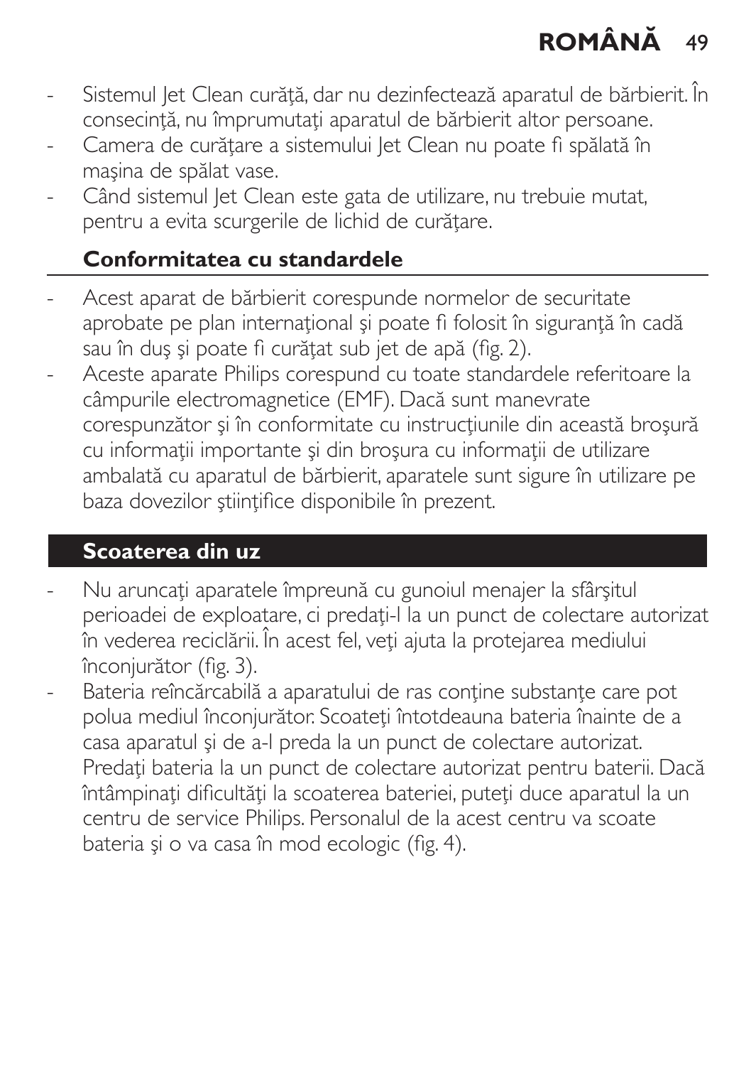- Sistemul Jet Clean curăţă, dar nu dezinfectează aparatul de bărbierit. În consecinţă, nu împrumutaţi aparatul de bărbierit altor persoane.
- Camera de curăţare a sistemului Jet Clean nu poate fi spălată în maşina de spălat vase.
- Când sistemul Jet Clean este gata de utilizare, nu trebuie mutat, pentru a evita scurgerile de lichid de curăţare.

### Conformitatea cu standardele

- Acest aparat de bărbierit corespunde normelor de securitate aprobate pe plan internaţional şi poate fi folosit în siguranţă în cadă sau în duş şi poate fi curăţat sub jet de apă (fig. 2).
- Aceste aparate Philips corespund cu toate standardele referitoare la câmpurile electromagnetice (EMF). Dacă sunt manevrate corespunzător şi în conformitate cu instrucţiunile din această broşură cu informaţii importante şi din broşura cu informaţii de utilizare ambalată cu aparatul de bărbierit, aparatele sunt sigure în utilizare pe baza dovezilor ştiinţifice disponibile în prezent.

## Scoaterea din uz

- Nu aruncaţi aparatele împreună cu gunoiul menajer la sfârşitul perioadei de exploatare, ci predaţi-l la un punct de colectare autorizat în vederea reciclării. În acest fel, veţi ajuta la protejarea mediului înconjurător (fig. 3).
- Bateria reîncărcabilă a aparatului de ras conţine substanţe care pot polua mediul înconjurător. Scoateţi întotdeauna bateria înainte de a casa aparatul şi de a-l preda la un punct de colectare autorizat. Predaţi bateria la un punct de colectare autorizat pentru baterii. Dacă întâmpinaţi dificultăţi la scoaterea bateriei, puteţi duce aparatul la un centru de service Philips. Personalul de la acest centru va scoate bateria şi o va casa în mod ecologic (fig. 4).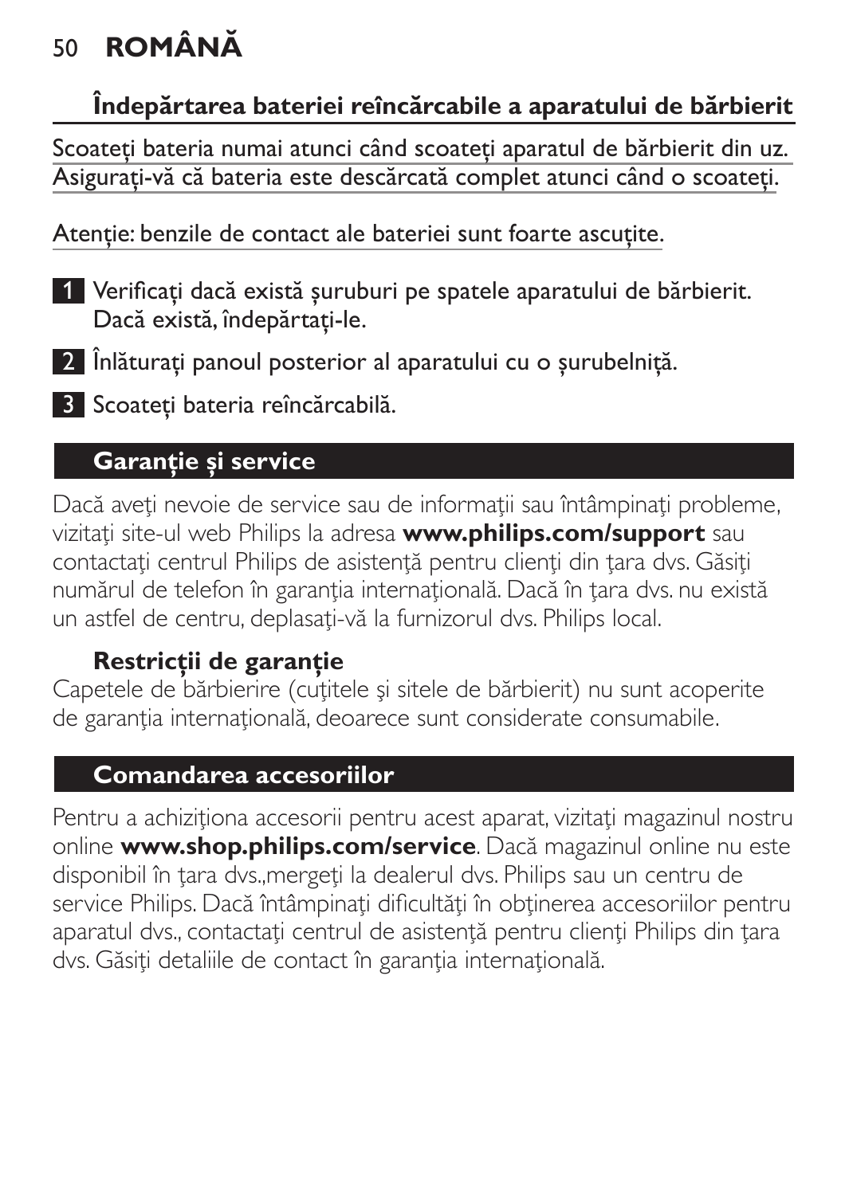## Îndepărtarea bateriei reîncărcabile a aparatului de bărbierit

Scoateți bateria numai atunci când scoateți aparatul de bărbierit din uz. Asigurați-vă că bateria este descărcată complet atunci când o scoateți.

Atenție: benzile de contact ale bateriei sunt foarte ascuțite.

1. Verificați dacă există șuruburi pe spatele aparatului de bărbierit. Dacă există, îndepărtați-le.
2. Înlăturați panoul posterior al aparatului cu o șurubelniță.
3. Scoateți bateria reîncărcabilă.

## Garanție și service

Dacă aveţi nevoie de service sau de informaţii sau întâmpinaţi probleme, vizitaţi site-ul web Philips la adresa **www.philips.com/support** sau contactaţi centrul Philips de asistenţă pentru clienţi din ţara dvs. Găsiţi numărul de telefon în garanţia internaţională. Dacă în ţara dvs. nu există un astfel de centru, deplasaţi-vă la furnizorul dvs. Philips local.

### Restricții de garanție

Capetele de bărbierire (cuţitele şi sitele de bărbierit) nu sunt acoperite de garanţia internaţională, deoarece sunt considerate consumabile.

## Comandarea accesoriilor

Pentru a achiziţiona accesorii pentru acest aparat, vizitaţi magazinul nostru online **www.shop.philips.com/service**. Dacă magazinul online nu este disponibil în ţara dvs.,mergeţi la dealerul dvs. Philips sau un centru de service Philips. Dacă întâmpinaţi dificultăţi în obţinerea accesoriilor pentru aparatul dvs., contactaţi centrul de asistenţă pentru clienţi Philips din ţara dvs. Găsiţi detaliile de contact în garanţia internaţională.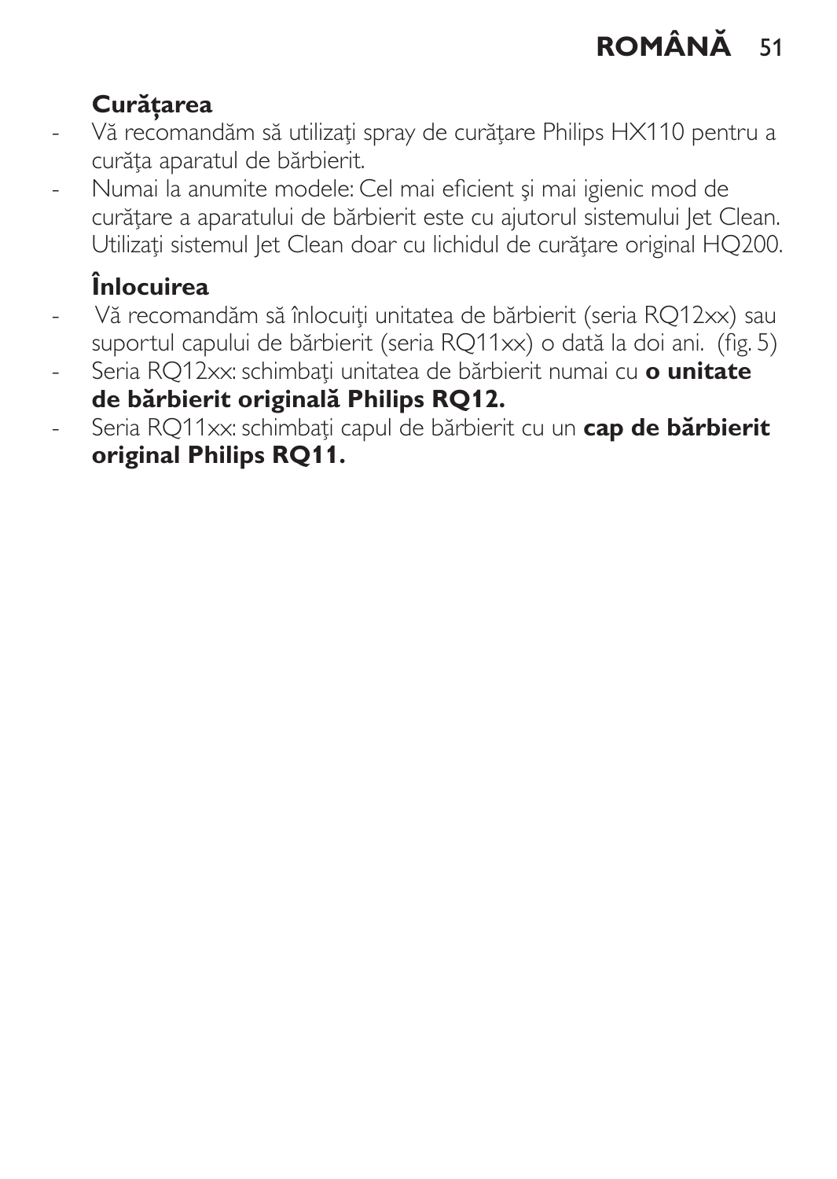**Curățarea**

- Vă recomandăm să utilizaţi spray de curăţare Philips HX110 pentru a curăţa aparatul de bărbierit.
- Numai la anumite modele: Cel mai eficient şi mai igienic mod de curăţare a aparatului de bărbierit este cu ajutorul sistemului Jet Clean. Utilizaţi sistemul Jet Clean doar cu lichidul de curăţare original HQ200.

**Înlocuirea**

- Vă recomandăm să înlocuiţi unitatea de bărbierit (seria RQ12xx) sau suportul capului de bărbierit (seria RQ11xx) o dată la doi ani. (fig. 5)
- Seria RQ12xx: schimbaţi unitatea de bărbierit numai cu **o unitate de bărbierit originală Philips RQ12.**
- Seria RQ11xx: schimbaţi capul de bărbierit cu un **cap de bărbierit original Philips RQ11.**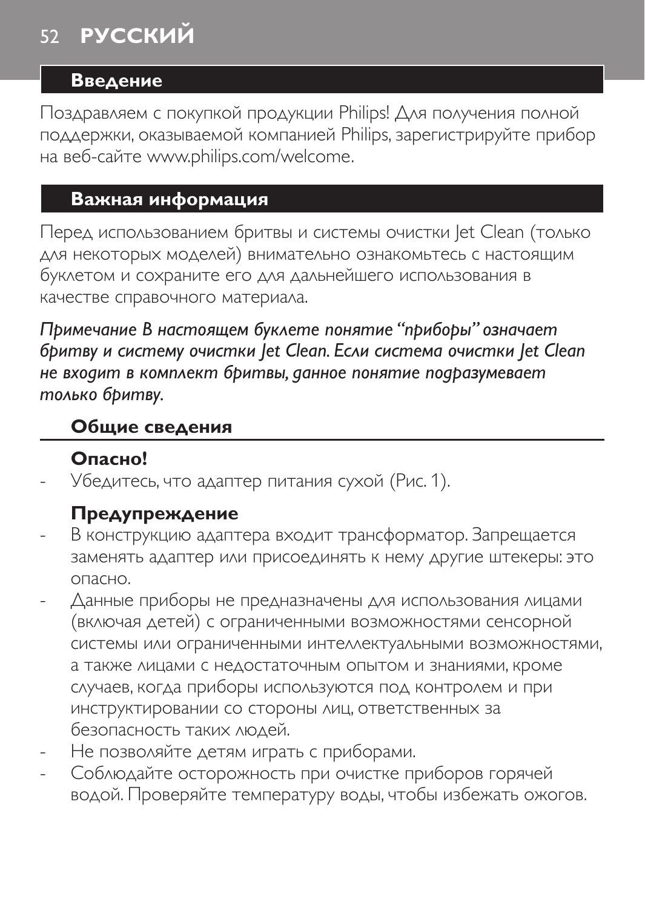## Введение

Поздравляем с покупкой продукции Philips! Для получения полной поддержки, оказываемой компанией Philips, зарегистрируйте прибор на веб-сайте www.philips.com/welcome.

## Важная информация

Перед использованием бритвы и системы очистки Jet Clean (только для некоторых моделей) внимательно ознакомьтесь с настоящим буклетом и сохраните его для дальнейшего использования в качестве справочного материала.

*Примечание В настоящем буклете понятие "приборы" означает бритву и систему очистки Jet Clean. Если система очистки Jet Clean не входит в комплект бритвы, данное понятие подразумевает только бритву.*

### Общие сведения

#### Опасно!

- Убедитесь, что адаптер питания сухой (Рис. 1).

#### Предупреждение

- В конструкцию адаптера входит трансформатор. Запрещается заменять адаптер или присоединять к нему другие штекеры: это опасно.
- Данные приборы не предназначены для использования лицами (включая детей) с ограниченными возможностями сенсорной системы или ограниченными интеллектуальными возможностями, а также лицами с недостаточным опытом и знаниями, кроме случаев, когда приборы используются под контролем и при инструктировании со стороны лиц, ответственных за безопасность таких людей.
- Не позволяйте детям играть с приборами.
- Соблюдайте осторожность при очистке приборов горячей водой. Проверяйте температуру воды, чтобы избежать ожогов.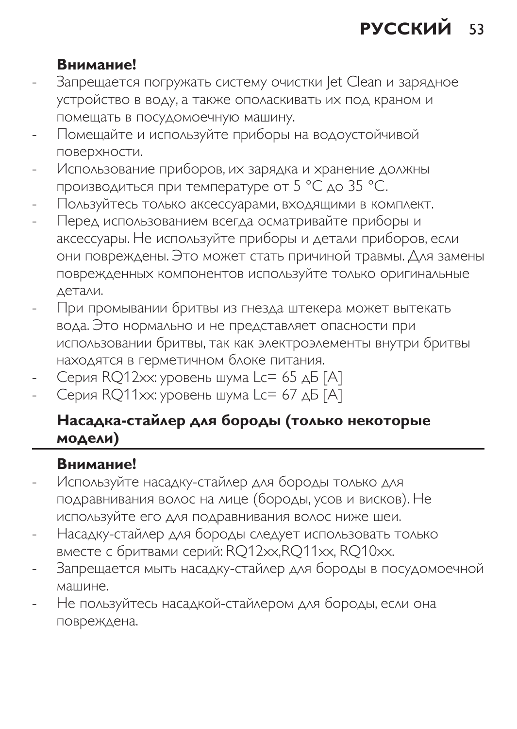**Внимание!**

- Запрещается погружать систему очистки Jet Clean и зарядное устройство в воду, а также ополаскивать их под краном и помещать в посудомоечную машину.
- Помещайте и используйте приборы на водоустойчивой поверхности.
- Использование приборов, их зарядка и хранение должны производиться при температуре от 5 °C до 35 °C.
- Пользуйтесь только аксессуарами, входящими в комплект.
- Перед использованием всегда осматривайте приборы и аксессуары. Не используйте приборы и детали приборов, если они повреждены. Это может стать причиной травмы. Для замены поврежденных компонентов используйте только оригинальные детали.
- При промывании бритвы из гнезда штекера может вытекать вода. Это нормально и не представляет опасности при использовании бритвы, так как электроэлементы внутри бритвы находятся в герметичном блоке питания.
- Серия RQ12xx: уровень шума Lc= 65 дБ [A]
- Серия RQ11xx: уровень шума Lc= 67 дБ [A]

## Насадка-стайлер для бороды (только некоторые модели)

**Внимание!**

- Используйте насадку-стайлер для бороды только для подравнивания волос на лице (бороды, усов и висков). Не используйте его для подравнивания волос ниже шеи.
- Насадку-стайлер для бороды следует использовать только вместе с бритвами серий: RQ12xx,RQ11xx, RQ10xx.
- Запрещается мыть насадку-стайлер для бороды в посудомоечной машине.
- Не пользуйтесь насадкой-стайлером для бороды, если она повреждена.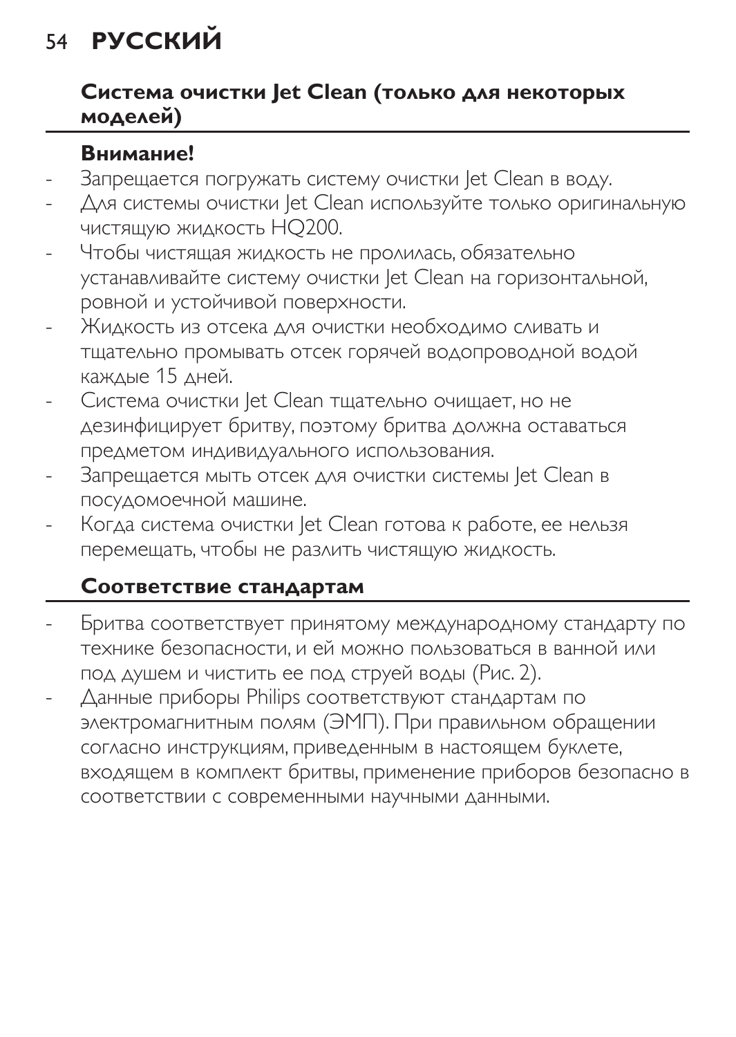## Система очистки Jet Clean (только для некоторых моделей)

**Внимание!**

- Запрещается погружать систему очистки Jet Clean в воду.
- Для системы очистки Jet Clean используйте только оригинальную чистящую жидкость HQ200.
- Чтобы чистящая жидкость не пролилась, обязательно устанавливайте систему очистки Jet Clean на горизонтальной, ровной и устойчивой поверхности.
- Жидкость из отсека для очистки необходимо сливать и тщательно промывать отсек горячей водопроводной водой каждые 15 дней.
- Система очистки Jet Clean тщательно очищает, но не дезинфицирует бритву, поэтому бритва должна оставаться предметом индивидуального использования.
- Запрещается мыть отсек для очистки системы Jet Clean в посудомоечной машине.
- Когда система очистки Jet Clean готова к работе, ее нельзя перемещать, чтобы не разлить чистящую жидкость.

## Соответствие стандартам

- Бритва соответствует принятому международному стандарту по технике безопасности, и ей можно пользоваться в ванной или под душем и чистить ее под струей воды (Рис. 2).
- Данные приборы Philips соответствуют стандартам по электромагнитным полям (ЭМП). При правильном обращении согласно инструкциям, приведенным в настоящем буклете, входящем в комплект бритвы, применение приборов безопасно в соответствии с современными научными данными.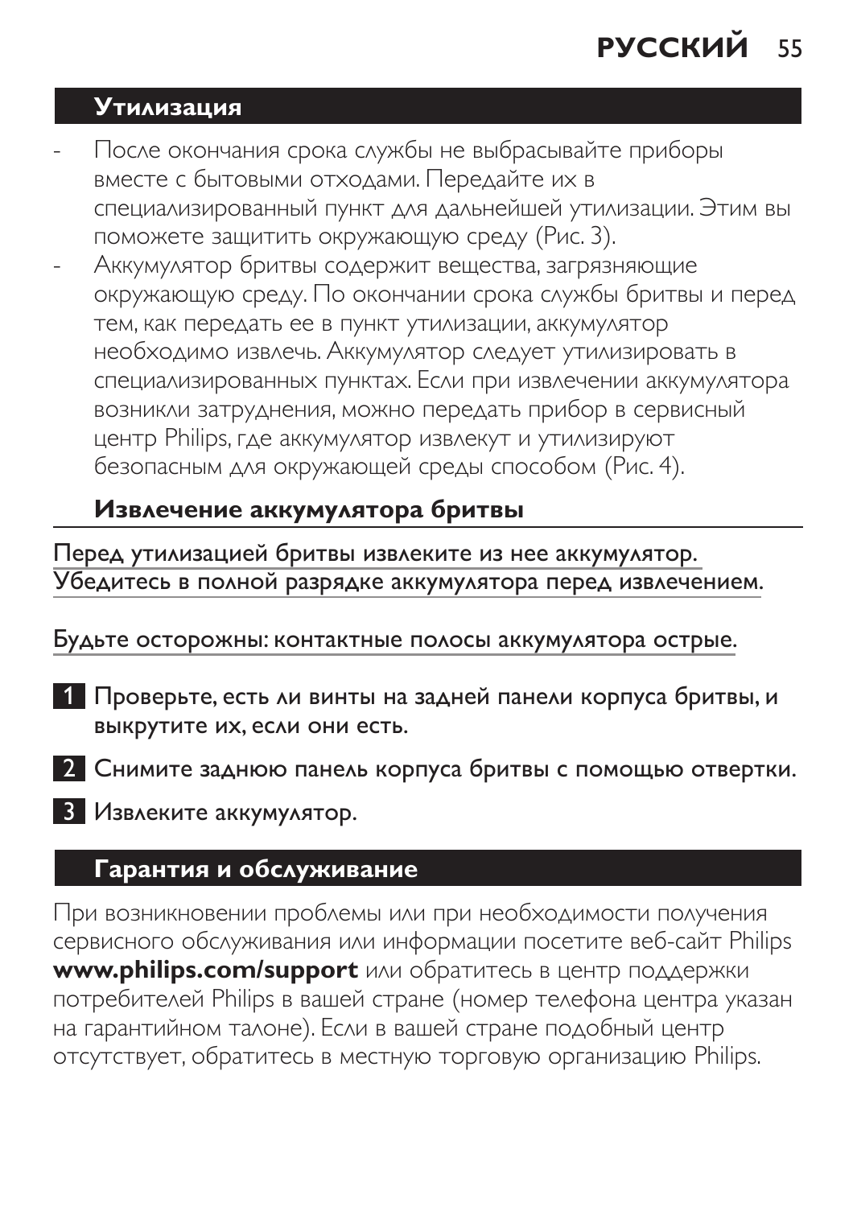## Утилизация

- После окончания срока службы не выбрасывайте приборы вместе с бытовыми отходами. Передайте их в специализированный пункт для дальнейшей утилизации. Этим вы поможете защитить окружающую среду (Рис. 3).
- Аккумулятор бритвы содержит вещества, загрязняющие окружающую среду. По окончании срока службы бритвы и перед тем, как передать ее в пункт утилизации, аккумулятор необходимо извлечь. Аккумулятор следует утилизировать в специализированных пунктах. Если при извлечении аккумулятора возникли затруднения, можно передать прибор в сервисный центр Philips, где аккумулятор извлекут и утилизируют безопасным для окружающей среды способом (Рис. 4).

### Извлечение аккумулятора бритвы

Перед утилизацией бритвы извлеките из нее аккумулятор. Убедитесь в полной разрядке аккумулятора перед извлечением.

Будьте осторожны: контактные полосы аккумулятора острые.

1. Проверьте, есть ли винты на задней панели корпуса бритвы, и выкрутите их, если они есть.
2. Снимите заднюю панель корпуса бритвы с помощью отвертки.
3. Извлеките аккумулятор.

## Гарантия и обслуживание

При возникновении проблемы или при необходимости получения сервисного обслуживания или информации посетите веб-сайт Philips **www.philips.com/support** или обратитесь в центр поддержки потребителей Philips в вашей стране (номер телефона центра указан на гарантийном талоне). Если в вашей стране подобный центр отсутствует, обратитесь в местную торговую организацию Philips.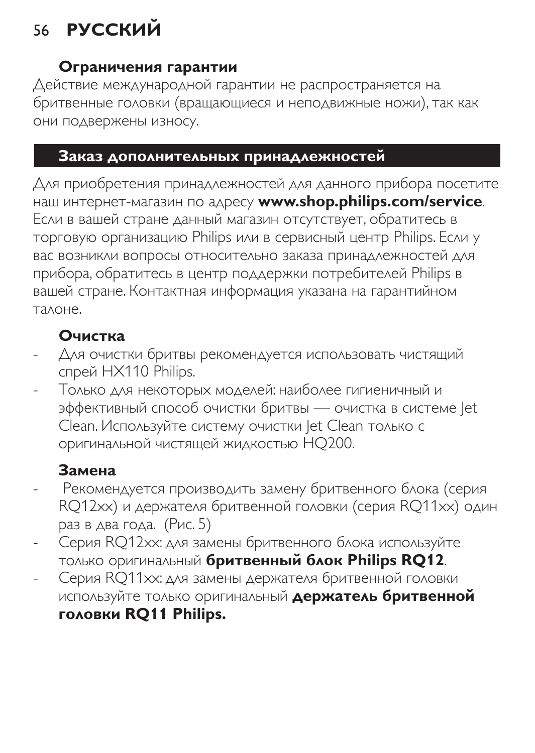### Ограничения гарантии

Действие международной гарантии не распространяется на бритвенные головки (вращающиеся и неподвижные ножи), так как они подвержены износу.

## Заказ дополнительных принадлежностей

Для приобретения принадлежностей для данного прибора посетите наш интернет-магазин по адресу **www.shop.philips.com/service**. Если в вашей стране данный магазин отсутствует, обратитесь в торговую организацию Philips или в сервисный центр Philips. Если у вас возникли вопросы относительно заказа принадлежностей для прибора, обратитесь в центр поддержки потребителей Philips в вашей стране. Контактная информация указана на гарантийном талоне.

### Очистка

- Для очистки бритвы рекомендуется использовать чистящий спрей HX110 Philips.
- Только для некоторых моделей: наиболее гигиеничный и эффективный способ очистки бритвы — очистка в системе Jet Clean. Используйте систему очистки Jet Clean только с оригинальной чистящей жидкостью HQ200.

### Замена

- Рекомендуется производить замену бритвенного блока (серия RQ12xx) и держателя бритвенной головки (серия RQ11xx) один раз в два года.  (Рис. 5)
- Серия RQ12xx: для замены бритвенного блока используйте только оригинальный **бритвенный блок Philips RQ12**.
- Серия RQ11xx: для замены держателя бритвенной головки используйте только оригинальный **держатель бритвенной головки RQ11 Philips.**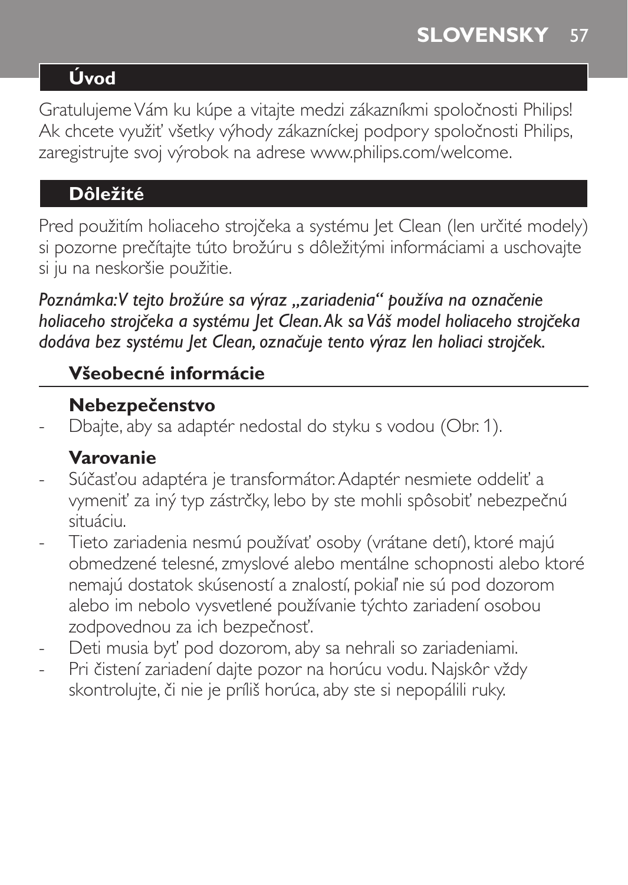## Úvod

Gratulujeme Vám ku kúpe a vitajte medzi zákazníkmi spoločnosti Philips! Ak chcete využiť všetky výhody zákazníckej podpory spoločnosti Philips, zaregistrujte svoj výrobok na adrese www.philips.com/welcome.

## Dôležité

Pred použitím holiaceho strojčeka a systému Jet Clean (len určité modely) si pozorne prečítajte túto brožúru s dôležitými informáciami a uschovajte si ju na neskoršie použitie.

*Poznámka: V tejto brožúre sa výraz „zariadenia" používa na označenie holiaceho strojčeka a systému Jet Clean. Ak sa Váš model holiaceho strojčeka dodáva bez systému Jet Clean, označuje tento výraz len holiaci strojček.*

### Všeobecné informácie

#### Nebezpečenstvo

- Dbajte, aby sa adaptér nedostal do styku s vodou (Obr. 1).

#### Varovanie

- Súčasťou adaptéra je transformátor. Adaptér nesmiete oddeliť a vymeniť za iný typ zástrčky, lebo by ste mohli spôsobiť nebezpečnú situáciu.
- Tieto zariadenia nesmú používať osoby (vrátane detí), ktoré majú obmedzené telesné, zmyslové alebo mentálne schopnosti alebo ktoré nemajú dostatok skúseností a znalostí, pokiaľ nie sú pod dozorom alebo im nebolo vysvetlené používanie týchto zariadení osobou zodpovednou za ich bezpečnosť.
- Deti musia byť pod dozorom, aby sa nehrali so zariadeniami.
- Pri čistení zariadení dajte pozor na horúcu vodu. Najskôr vždy skontrolujte, či nie je príliš horúca, aby ste si nepopálili ruky.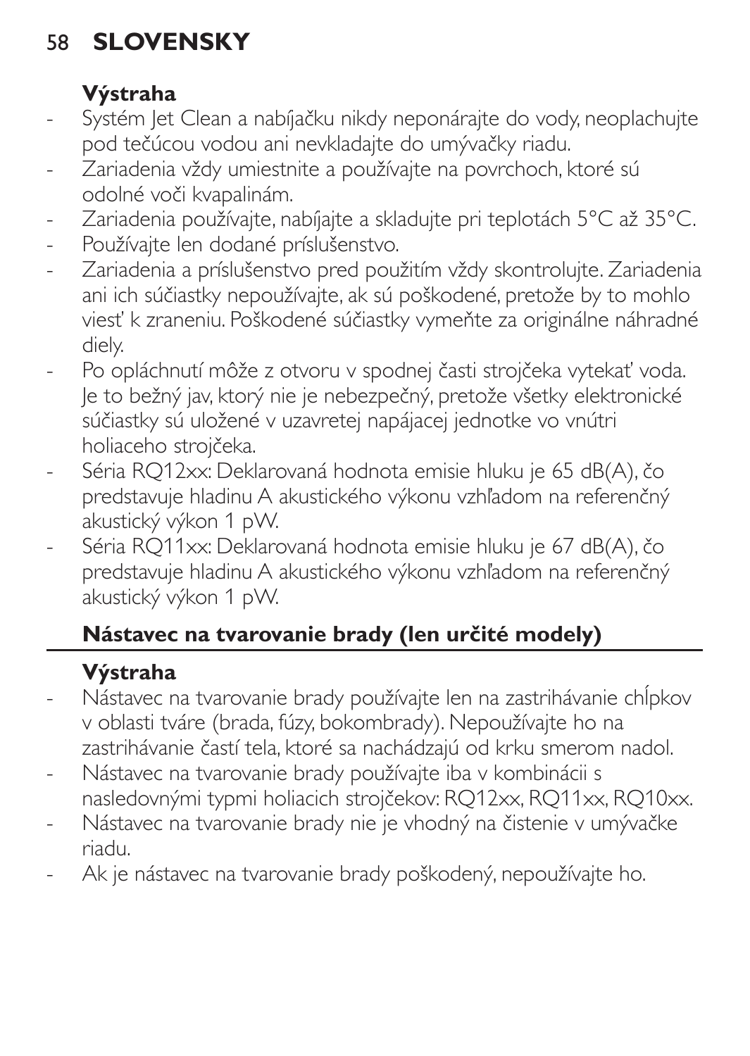#### Výstraha

- Systém Jet Clean a nabíjačku nikdy neponárajte do vody, neoplachujte pod tečúcou vodou ani nevkladajte do umývačky riadu.
- Zariadenia vždy umiestnite a používajte na povrchoch, ktoré sú odolné voči kvapalinám.
- Zariadenia používajte, nabíjajte a skladujte pri teplotách 5°C až 35°C.
- Používajte len dodané príslušenstvo.
- Zariadenia a príslušenstvo pred použitím vždy skontrolujte. Zariadenia ani ich súčiastky nepoužívajte, ak sú poškodené, pretože by to mohlo viesť k zraneniu. Poškodené súčiastky vymeňte za originálne náhradné diely.
- Po opláchnutí môže z otvoru v spodnej časti strojčeka vytekať voda. Je to bežný jav, ktorý nie je nebezpečný, pretože všetky elektronické súčiastky sú uložené v uzavretej napájacej jednotke vo vnútri holiaceho strojčeka.
- Séria RQ12xx: Deklarovaná hodnota emisie hluku je 65 dB(A), čo predstavuje hladinu A akustického výkonu vzhľadom na referenčný akustický výkon 1 pW.
- Séria RQ11xx: Deklarovaná hodnota emisie hluku je 67 dB(A), čo predstavuje hladinu A akustického výkonu vzhľadom na referenčný akustický výkon 1 pW.

### Nástavec na tvarovanie brady (len určité modely)

#### Výstraha

- Nástavec na tvarovanie brady používajte len na zastrihávanie chĺpkov v oblasti tváre (brada, fúzy, bokombrady). Nepoužívajte ho na zastrihávanie častí tela, ktoré sa nachádzajú od krku smerom nadol.
- Nástavec na tvarovanie brady používajte iba v kombinácii s nasledovnými typmi holiacich strojčekov: RQ12xx, RQ11xx, RQ10xx.
- Nástavec na tvarovanie brady nie je vhodný na čistenie v umývačke riadu.
- Ak je nástavec na tvarovanie brady poškodený, nepoužívajte ho.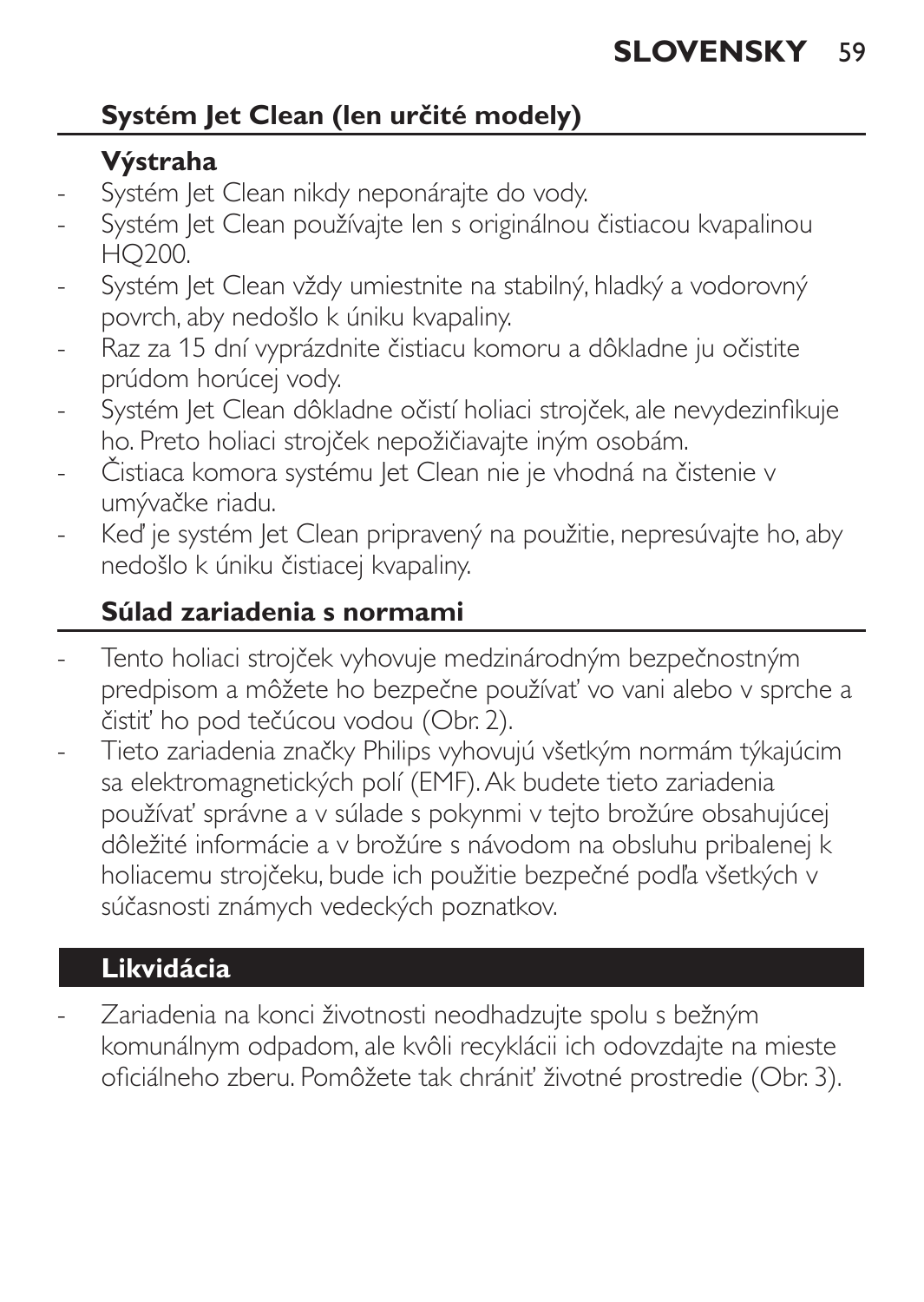## Systém Jet Clean (len určité modely)

### Výstraha

- Systém Jet Clean nikdy neponárajte do vody.
- Systém Jet Clean používajte len s originálnou čistiacou kvapalinou HQ200.
- Systém Jet Clean vždy umiestnite na stabilný, hladký a vodorovný povrch, aby nedošlo k úniku kvapaliny.
- Raz za 15 dní vyprázdnite čistiacu komoru a dôkladne ju očistite prúdom horúcej vody.
- Systém Jet Clean dôkladne očistí holiaci strojček, ale nevydezinfikuje ho. Preto holiaci strojček nepožičiavajte iným osobám.
- Čistiaca komora systému Jet Clean nie je vhodná na čistenie v umývačke riadu.
- Keď je systém Jet Clean pripravený na použitie, nepresúvajte ho, aby nedošlo k úniku čistiacej kvapaliny.

## Súlad zariadenia s normami

- Tento holiaci strojček vyhovuje medzinárodným bezpečnostným predpisom a môžete ho bezpečne používať vo vani alebo v sprche a čistiť ho pod tečúcou vodou (Obr. 2).
- Tieto zariadenia značky Philips vyhovujú všetkým normám týkajúcim sa elektromagnetických polí (EMF). Ak budete tieto zariadenia používať správne a v súlade s pokynmi v tejto brožúre obsahujúcej dôležité informácie a v brožúre s návodom na obsluhu pribalenej k holiacemu strojčeku, bude ich použitie bezpečné podľa všetkých v súčasnosti známych vedeckých poznatkov.

# Likvidácia

- Zariadenia na konci životnosti neodhadzujte spolu s bežným komunálnym odpadom, ale kvôli recyklácii ich odovzdajte na mieste oficiálneho zberu. Pomôžete tak chrániť životné prostredie (Obr. 3).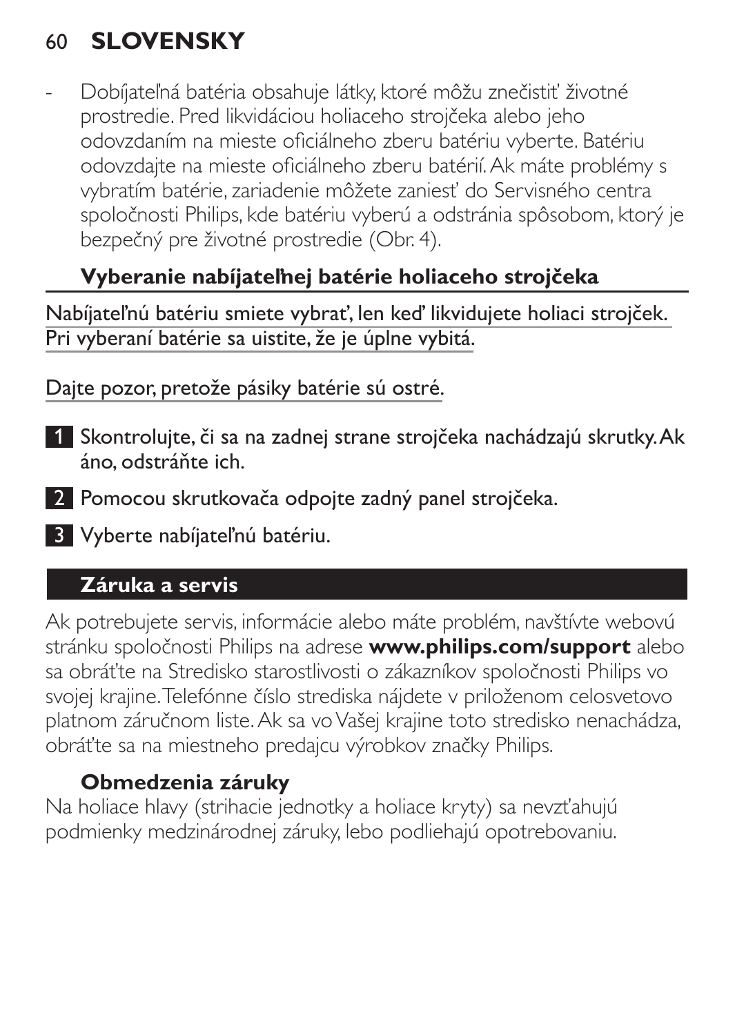- Dobíjateľná batéria obsahuje látky, ktoré môžu znečistiť životné prostredie. Pred likvidáciou holiaceho strojčeka alebo jeho odovzdaním na mieste oficiálneho zberu batériu vyberte. Batériu odovzdajte na mieste oficiálneho zberu batérií. Ak máte problémy s vybratím batérie, zariadenie môžete zaniesť do Servisného centra spoločnosti Philips, kde batériu vyberú a odstránia spôsobom, ktorý je bezpečný pre životné prostredie (Obr. 4).

### Vyberanie nabíjateľnej batérie holiaceho strojčeka

Nabíjateľnú batériu smiete vybrať, len keď likvidujete holiaci strojček. Pri vyberaní batérie sa uistite, že je úplne vybitá.

Dajte pozor, pretože pásiky batérie sú ostré.

1 Skontrolujte, či sa na zadnej strane strojčeka nachádzajú skrutky. Ak áno, odstráňte ich.

2 Pomocou skrutkovača odpojte zadný panel strojčeka.

3 Vyberte nabíjateľnú batériu.

## Záruka a servis

Ak potrebujete servis, informácie alebo máte problém, navštívte webovú stránku spoločnosti Philips na adrese **www.philips.com/support** alebo sa obráťte na Stredisko starostlivosti o zákazníkov spoločnosti Philips vo svojej krajine. Telefónne číslo strediska nájdete v priloženom celosvetovo platnom záručnom liste. Ak sa vo Vašej krajine toto stredisko nenachádza, obráťte sa na miestneho predajcu výrobkov značky Philips.

### Obmedzenia záruky

Na holiace hlavy (strihacie jednotky a holiace kryty) sa nevzťahujú podmienky medzinárodnej záruky, lebo podliehajú opotrebovaniu.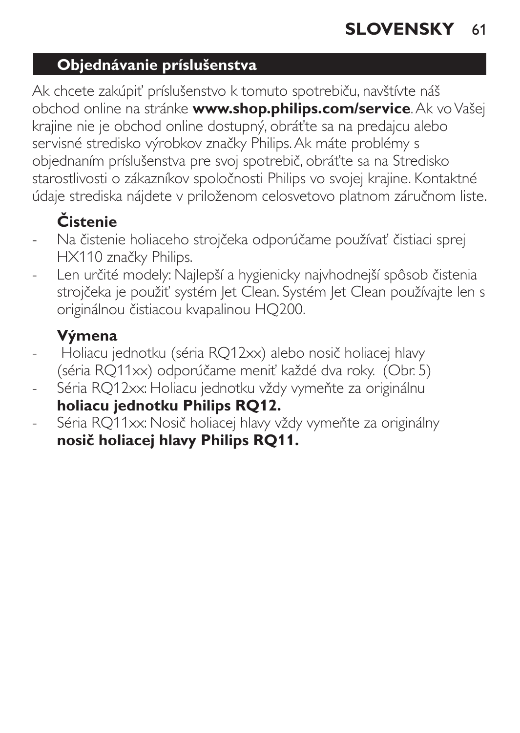## Objednávanie príslušenstva

Ak chcete zakúpiť príslušenstvo k tomuto spotrebiču, navštívte náš obchod online na stránke **www.shop.philips.com/service**. Ak vo Vašej krajine nie je obchod online dostupný, obráťte sa na predajcu alebo servisné stredisko výrobkov značky Philips. Ak máte problémy s objednaním príslušenstva pre svoj spotrebič, obráťte sa na Stredisko starostlivosti o zákazníkov spoločnosti Philips vo svojej krajine. Kontaktné údaje strediska nájdete v priloženom celosvetovo platnom záručnom liste.

### Čistenie

- Na čistenie holiaceho strojčeka odporúčame používať čistiaci sprej HX110 značky Philips.
- Len určité modely: Najlepší a hygienicky najvhodnejší spôsob čistenia strojčeka je použiť systém Jet Clean. Systém Jet Clean používajte len s originálnou čistiacou kvapalinou HQ200.

### Výmena

- Holiacu jednotku (séria RQ12xx) alebo nosič holiacej hlavy (séria RQ11xx) odporúčame meniť každé dva roky.  (Obr. 5)
- Séria RQ12xx: Holiacu jednotku vždy vymeňte za originálnu **holiacu jednotku Philips RQ12.**
- Séria RQ11xx: Nosič holiacej hlavy vždy vymeňte za originálny **nosič holiacej hlavy Philips RQ11.**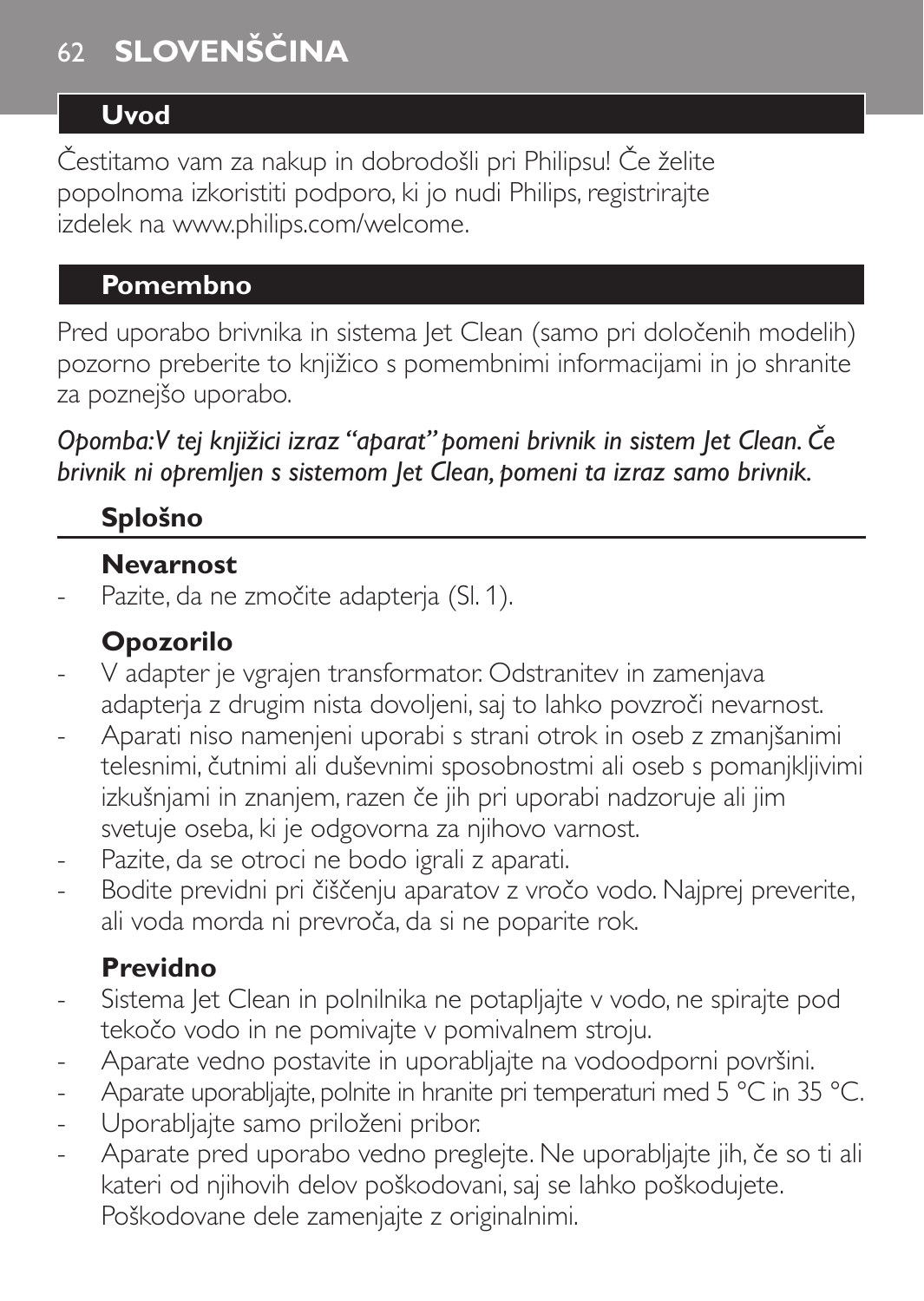## Uvod

Čestitamo vam za nakup in dobrodošli pri Philipsu! Če želite popolnoma izkoristiti podporo, ki jo nudi Philips, registrirajte izdelek na www.philips.com/welcome.

## Pomembno

Pred uporabo brivnika in sistema Jet Clean (samo pri določenih modelih) pozorno preberite to knjižico s pomembnimi informacijami in jo shranite za poznejšo uporabo.

*Opomba: V tej knjižici izraz "aparat" pomeni brivnik in sistem Jet Clean. Če brivnik ni opremljen s sistemom Jet Clean, pomeni ta izraz samo brivnik.*

### Splošno

#### Nevarnost

- Pazite, da ne zmočite adapterja (Sl. 1).

#### Opozorilo

- V adapter je vgrajen transformator. Odstranitev in zamenjava adapterja z drugim nista dovoljeni, saj to lahko povzroči nevarnost.
- Aparati niso namenjeni uporabi s strani otrok in oseb z zmanjšanimi telesnimi, čutnimi ali duševnimi sposobnostmi ali oseb s pomanjkljivimi izkušnjami in znanjem, razen če jih pri uporabi nadzoruje ali jim svetuje oseba, ki je odgovorna za njihovo varnost.
- Pazite, da se otroci ne bodo igrali z aparati.
- Bodite previdni pri čiščenju aparatov z vročo vodo. Najprej preverite, ali voda morda ni prevroča, da si ne poparite rok.

#### Previdno

- Sistema Jet Clean in polnilnika ne potapljajte v vodo, ne spirajte pod tekočo vodo in ne pomivajte v pomivalnem stroju.
- Aparate vedno postavite in uporabljajte na vodoodporni površini.
- Aparate uporabljajte, polnite in hranite pri temperaturi med 5 °C in 35 °C.
- Uporabljajte samo priloženi pribor.
- Aparate pred uporabo vedno preglejte. Ne uporabljajte jih, če so ti ali kateri od njihovih delov poškodovani, saj se lahko poškodujete. Poškodovane dele zamenjajte z originalnimi.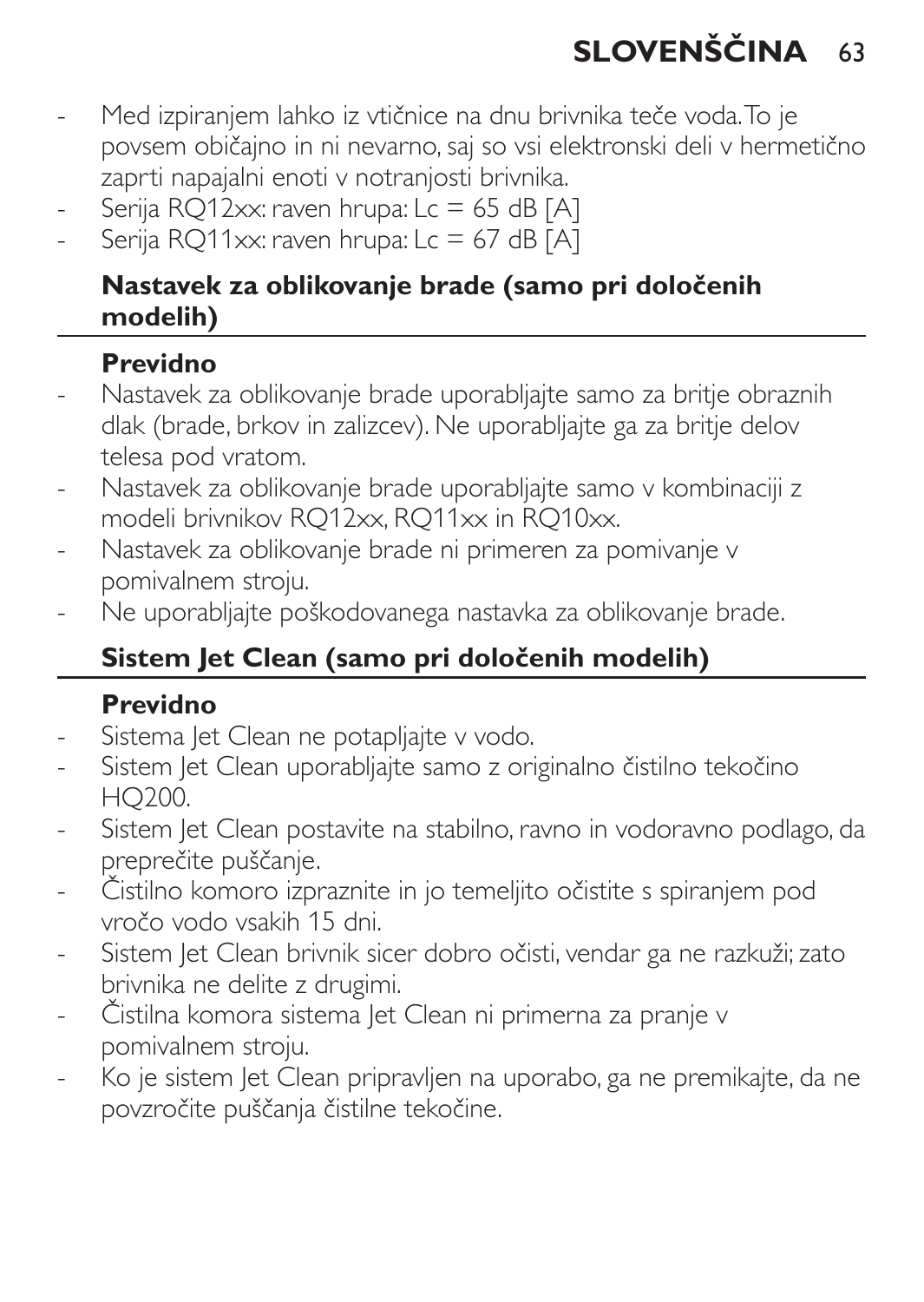- Med izpiranjem lahko iz vtičnice na dnu brivnika teče voda. To je povsem običajno in ni nevarno, saj so vsi elektronski deli v hermetično zaprti napajalni enoti v notranjosti brivnika.
- Serija RQ12xx: raven hrupa: Lc = 65 dB [A]
- Serija RQ11xx: raven hrupa: Lc = 67 dB [A]

## Nastavek za oblikovanje brade (samo pri določenih modelih)

### Previdno

- Nastavek za oblikovanje brade uporabljajte samo za britje obraznih dlak (brade, brkov in zalizcev). Ne uporabljajte ga za britje delov telesa pod vratom.
- Nastavek za oblikovanje brade uporabljajte samo v kombinaciji z modeli brivnikov RQ12xx, RQ11xx in RQ10xx.
- Nastavek za oblikovanje brade ni primeren za pomivanje v pomivalnem stroju.
- Ne uporabljajte poškodovanega nastavka za oblikovanje brade.

## Sistem Jet Clean (samo pri določenih modelih)

### Previdno

- Sistema Jet Clean ne potapljajte v vodo.
- Sistem Jet Clean uporabljajte samo z originalno čistilno tekočino HQ200.
- Sistem Jet Clean postavite na stabilno, ravno in vodoravno podlago, da preprečite puščanje.
- Čistilno komoro izpraznite in jo temeljito očistite s spiranjem pod vročo vodo vsakih 15 dni.
- Sistem Jet Clean brivnik sicer dobro očisti, vendar ga ne razkuži; zato brivnika ne delite z drugimi.
- Čistilna komora sistema Jet Clean ni primerna za pranje v pomivalnem stroju.
- Ko je sistem Jet Clean pripravljen na uporabo, ga ne premikajte, da ne povzročite puščanja čistilne tekočine.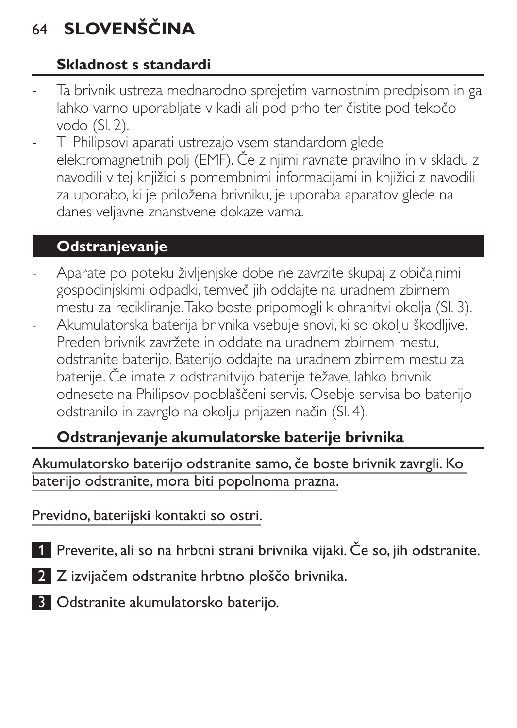## Skladnost s standardi

- Ta brivnik ustreza mednarodno sprejetim varnostnim predpisom in ga lahko varno uporabljate v kadi ali pod prho ter čistite pod tekočo vodo (Sl. 2).
- Ti Philipsovi aparati ustrezajo vsem standardom glede elektromagnetnih polj (EMF). Če z njimi ravnate pravilno in v skladu z navodili v tej knjižici s pomembnimi informacijami in knjižici z navodili za uporabo, ki je priložena brivniku, je uporaba aparatov glede na danes veljavne znanstvene dokaze varna.

## Odstranjevanje

- Aparate po poteku življenjske dobe ne zavrzite skupaj z običajnimi gospodinjskimi odpadki, temveč jih oddajte na uradnem zbirnem mestu za recikliranje. Tako boste pripomogli k ohranitvi okolja (Sl. 3).
- Akumulatorska baterija brivnika vsebuje snovi, ki so okolju škodljive. Preden brivnik zavržete in oddate na uradnem zbirnem mestu, odstranite baterijo. Baterijo oddajte na uradnem zbirnem mestu za baterije. Če imate z odstranitvijo baterije težave, lahko brivnik odnesete na Philipsov pooblaščeni servis. Osebje servisa bo baterijo odstranilo in zavrglo na okolju prijazen način (Sl. 4).

### Odstranjevanje akumulatorske baterije brivnika

Akumulatorsko baterijo odstranite samo, če boste brivnik zavrgli. Ko baterijo odstranite, mora biti popolnoma prazna.

Previdno, baterijski kontakti so ostri.

1. Preverite, ali so na hrbtni strani brivnika vijaki. Če so, jih odstranite.
2. Z izvijačem odstranite hrbtno ploščo brivnika.
3. Odstranite akumulatorsko baterijo.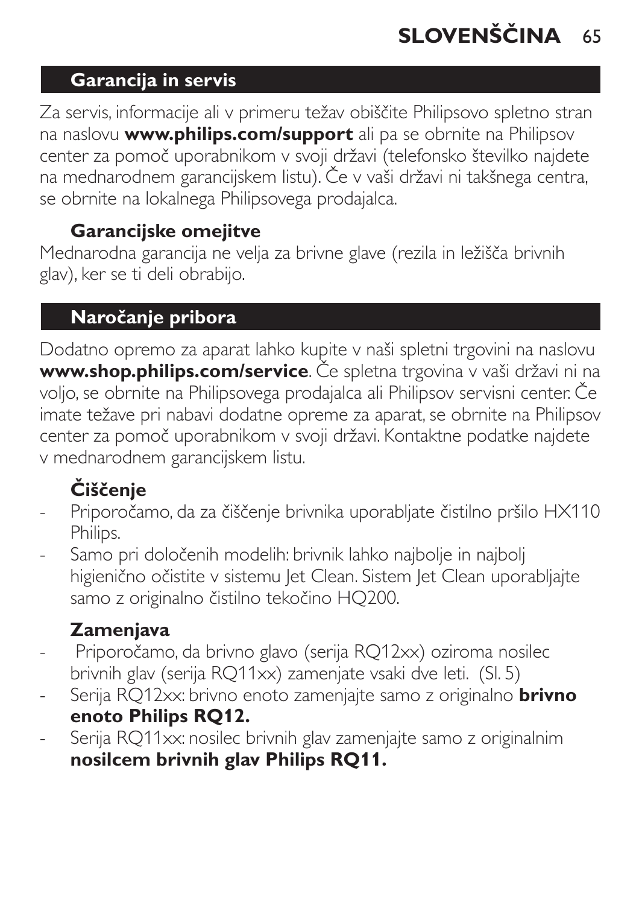## Garancija in servis

Za servis, informacije ali v primeru težav obiščite Philipsovo spletno stran na naslovu **www.philips.com/support** ali pa se obrnite na Philipsov center za pomoč uporabnikom v svoji državi (telefonsko številko najdete na mednarodnem garancijskem listu). Če v vaši državi ni takšnega centra, se obrnite na lokalnega Philipsovega prodajalca.

### Garancijske omejitve

Mednarodna garancija ne velja za brivne glave (rezila in ležišča brivnih glav), ker se ti deli obrabijo.

## Naročanje pribora

Dodatno opremo za aparat lahko kupite v naši spletni trgovini na naslovu **www.shop.philips.com/service**. Če spletna trgovina v vaši državi ni na voljo, se obrnite na Philipsovega prodajalca ali Philipsov servisni center. Če imate težave pri nabavi dodatne opreme za aparat, se obrnite na Philipsov center za pomoč uporabnikom v svoji državi. Kontaktne podatke najdete v mednarodnem garancijskem listu.

### Čiščenje

- Priporočamo, da za čiščenje brivnika uporabljate čistilno pršilo HX110 Philips.
- Samo pri določenih modelih: brivnik lahko najbolje in najbolj higienično očistite v sistemu Jet Clean. Sistem Jet Clean uporabljajte samo z originalno čistilno tekočino HQ200.

### Zamenjava

- Priporočamo, da brivno glavo (serija RQ12xx) oziroma nosilec brivnih glav (serija RQ11xx) zamenjate vsaki dve leti. (Sl. 5)
- Serija RQ12xx: brivno enoto zamenjajte samo z originalno **brivno enoto Philips RQ12.**
- Serija RQ11xx: nosilec brivnih glav zamenjajte samo z originalnim **nosilcem brivnih glav Philips RQ11.**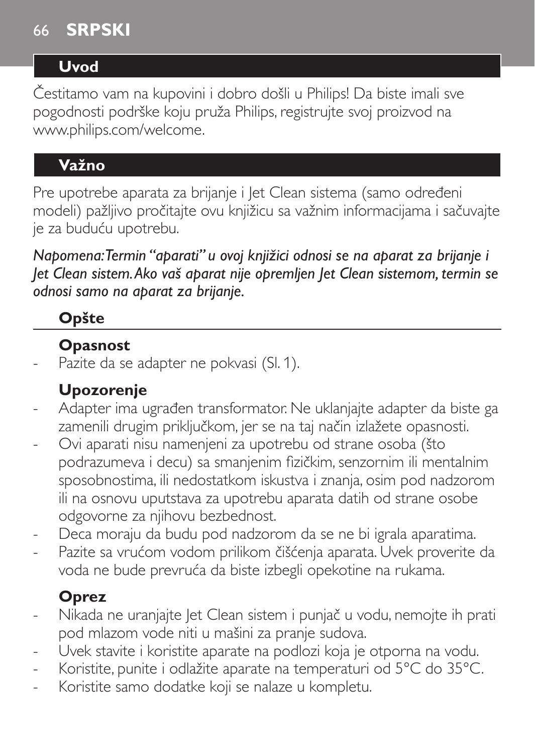## Uvod

Čestitamo vam na kupovini i dobro došli u Philips! Da biste imali sve pogodnosti podrške koju pruža Philips, registrujte svoj proizvod na www.philips.com/welcome.

## Važno

Pre upotrebe aparata za brijanje i Jet Clean sistema (samo određeni modeli) pažljivo pročitajte ovu knjižicu sa važnim informacijama i sačuvajte je za buduću upotrebu.

*Napomena: Termin "aparati" u ovoj knjižici odnosi se na aparat za brijanje i Jet Clean sistem. Ako vaš aparat nije opremljen Jet Clean sistemom, termin se odnosi samo na aparat za brijanje.*

### Opšte

#### Opasnost

- Pazite da se adapter ne pokvasi (Sl. 1).

#### Upozorenje

- Adapter ima ugrađen transformator. Ne uklanjajte adapter da biste ga zamenili drugim priključkom, jer se na taj način izlažete opasnosti.
- Ovi aparati nisu namenjeni za upotrebu od strane osoba (što podrazumeva i decu) sa smanjenim fizičkim, senzornim ili mentalnim sposobnostima, ili nedostatkom iskustva i znanja, osim pod nadzorom ili na osnovu uputstava za upotrebu aparata datih od strane osobe odgovorne za njihovu bezbednost.
- Deca moraju da budu pod nadzorom da se ne bi igrala aparatima.
- Pazite sa vrućom vodom prilikom čišćenja aparata. Uvek proverite da voda ne bude prevruća da biste izbegli opekotine na rukama.

#### Oprez

- Nikada ne uranjajte Jet Clean sistem i punjač u vodu, nemojte ih prati pod mlazom vode niti u mašini za pranje sudova.
- Uvek stavite i koristite aparate na podlozi koja je otporna na vodu.
- Koristite, punite i odlažite aparate na temperaturi od 5°C do 35°C.
- Koristite samo dodatke koji se nalaze u kompletu.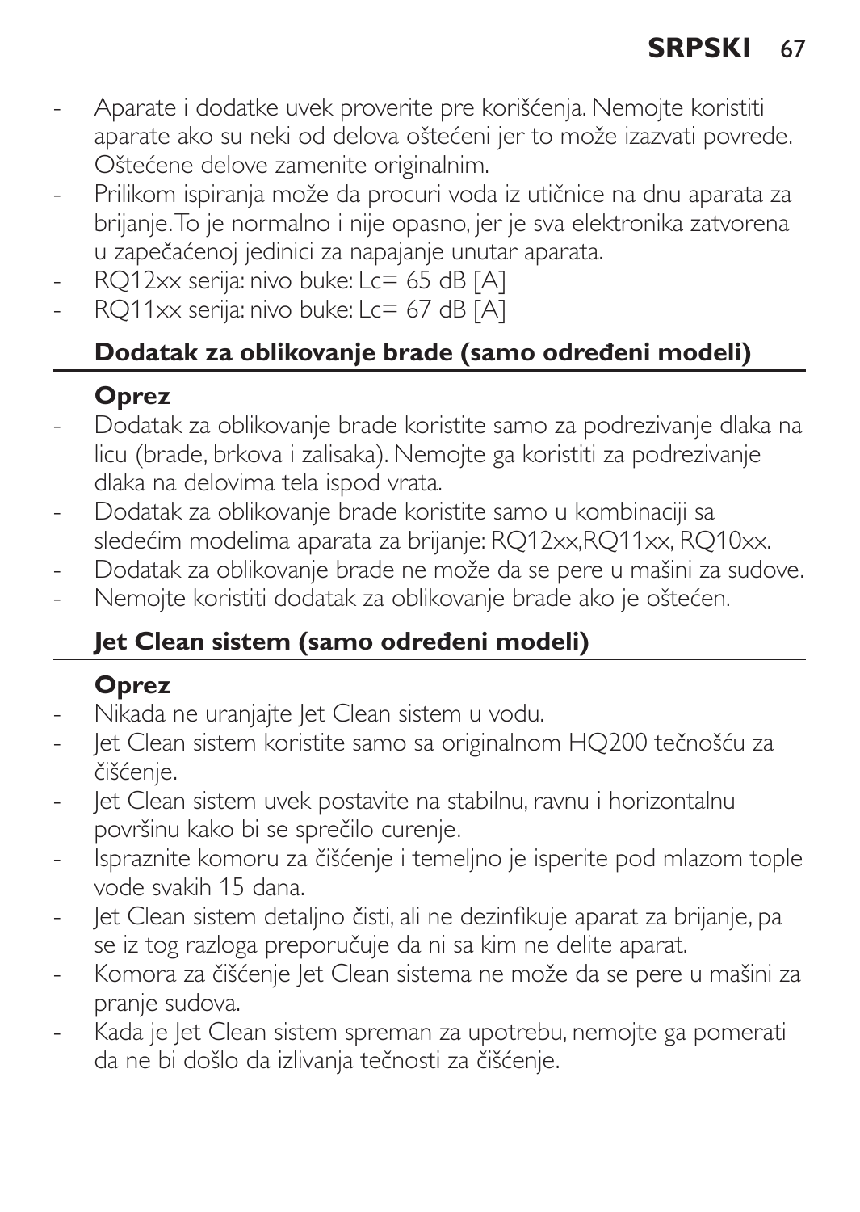- Aparate i dodatke uvek proverite pre korišćenja. Nemojte koristiti aparate ako su neki od delova oštećeni jer to može izazvati povrede. Oštećene delove zamenite originalnim.
- Prilikom ispiranja može da procuri voda iz utičnice na dnu aparata za brijanje. To je normalno i nije opasno, jer je sva elektronika zatvorena u zapečaćenoj jedinici za napajanje unutar aparata.
- RQ12xx serija: nivo buke: Lc= 65 dB [A]
- RQ11xx serija: nivo buke: Lc= 67 dB [A]

## Dodatak za oblikovanje brade (samo određeni modeli)

### Oprez

- Dodatak za oblikovanje brade koristite samo za podrezivanje dlaka na licu (brade, brkova i zalisaka). Nemojte ga koristiti za podrezivanje dlaka na delovima tela ispod vrata.
- Dodatak za oblikovanje brade koristite samo u kombinaciji sa sledećim modelima aparata za brijanje: RQ12xx,RQ11xx, RQ10xx.
- Dodatak za oblikovanje brade ne može da se pere u mašini za sudove.
- Nemojte koristiti dodatak za oblikovanje brade ako je oštećen.

## Jet Clean sistem (samo određeni modeli)

### Oprez

- Nikada ne uranjajte Jet Clean sistem u vodu.
- Jet Clean sistem koristite samo sa originalnom HQ200 tečnošću za čišćenje.
- Jet Clean sistem uvek postavite na stabilnu, ravnu i horizontalnu površinu kako bi se sprečilo curenje.
- Ispraznite komoru za čišćenje i temeljno je isperite pod mlazom tople vode svakih 15 dana.
- Jet Clean sistem detaljno čisti, ali ne dezinfikuje aparat za brijanje, pa se iz tog razloga preporučuje da ni sa kim ne delite aparat.
- Komora za čišćenje Jet Clean sistema ne može da se pere u mašini za pranje sudova.
- Kada je Jet Clean sistem spreman za upotrebu, nemojte ga pomerati da ne bi došlo da izlivanja tečnosti za čišćenje.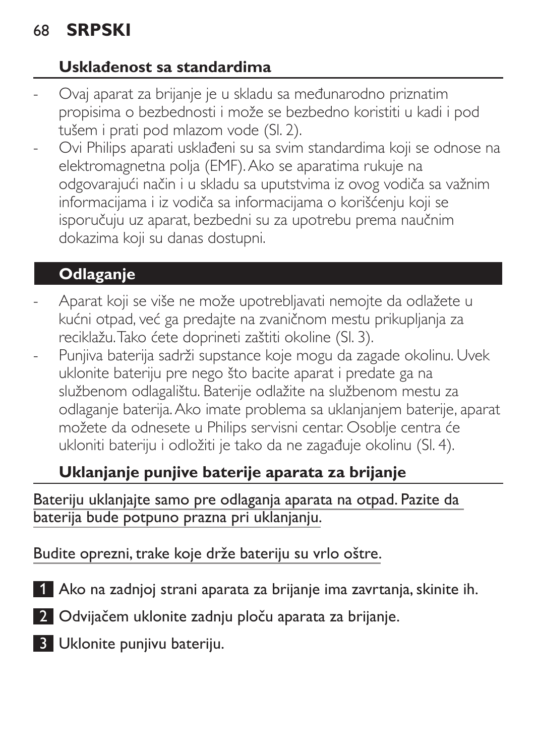## Usklađenost sa standardima

- Ovaj aparat za brijanje je u skladu sa međunarodno priznatim propisima o bezbednosti i može se bezbedno koristiti u kadi i pod tušem i prati pod mlazom vode (Sl. 2).
- Ovi Philips aparati usklađeni su sa svim standardima koji se odnose na elektromagnetna polja (EMF). Ako se aparatima rukuje na odgovarajući način i u skladu sa uputstvima iz ovog vodiča sa važnim informacijama i iz vodiča sa informacijama o korišćenju koji se isporučuju uz aparat, bezbedni su za upotrebu prema naučnim dokazima koji su danas dostupni.

## Odlaganje

- Aparat koji se više ne može upotrebljavati nemojte da odlažete u kućni otpad, već ga predajte na zvaničnom mestu prikupljanja za reciklažu. Tako ćete doprineti zaštiti okoline (Sl. 3).
- Punjiva baterija sadrži supstance koje mogu da zagade okolinu. Uvek uklonite bateriju pre nego što bacite aparat i predate ga na službenom odlagalištu. Baterije odlažite na službenom mestu za odlaganje baterija. Ako imate problema sa uklanjanjem baterije, aparat možete da odnesete u Philips servisni centar. Osoblje centra će ukloniti bateriju i odložiti je tako da ne zagađuje okolinu (Sl. 4).

### Uklanjanje punjive baterije aparata za brijanje

Bateriju uklanjajte samo pre odlaganja aparata na otpad. Pazite da baterija bude potpuno prazna pri uklanjanju.

Budite oprezni, trake koje drže bateriju su vrlo oštre.

1. Ako na zadnjoj strani aparata za brijanje ima zavrtanja, skinite ih.
2. Odvijačem uklonite zadnju ploču aparata za brijanje.
3. Uklonite punjivu bateriju.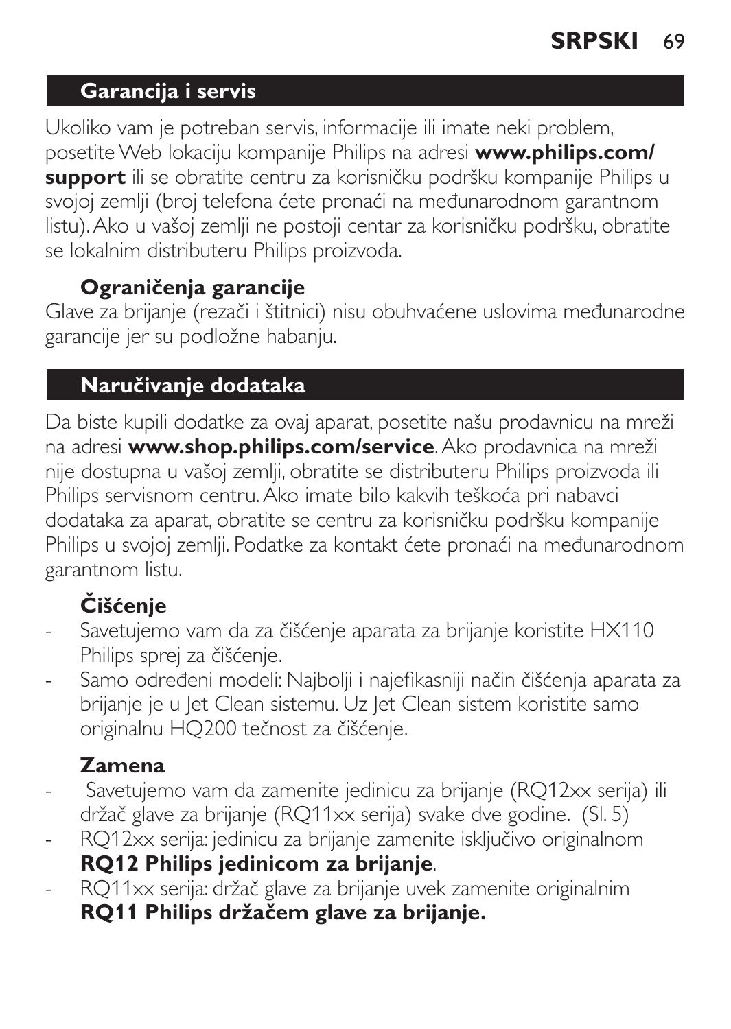## Garancija i servis

Ukoliko vam je potreban servis, informacije ili imate neki problem, posetite Web lokaciju kompanije Philips na adresi **www.philips.com/support** ili se obratite centru za korisničku podršku kompanije Philips u svojoj zemlji (broj telefona ćete pronaći na međunarodnom garantnom listu). Ako u vašoj zemlji ne postoji centar za korisničku podršku, obratite se lokalnim distributeru Philips proizvoda.

### Ograničenja garancije

Glave za brijanje (rezači i štitnici) nisu obuhvaćene uslovima međunarodne garancije jer su podložne habanju.

## Naručivanje dodataka

Da biste kupili dodatke za ovaj aparat, posetite našu prodavnicu na mreži na adresi **www.shop.philips.com/service**. Ako prodavnica na mreži nije dostupna u vašoj zemlji, obratite se distributeru Philips proizvoda ili Philips servisnom centru. Ako imate bilo kakvih teškoća pri nabavci dodataka za aparat, obratite se centru za korisničku podršku kompanije Philips u svojoj zemlji. Podatke za kontakt ćete pronaći na međunarodnom garantnom listu.

### Čišćenje

- Savetujemo vam da za čišćenje aparata za brijanje koristite HX110 Philips sprej za čišćenje.
- Samo određeni modeli: Najbolji i najefikasniji način čišćenja aparata za brijanje je u Jet Clean sistemu. Uz Jet Clean sistem koristite samo originalnu HQ200 tečnost za čišćenje.

### Zamena

- Savetujemo vam da zamenite jedinicu za brijanje (RQ12xx serija) ili držač glave za brijanje (RQ11xx serija) svake dve godine. (Sl. 5)
- RQ12xx serija: jedinicu za brijanje zamenite isključivo originalnom **RQ12 Philips jedinicom za brijanje**.
- RQ11xx serija: držač glave za brijanje uvek zamenite originalnim **RQ11 Philips držačem glave za brijanje.**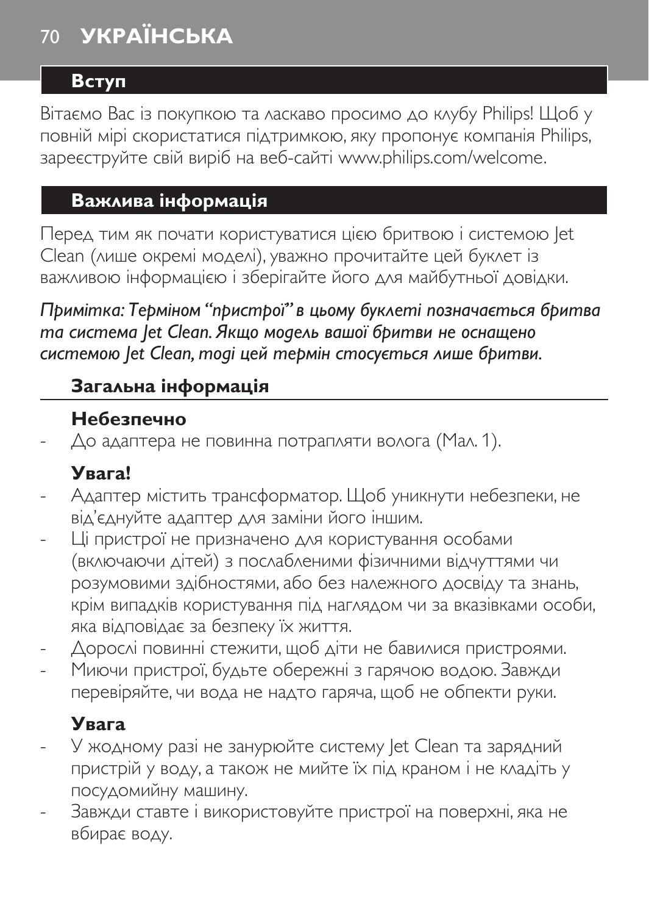# УКРАЇНСЬКА

## Вступ

Вітаємо Вас із покупкою та ласкаво просимо до клубу Philips! Щоб у повній мірі скористатися підтримкою, яку пропонує компанія Philips, зареєструйте свій виріб на веб-сайті www.philips.com/welcome.

## Важлива інформація

Перед тим як почати користуватися цією бритвою і системою Jet Clean (лише окремі моделі), уважно прочитайте цей буклет із важливою інформацією і зберігайте його для майбутньої довідки.

*Примітка: Терміном "пристрої" в цьому буклеті позначається бритва та система Jet Clean. Якщо модель вашої бритви не оснащено системою Jet Clean, тоді цей термін стосується лише бритви.*

### Загальна інформація

#### Небезпечно

- До адаптера не повинна потрапляти волога (Мал. 1).

#### Увага!

- Адаптер містить трансформатор. Щоб уникнути небезпеки, не від'єднуйте адаптер для заміни його іншим.
- Ці пристрої не призначено для користування особами (включаючи дітей) з послабленими фізичними відчуттями чи розумовими здібностями, або без належного досвіду та знань, крім випадків користування під наглядом чи за вказівками особи, яка відповідає за безпеку їх життя.
- Дорослі повинні стежити, щоб діти не бавилися пристроями.
- Миючи пристрої, будьте обережні з гарячою водою. Завжди перевіряйте, чи вода не надто гаряча, щоб не обпекти руки.

#### Увага

- У жодному разі не занурюйте систему Jet Clean та зарядний пристрій у воду, а також не мийте їх під краном і не кладіть у посудомийну машину.
- Завжди ставте і використовуйте пристрої на поверхні, яка не вбирає воду.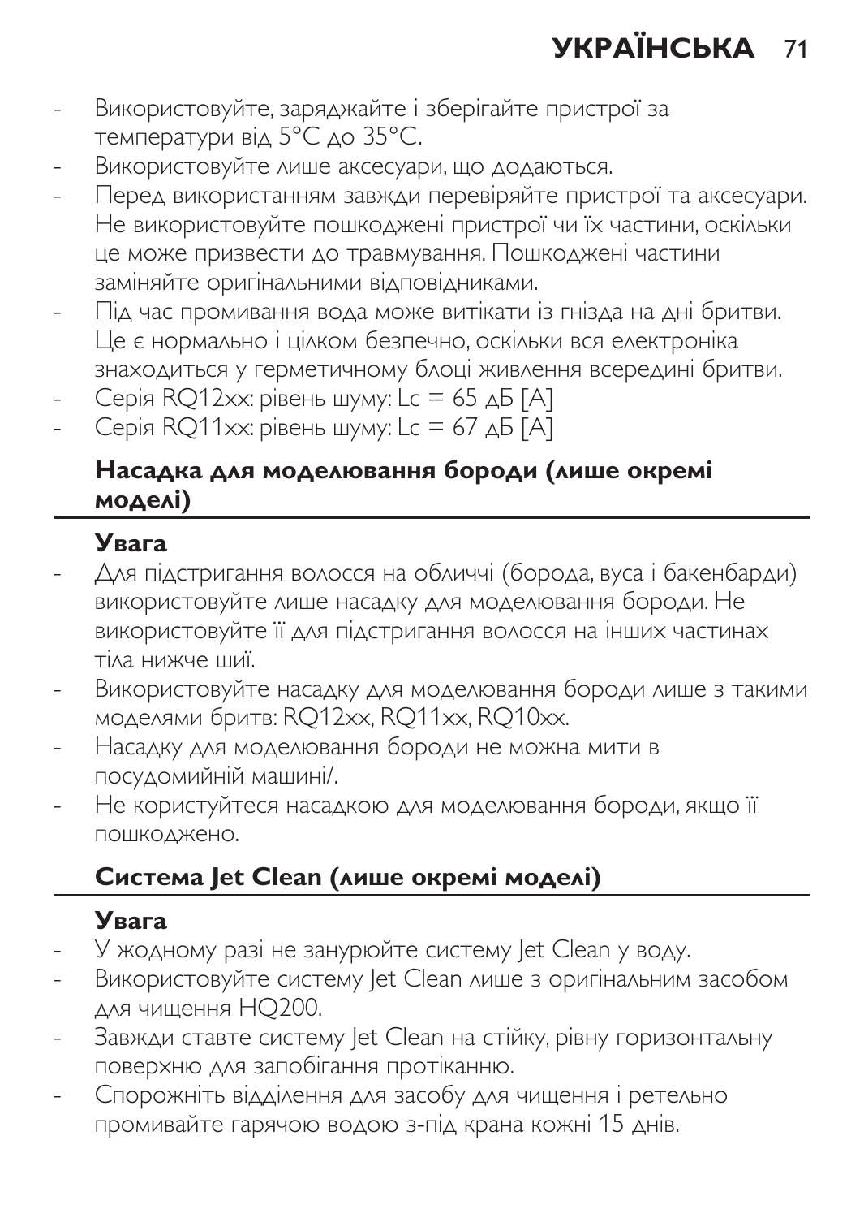- Використовуйте, заряджайте і зберігайте пристрої за температури від 5°C до 35°C.
- Використовуйте лише аксесуари, що додаються.
- Перед використанням завжди перевіряйте пристрої та аксесуари. Не використовуйте пошкоджені пристрої чи їх частини, оскільки це може призвести до травмування. Пошкоджені частини заміняйте оригінальними відповідниками.
- Під час промивання вода може витікати із гнізда на дні бритви. Це є нормально і цілком безпечно, оскільки вся електроніка знаходиться у герметичному блоці живлення всередині бритви.
- Серія RQ12xx: рівень шуму: Lc = 65 дБ [A]
- Серія RQ11xx: рівень шуму: Lc = 67 дБ [A]

## Насадка для моделювання бороди (лише окремі моделі)

### Увага

- Для підстригання волосся на обличчі (борода, вуса і бакенбарди) використовуйте лише насадку для моделювання бороди. Не використовуйте її для підстригання волосся на інших частинах тіла нижче шиї.
- Використовуйте насадку для моделювання бороди лише з такими моделями бритв: RQ12xx, RQ11xx, RQ10xx.
- Насадку для моделювання бороди не можна мити в посудомийній машині/.
- Не користуйтеся насадкою для моделювання бороди, якщо її пошкоджено.

## Система Jet Clean (лише окремі моделі)

### Увага

- У жодному разі не занурюйте систему Jet Clean у воду.
- Використовуйте систему Jet Clean лише з оригінальним засобом для чищення HQ200.
- Завжди ставте систему Jet Clean на стійку, рівну горизонтальну поверхню для запобігання протіканню.
- Спорожніть відділення для засобу для чищення і ретельно промивайте гарячою водою з-під крана кожні 15 днів.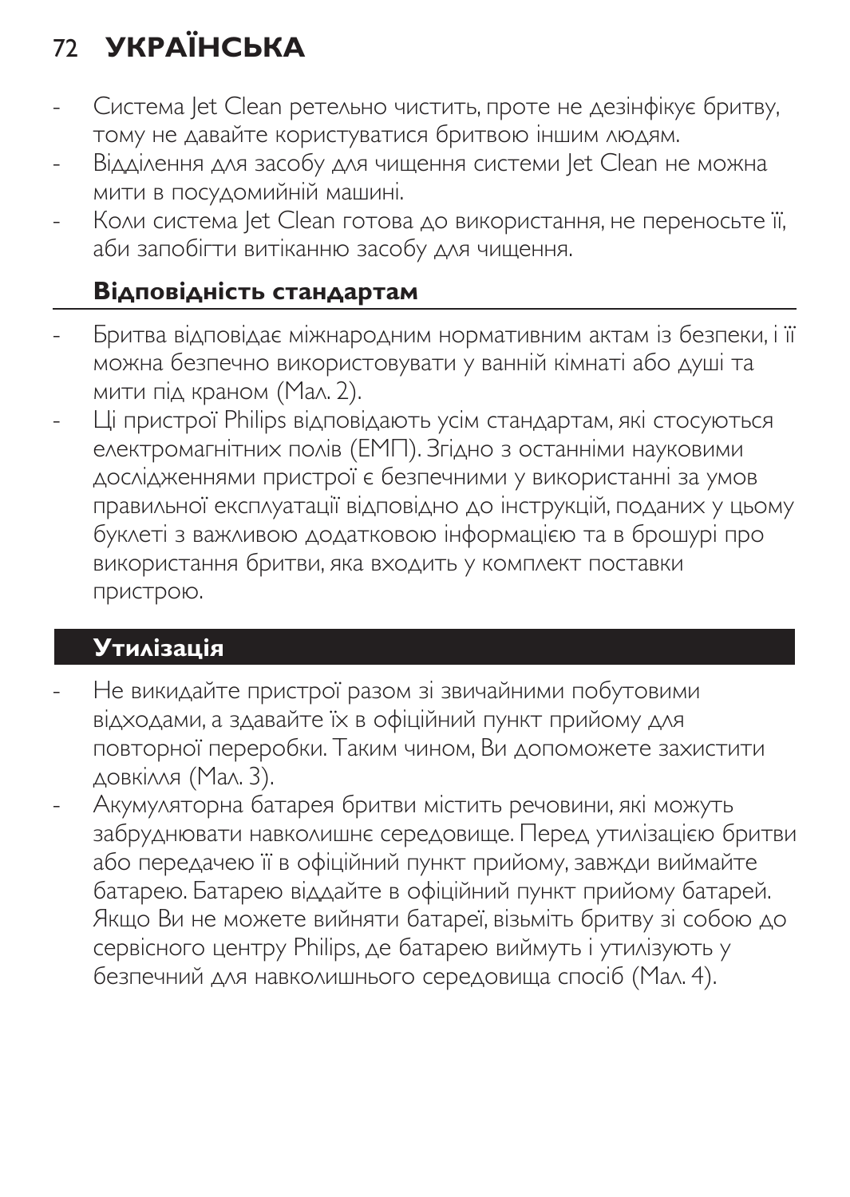- Система Jet Clean ретельно чистить, проте не дезінфікує бритву, тому не давайте користуватися бритвою іншим людям.
- Відділення для засобу для чищення системи Jet Clean не можна мити в посудомийній машині.
- Коли система Jet Clean готова до використання, не переносьте її, аби запобігти витіканню засобу для чищення.

## Відповідність стандартам

- Бритва відповідає міжнародним нормативним актам із безпеки, і її можна безпечно використовувати у ванній кімнаті або душі та мити під краном (Мал. 2).
- Ці пристрої Philips відповідають усім стандартам, які стосуються електромагнітних полів (ЕМП). Згідно з останніми науковими дослідженнями пристрої є безпечними у використанні за умов правильної експлуатації відповідно до інструкцій, поданих у цьому буклеті з важливою додатковою інформацією та в брошурі про використання бритви, яка входить у комплект поставки пристрою.

## Утилізація

- Не викидайте пристрої разом зі звичайними побутовими відходами, а здавайте їх в офіційний пункт прийому для повторної переробки. Таким чином, Ви допоможете захистити довкілля (Мал. 3).
- Акумуляторна батарея бритви містить речовини, які можуть забруднювати навколишнє середовище. Перед утилізацією бритви або передачею її в офіційний пункт прийому, завжди виймайте батарею. Батарею віддайте в офіційний пункт прийому батарей. Якщо Ви не можете вийняти батареї, візьміть бритву зі собою до сервісного центру Philips, де батарею виймуть і утилізують у безпечний для навколишнього середовища спосіб (Мал. 4).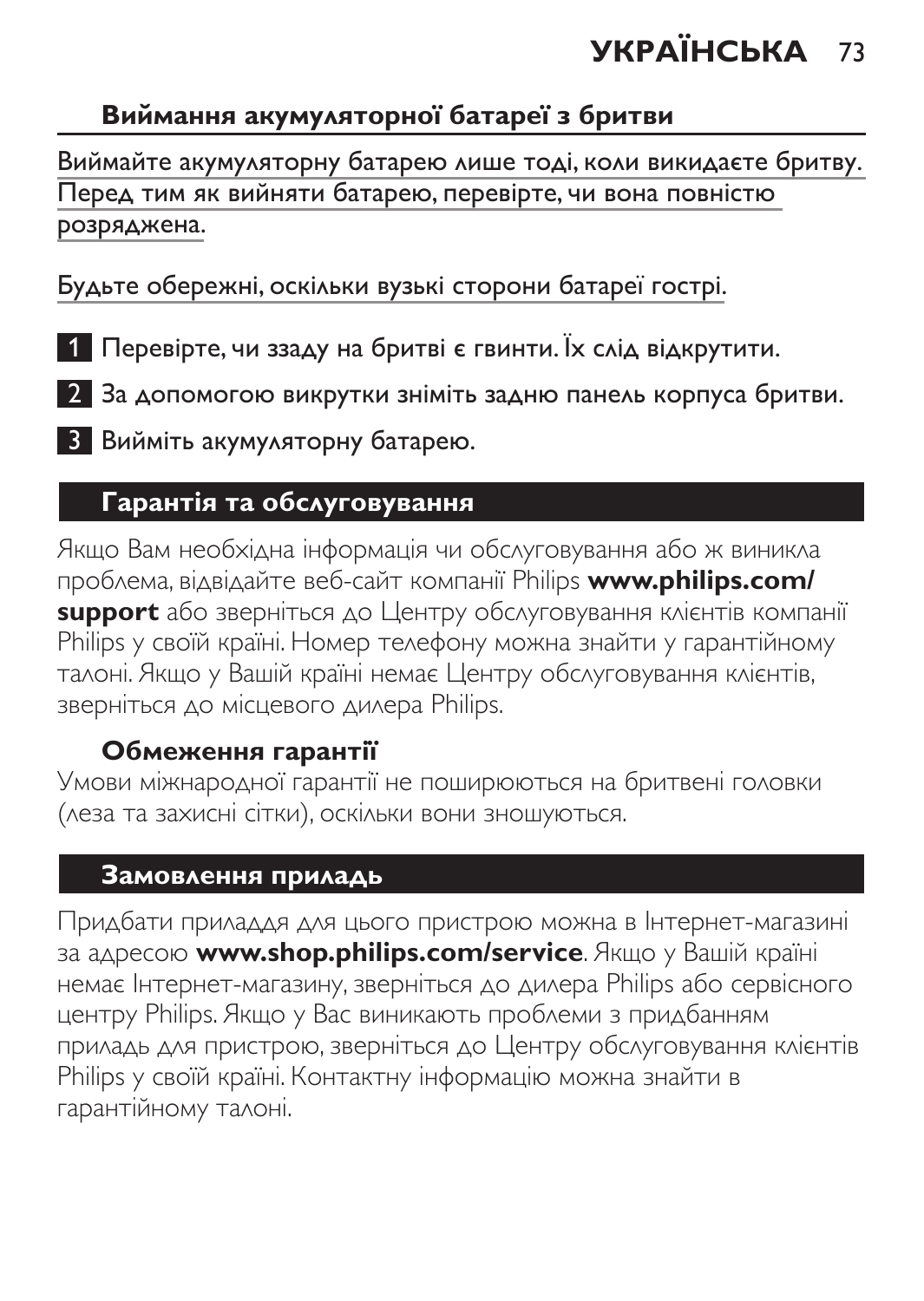## Виймання акумуляторної батареї з бритви

Виймайте акумуляторну батарею лише тоді, коли викидаєте бритву. Перед тим як вийняти батарею, перевірте, чи вона повністю розряджена.

Будьте обережні, оскільки вузькі сторони батареї гострі.

1. Перевірте, чи ззаду на бритві є гвинти. Їх слід відкрутити.
2. За допомогою викрутки зніміть задню панель корпуса бритви.
3. Вийміть акумуляторну батарею.

## Гарантія та обслуговування

Якщо Вам необхідна інформація чи обслуговування або ж виникла проблема, відвідайте веб-сайт компанії Philips **www.philips.com/support** або зверніться до Центру обслуговування клієнтів компанії Philips у своїй країні. Номер телефону можна знайти у гарантійному талоні. Якщо у Вашій країні немає Центру обслуговування клієнтів, зверніться до місцевого дилера Philips.

### Обмеження гарантії

Умови міжнародної гарантії не поширюються на бритвені головки (леза та захисні сітки), оскільки вони зношуються.

## Замовлення приладь

Придбати приладдя для цього пристрою можна в Інтернет-магазині за адресою **www.shop.philips.com/service**. Якщо у Вашій країні немає Інтернет-магазину, зверніться до дилера Philips або сервісного центру Philips. Якщо у Вас виникають проблеми з придбанням приладь для пристрою, зверніться до Центру обслуговування клієнтів Philips у своїй країні. Контактну інформацію можна знайти в гарантійному талоні.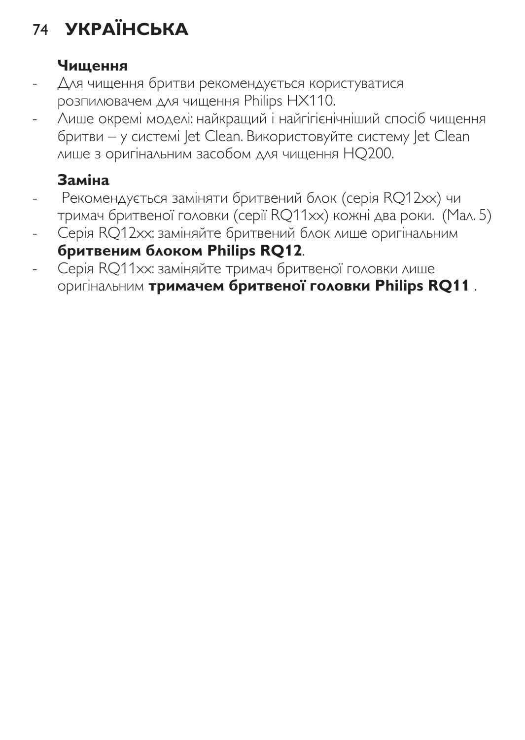### Чищення

- Для чищення бритви рекомендується користуватися розпилювачем для чищення Philips HX110.
- Лише окремі моделі: найкращий і найгігієнічніший спосіб чищення бритви – у системі Jet Clean. Використовуйте систему Jet Clean лише з оригінальним засобом для чищення HQ200.

### Заміна

- Рекомендується заміняти бритвений блок (серія RQ12xx) чи тримач бритвеної головки (серії RQ11xx) кожні два роки. (Мал. 5)
- Серія RQ12xx: заміняйте бритвений блок лише оригінальним **бритвеним блоком Philips RQ12**.
- Серія RQ11xx: заміняйте тримач бритвеної головки лише оригінальним **тримачем бритвеної головки Philips RQ11** .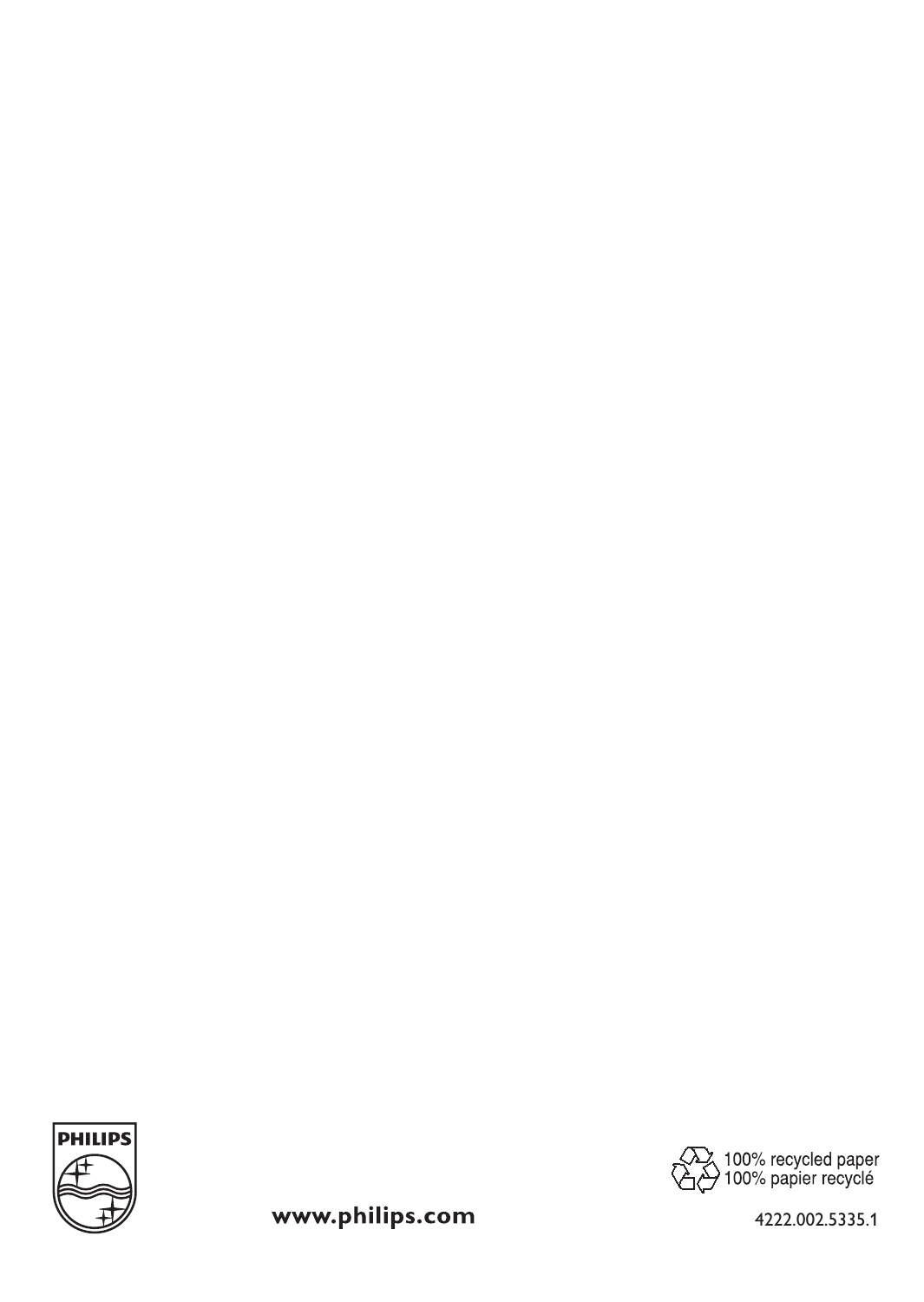PHILIPS

www.philips.com

100% recycled paper
100% papier recyclé

4222.002.5335.1